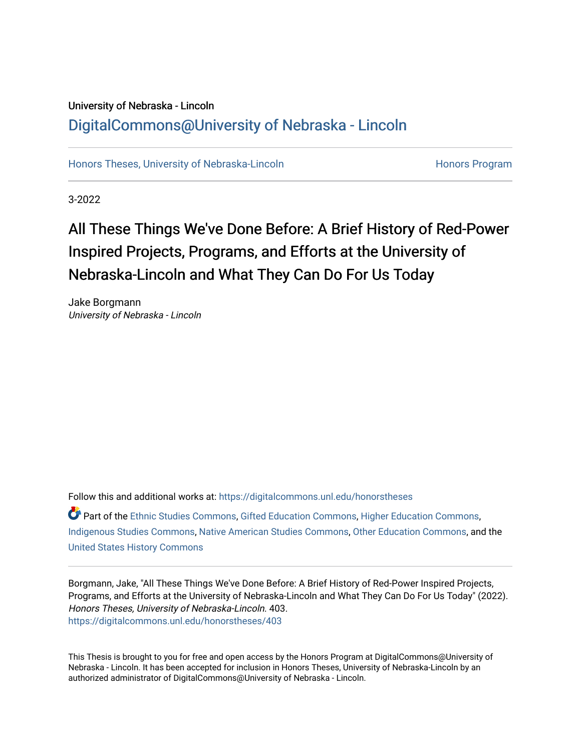University of Nebraska - Lincoln

## DigitalCommons@University of Nebraska - Lincoln

Honors Theses, University of Nebraska-Lincoln — Honors Program

3-2022

# All These Things We've Done Before: A Brief History of Red-Power Inspired Projects, Programs, and Efforts at the University of Nebraska-Lincoln and What They Can Do For Us Today

Jake Borgmann
*University of Nebraska - Lincoln*

Follow this and additional works at: https://digitalcommons.unl.edu/honorstheses

Part of the Ethnic Studies Commons, Gifted Education Commons, Higher Education Commons, Indigenous Studies Commons, Native American Studies Commons, Other Education Commons, and the United States History Commons

Borgmann, Jake, "All These Things We've Done Before: A Brief History of Red-Power Inspired Projects, Programs, and Efforts at the University of Nebraska-Lincoln and What They Can Do For Us Today" (2022). *Honors Theses, University of Nebraska-Lincoln*. 403.
https://digitalcommons.unl.edu/honorstheses/403

This Thesis is brought to you for free and open access by the Honors Program at DigitalCommons@University of Nebraska - Lincoln. It has been accepted for inclusion in Honors Theses, University of Nebraska-Lincoln by an authorized administrator of DigitalCommons@University of Nebraska - Lincoln.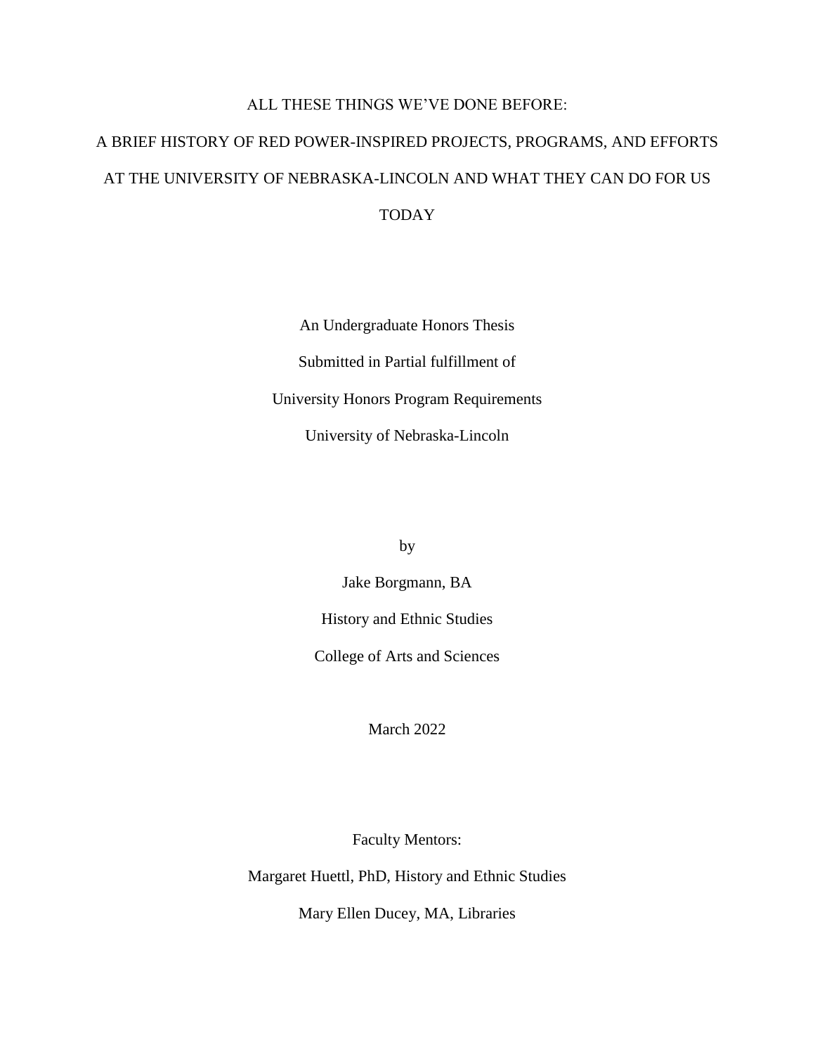# ALL THESE THINGS WE'VE DONE BEFORE:

# A BRIEF HISTORY OF RED POWER-INSPIRED PROJECTS, PROGRAMS, AND EFFORTS AT THE UNIVERSITY OF NEBRASKA-LINCOLN AND WHAT THEY CAN DO FOR US TODAY

An Undergraduate Honors Thesis

Submitted in Partial fulfillment of

University Honors Program Requirements

University of Nebraska-Lincoln

by

Jake Borgmann, BA

History and Ethnic Studies

College of Arts and Sciences

March 2022

Faculty Mentors:

Margaret Huettl, PhD, History and Ethnic Studies

Mary Ellen Ducey, MA, Libraries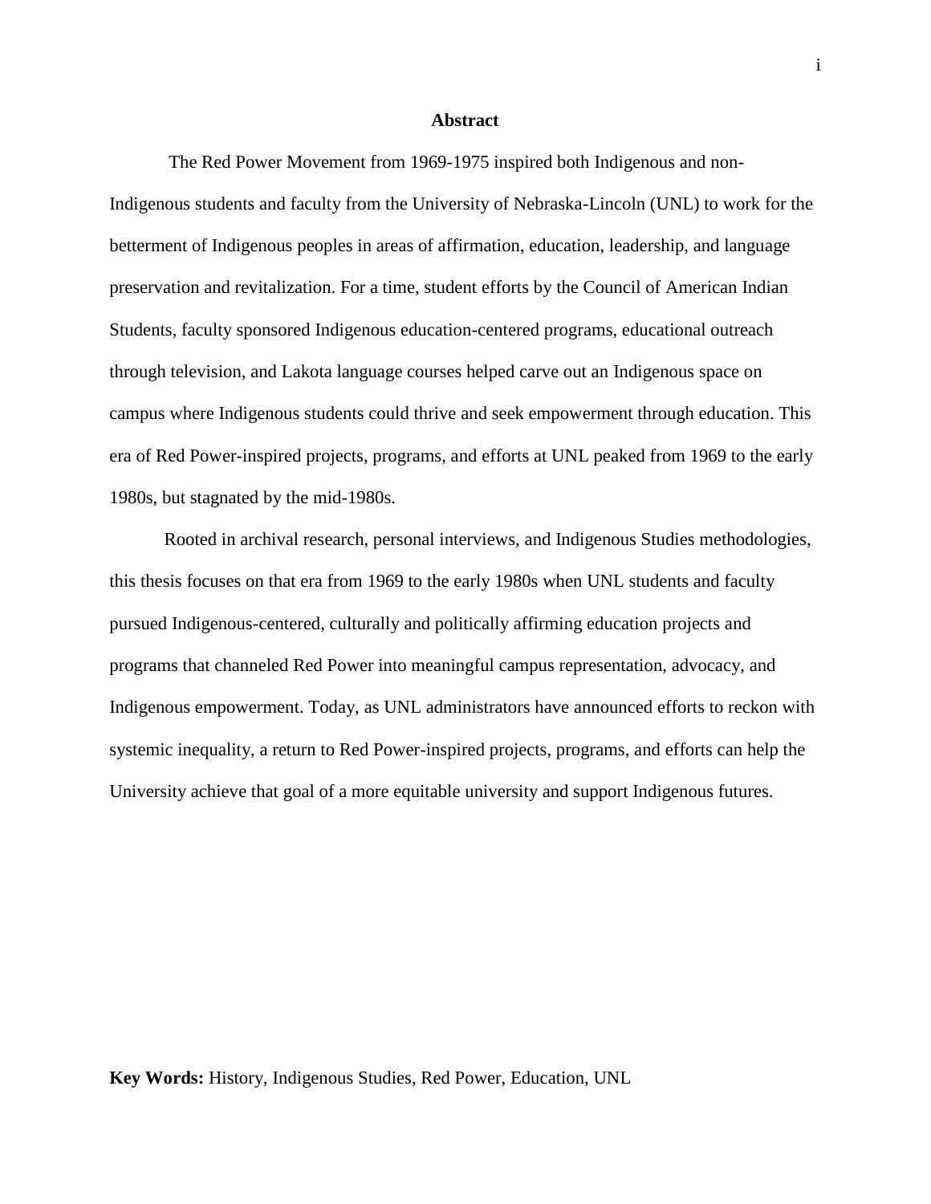# Abstract

The Red Power Movement from 1969-1975 inspired both Indigenous and non-Indigenous students and faculty from the University of Nebraska-Lincoln (UNL) to work for the betterment of Indigenous peoples in areas of affirmation, education, leadership, and language preservation and revitalization. For a time, student efforts by the Council of American Indian Students, faculty sponsored Indigenous education-centered programs, educational outreach through television, and Lakota language courses helped carve out an Indigenous space on campus where Indigenous students could thrive and seek empowerment through education. This era of Red Power-inspired projects, programs, and efforts at UNL peaked from 1969 to the early 1980s, but stagnated by the mid-1980s.

Rooted in archival research, personal interviews, and Indigenous Studies methodologies, this thesis focuses on that era from 1969 to the early 1980s when UNL students and faculty pursued Indigenous-centered, culturally and politically affirming education projects and programs that channeled Red Power into meaningful campus representation, advocacy, and Indigenous empowerment. Today, as UNL administrators have announced efforts to reckon with systemic inequality, a return to Red Power-inspired projects, programs, and efforts can help the University achieve that goal of a more equitable university and support Indigenous futures.

**Key Words:** History, Indigenous Studies, Red Power, Education, UNL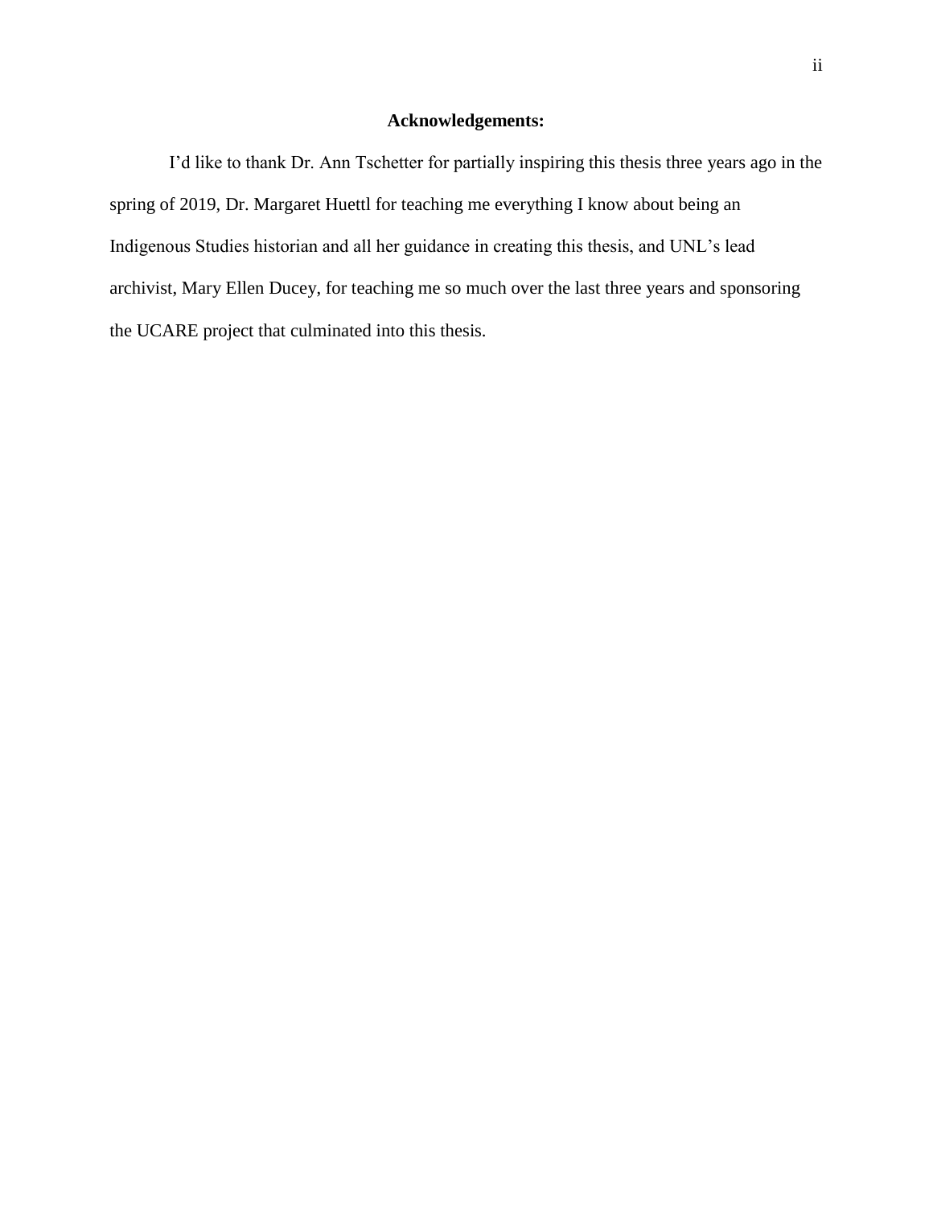## Acknowledgements:

I'd like to thank Dr. Ann Tschetter for partially inspiring this thesis three years ago in the spring of 2019, Dr. Margaret Huettl for teaching me everything I know about being an Indigenous Studies historian and all her guidance in creating this thesis, and UNL's lead archivist, Mary Ellen Ducey, for teaching me so much over the last three years and sponsoring the UCARE project that culminated into this thesis.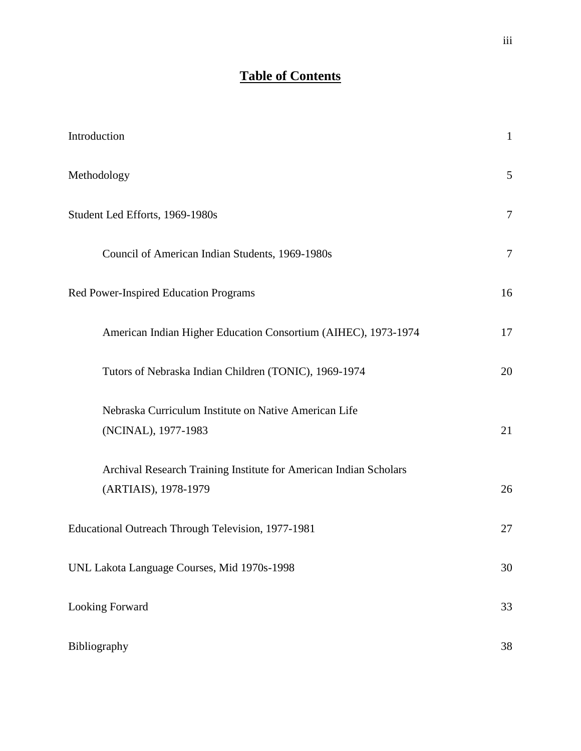# Table of Contents

| | |
|---|---|
| Introduction | 1 |
| Methodology | 5 |
| Student Led Efforts, 1969-1980s | 7 |
| &nbsp;&nbsp;&nbsp;&nbsp;Council of American Indian Students, 1969-1980s | 7 |
| Red Power-Inspired Education Programs | 16 |
| &nbsp;&nbsp;&nbsp;&nbsp;American Indian Higher Education Consortium (AIHEC), 1973-1974 | 17 |
| &nbsp;&nbsp;&nbsp;&nbsp;Tutors of Nebraska Indian Children (TONIC), 1969-1974 | 20 |
| &nbsp;&nbsp;&nbsp;&nbsp;Nebraska Curriculum Institute on Native American Life (NCINAL), 1977-1983 | 21 |
| &nbsp;&nbsp;&nbsp;&nbsp;Archival Research Training Institute for American Indian Scholars (ARTIAIS), 1978-1979 | 26 |
| Educational Outreach Through Television, 1977-1981 | 27 |
| UNL Lakota Language Courses, Mid 1970s-1998 | 30 |
| Looking Forward | 33 |
| Bibliography | 38 |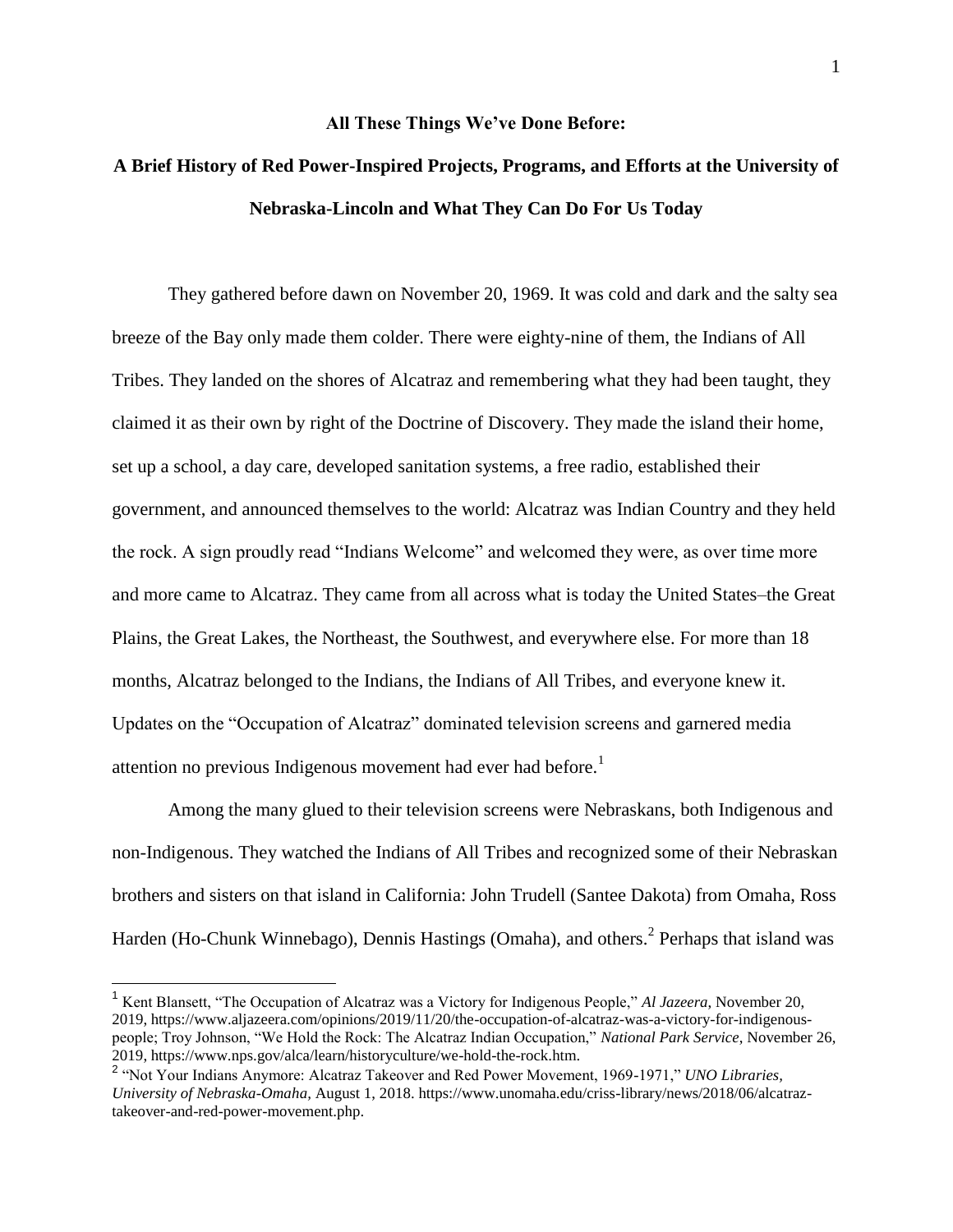**All These Things We've Done Before:**

**A Brief History of Red Power-Inspired Projects, Programs, and Efforts at the University of Nebraska-Lincoln and What They Can Do For Us Today**

They gathered before dawn on November 20, 1969. It was cold and dark and the salty sea breeze of the Bay only made them colder. There were eighty-nine of them, the Indians of All Tribes. They landed on the shores of Alcatraz and remembering what they had been taught, they claimed it as their own by right of the Doctrine of Discovery. They made the island their home, set up a school, a day care, developed sanitation systems, a free radio, established their government, and announced themselves to the world: Alcatraz was Indian Country and they held the rock. A sign proudly read "Indians Welcome" and welcomed they were, as over time more and more came to Alcatraz. They came from all across what is today the United States–the Great Plains, the Great Lakes, the Northeast, the Southwest, and everywhere else. For more than 18 months, Alcatraz belonged to the Indians, the Indians of All Tribes, and everyone knew it. Updates on the "Occupation of Alcatraz" dominated television screens and garnered media attention no previous Indigenous movement had ever had before.[1]

Among the many glued to their television screens were Nebraskans, both Indigenous and non-Indigenous. They watched the Indians of All Tribes and recognized some of their Nebraskan brothers and sisters on that island in California: John Trudell (Santee Dakota) from Omaha, Ross Harden (Ho-Chunk Winnebago), Dennis Hastings (Omaha), and others.[2] Perhaps that island was

---

[1] Kent Blansett, "The Occupation of Alcatraz was a Victory for Indigenous People," *Al Jazeera*, November 20, 2019, https://www.aljazeera.com/opinions/2019/11/20/the-occupation-of-alcatraz-was-a-victory-for-indigenous-people; Troy Johnson, "We Hold the Rock: The Alcatraz Indian Occupation," *National Park Service*, November 26, 2019, https://www.nps.gov/alca/learn/historyculture/we-hold-the-rock.htm.

[2] "Not Your Indians Anymore: Alcatraz Takeover and Red Power Movement, 1969-1971," *UNO Libraries, University of Nebraska-Omaha*, August 1, 2018. https://www.unomaha.edu/criss-library/news/2018/06/alcatraz-takeover-and-red-power-movement.php.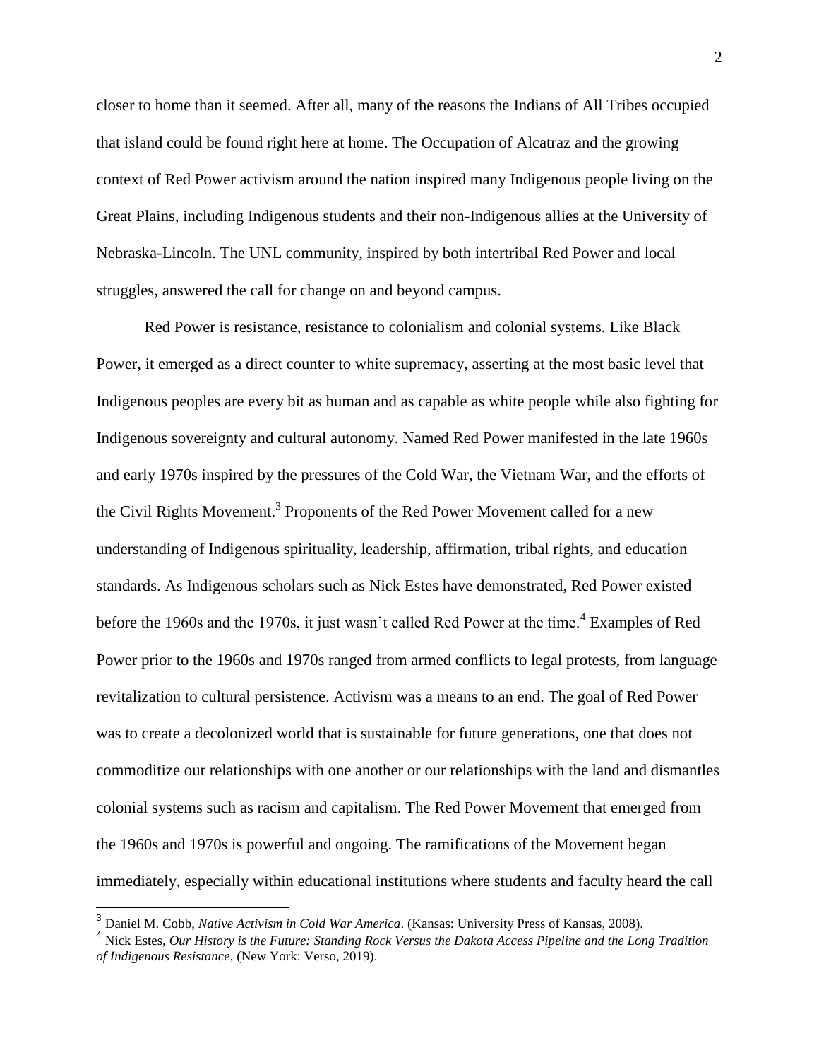closer to home than it seemed. After all, many of the reasons the Indians of All Tribes occupied that island could be found right here at home. The Occupation of Alcatraz and the growing context of Red Power activism around the nation inspired many Indigenous people living on the Great Plains, including Indigenous students and their non-Indigenous allies at the University of Nebraska-Lincoln. The UNL community, inspired by both intertribal Red Power and local struggles, answered the call for change on and beyond campus.

Red Power is resistance, resistance to colonialism and colonial systems. Like Black Power, it emerged as a direct counter to white supremacy, asserting at the most basic level that Indigenous peoples are every bit as human and as capable as white people while also fighting for Indigenous sovereignty and cultural autonomy. Named Red Power manifested in the late 1960s and early 1970s inspired by the pressures of the Cold War, the Vietnam War, and the efforts of the Civil Rights Movement.[3] Proponents of the Red Power Movement called for a new understanding of Indigenous spirituality, leadership, affirmation, tribal rights, and education standards. As Indigenous scholars such as Nick Estes have demonstrated, Red Power existed before the 1960s and the 1970s, it just wasn't called Red Power at the time.[4] Examples of Red Power prior to the 1960s and 1970s ranged from armed conflicts to legal protests, from language revitalization to cultural persistence. Activism was a means to an end. The goal of Red Power was to create a decolonized world that is sustainable for future generations, one that does not commoditize our relationships with one another or our relationships with the land and dismantles colonial systems such as racism and capitalism. The Red Power Movement that emerged from the 1960s and 1970s is powerful and ongoing. The ramifications of the Movement began immediately, especially within educational institutions where students and faculty heard the call

[3] Daniel M. Cobb, *Native Activism in Cold War America*. (Kansas: University Press of Kansas, 2008).

[4] Nick Estes, *Our History is the Future: Standing Rock Versus the Dakota Access Pipeline and the Long Tradition of Indigenous Resistance*, (New York: Verso, 2019).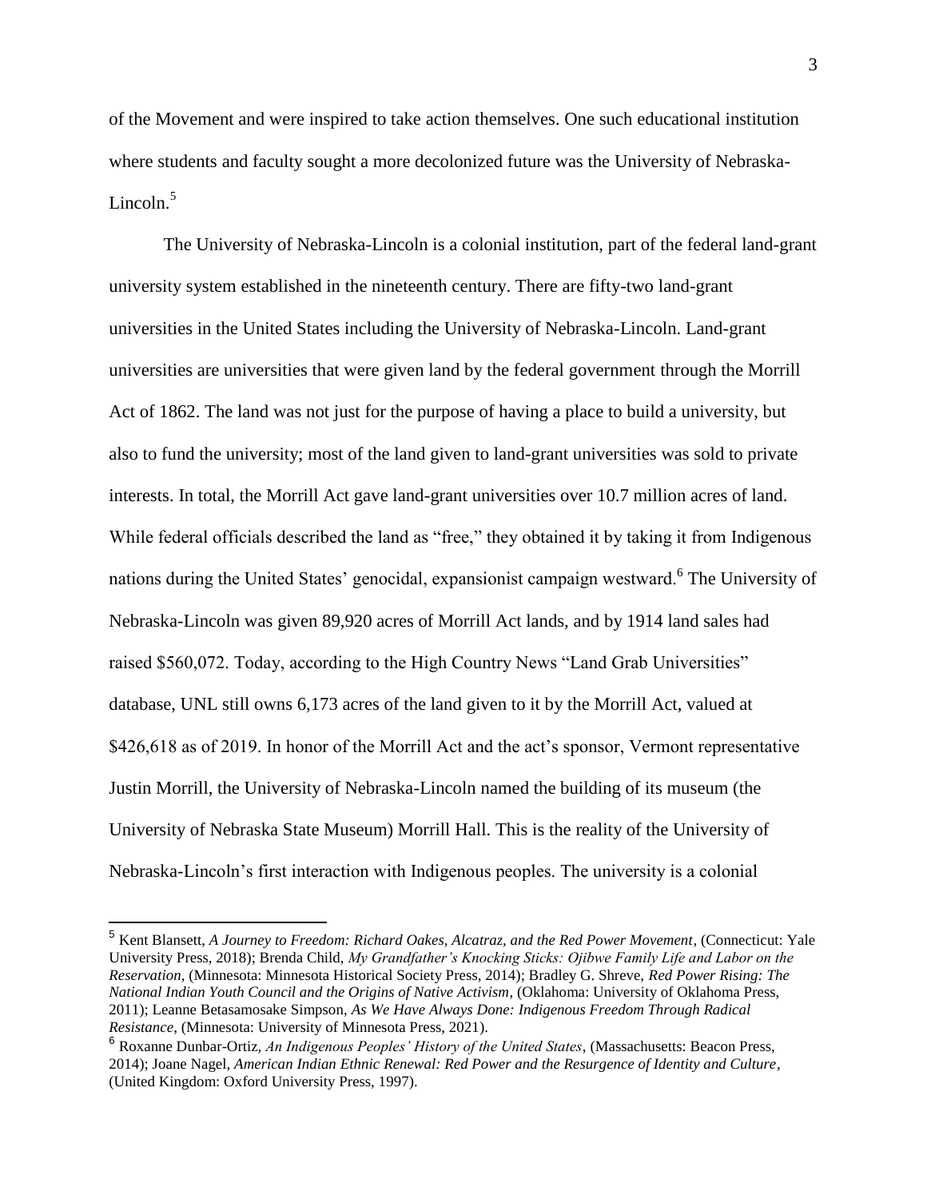of the Movement and were inspired to take action themselves. One such educational institution where students and faculty sought a more decolonized future was the University of Nebraska-Lincoln.[5]

The University of Nebraska-Lincoln is a colonial institution, part of the federal land-grant university system established in the nineteenth century. There are fifty-two land-grant universities in the United States including the University of Nebraska-Lincoln. Land-grant universities are universities that were given land by the federal government through the Morrill Act of 1862. The land was not just for the purpose of having a place to build a university, but also to fund the university; most of the land given to land-grant universities was sold to private interests. In total, the Morrill Act gave land-grant universities over 10.7 million acres of land. While federal officials described the land as "free," they obtained it by taking it from Indigenous nations during the United States' genocidal, expansionist campaign westward.[6] The University of Nebraska-Lincoln was given 89,920 acres of Morrill Act lands, and by 1914 land sales had raised $560,072. Today, according to the High Country News "Land Grab Universities" database, UNL still owns 6,173 acres of the land given to it by the Morrill Act, valued at $426,618 as of 2019. In honor of the Morrill Act and the act's sponsor, Vermont representative Justin Morrill, the University of Nebraska-Lincoln named the building of its museum (the University of Nebraska State Museum) Morrill Hall. This is the reality of the University of Nebraska-Lincoln's first interaction with Indigenous peoples. The university is a colonial

---

[5] Kent Blansett, *A Journey to Freedom: Richard Oakes, Alcatraz, and the Red Power Movement*, (Connecticut: Yale University Press, 2018); Brenda Child, *My Grandfather's Knocking Sticks: Ojibwe Family Life and Labor on the Reservation*, (Minnesota: Minnesota Historical Society Press, 2014); Bradley G. Shreve, *Red Power Rising: The National Indian Youth Council and the Origins of Native Activism*, (Oklahoma: University of Oklahoma Press, 2011); Leanne Betasamosake Simpson, *As We Have Always Done: Indigenous Freedom Through Radical Resistance*, (Minnesota: University of Minnesota Press, 2021).

[6] Roxanne Dunbar-Ortiz, *An Indigenous Peoples' History of the United States*, (Massachusetts: Beacon Press, 2014); Joane Nagel, *American Indian Ethnic Renewal: Red Power and the Resurgence of Identity and Culture*, (United Kingdom: Oxford University Press, 1997).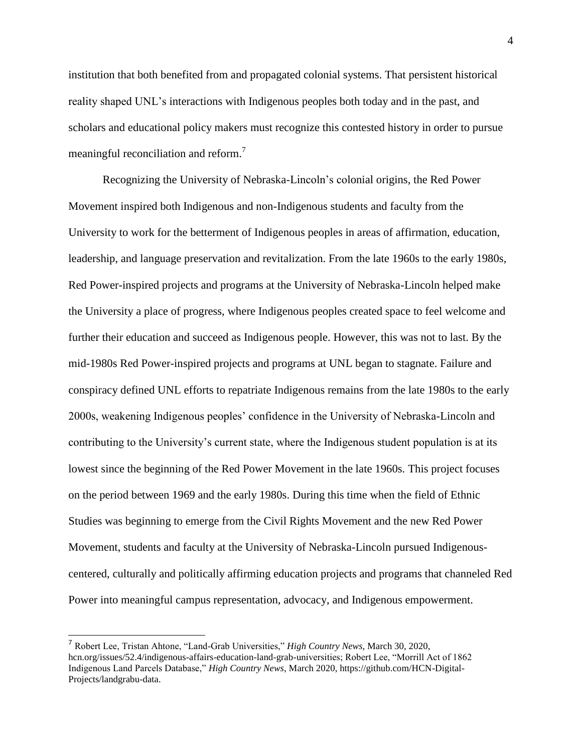institution that both benefited from and propagated colonial systems. That persistent historical reality shaped UNL's interactions with Indigenous peoples both today and in the past, and scholars and educational policy makers must recognize this contested history in order to pursue meaningful reconciliation and reform.[7]

Recognizing the University of Nebraska-Lincoln's colonial origins, the Red Power Movement inspired both Indigenous and non-Indigenous students and faculty from the University to work for the betterment of Indigenous peoples in areas of affirmation, education, leadership, and language preservation and revitalization. From the late 1960s to the early 1980s, Red Power-inspired projects and programs at the University of Nebraska-Lincoln helped make the University a place of progress, where Indigenous peoples created space to feel welcome and further their education and succeed as Indigenous people. However, this was not to last. By the mid-1980s Red Power-inspired projects and programs at UNL began to stagnate. Failure and conspiracy defined UNL efforts to repatriate Indigenous remains from the late 1980s to the early 2000s, weakening Indigenous peoples' confidence in the University of Nebraska-Lincoln and contributing to the University's current state, where the Indigenous student population is at its lowest since the beginning of the Red Power Movement in the late 1960s. This project focuses on the period between 1969 and the early 1980s. During this time when the field of Ethnic Studies was beginning to emerge from the Civil Rights Movement and the new Red Power Movement, students and faculty at the University of Nebraska-Lincoln pursued Indigenous-centered, culturally and politically affirming education projects and programs that channeled Red Power into meaningful campus representation, advocacy, and Indigenous empowerment.

---

[7] Robert Lee, Tristan Ahtone, "Land-Grab Universities," *High Country News,* March 30, 2020, hcn.org/issues/52.4/indigenous-affairs-education-land-grab-universities; Robert Lee, "Morrill Act of 1862 Indigenous Land Parcels Database," *High Country News*, March 2020, https://github.com/HCN-Digital-Projects/landgrabu-data.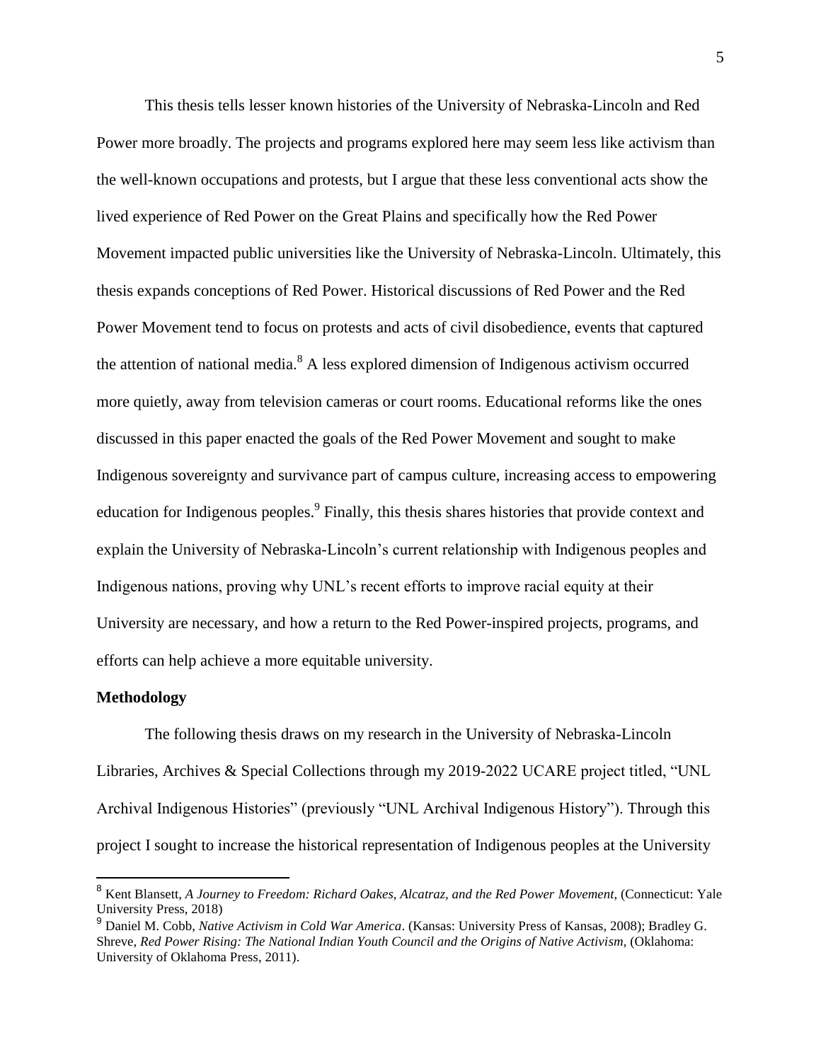This thesis tells lesser known histories of the University of Nebraska-Lincoln and Red Power more broadly. The projects and programs explored here may seem less like activism than the well-known occupations and protests, but I argue that these less conventional acts show the lived experience of Red Power on the Great Plains and specifically how the Red Power Movement impacted public universities like the University of Nebraska-Lincoln. Ultimately, this thesis expands conceptions of Red Power. Historical discussions of Red Power and the Red Power Movement tend to focus on protests and acts of civil disobedience, events that captured the attention of national media.[8] A less explored dimension of Indigenous activism occurred more quietly, away from television cameras or court rooms. Educational reforms like the ones discussed in this paper enacted the goals of the Red Power Movement and sought to make Indigenous sovereignty and survivance part of campus culture, increasing access to empowering education for Indigenous peoples.[9] Finally, this thesis shares histories that provide context and explain the University of Nebraska-Lincoln's current relationship with Indigenous peoples and Indigenous nations, proving why UNL's recent efforts to improve racial equity at their University are necessary, and how a return to the Red Power-inspired projects, programs, and efforts can help achieve a more equitable university.

**Methodology**

The following thesis draws on my research in the University of Nebraska-Lincoln Libraries, Archives & Special Collections through my 2019-2022 UCARE project titled, "UNL Archival Indigenous Histories" (previously "UNL Archival Indigenous History"). Through this project I sought to increase the historical representation of Indigenous peoples at the University

---

[8] Kent Blansett, *A Journey to Freedom: Richard Oakes, Alcatraz, and the Red Power Movement*, (Connecticut: Yale University Press, 2018)

[9] Daniel M. Cobb, *Native Activism in Cold War America*. (Kansas: University Press of Kansas, 2008); Bradley G. Shreve, *Red Power Rising: The National Indian Youth Council and the Origins of Native Activism*, (Oklahoma: University of Oklahoma Press, 2011).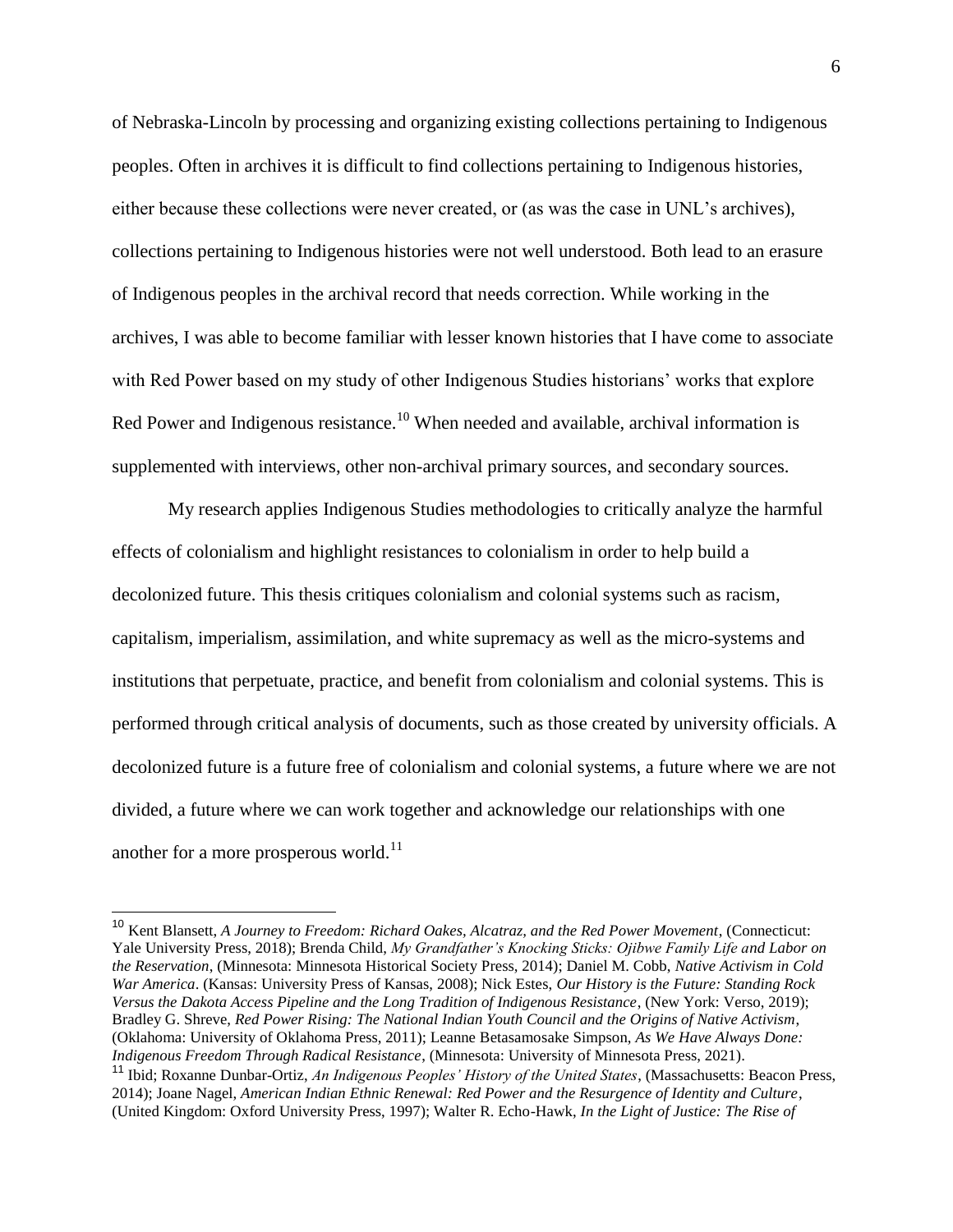of Nebraska-Lincoln by processing and organizing existing collections pertaining to Indigenous peoples. Often in archives it is difficult to find collections pertaining to Indigenous histories, either because these collections were never created, or (as was the case in UNL's archives), collections pertaining to Indigenous histories were not well understood. Both lead to an erasure of Indigenous peoples in the archival record that needs correction. While working in the archives, I was able to become familiar with lesser known histories that I have come to associate with Red Power based on my study of other Indigenous Studies historians' works that explore Red Power and Indigenous resistance.[10] When needed and available, archival information is supplemented with interviews, other non-archival primary sources, and secondary sources.

My research applies Indigenous Studies methodologies to critically analyze the harmful effects of colonialism and highlight resistances to colonialism in order to help build a decolonized future. This thesis critiques colonialism and colonial systems such as racism, capitalism, imperialism, assimilation, and white supremacy as well as the micro-systems and institutions that perpetuate, practice, and benefit from colonialism and colonial systems. This is performed through critical analysis of documents, such as those created by university officials. A decolonized future is a future free of colonialism and colonial systems, a future where we are not divided, a future where we can work together and acknowledge our relationships with one another for a more prosperous world.[11]

---

[10] Kent Blansett, *A Journey to Freedom: Richard Oakes, Alcatraz, and the Red Power Movement*, (Connecticut: Yale University Press, 2018); Brenda Child, *My Grandfather's Knocking Sticks: Ojibwe Family Life and Labor on the Reservation*, (Minnesota: Minnesota Historical Society Press, 2014); Daniel M. Cobb, *Native Activism in Cold War America*. (Kansas: University Press of Kansas, 2008); Nick Estes, *Our History is the Future: Standing Rock Versus the Dakota Access Pipeline and the Long Tradition of Indigenous Resistance*, (New York: Verso, 2019); Bradley G. Shreve, *Red Power Rising: The National Indian Youth Council and the Origins of Native Activism*, (Oklahoma: University of Oklahoma Press, 2011); Leanne Betasamosake Simpson, *As We Have Always Done: Indigenous Freedom Through Radical Resistance*, (Minnesota: University of Minnesota Press, 2021).

[11] Ibid; Roxanne Dunbar-Ortiz, *An Indigenous Peoples' History of the United States*, (Massachusetts: Beacon Press, 2014); Joane Nagel, *American Indian Ethnic Renewal: Red Power and the Resurgence of Identity and Culture*, (United Kingdom: Oxford University Press, 1997); Walter R. Echo-Hawk, *In the Light of Justice: The Rise of*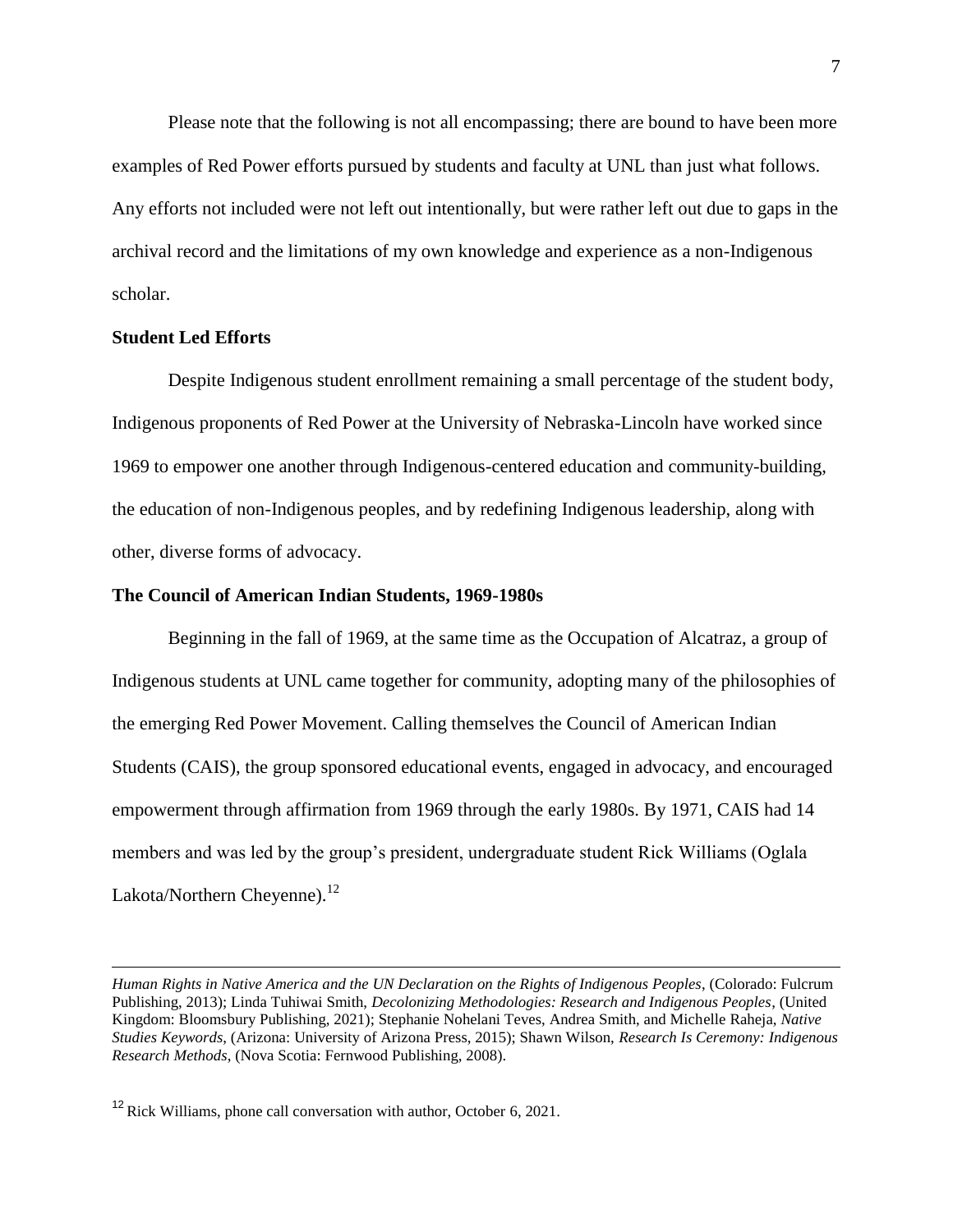Please note that the following is not all encompassing; there are bound to have been more examples of Red Power efforts pursued by students and faculty at UNL than just what follows. Any efforts not included were not left out intentionally, but were rather left out due to gaps in the archival record and the limitations of my own knowledge and experience as a non-Indigenous scholar.

**Student Led Efforts**

Despite Indigenous student enrollment remaining a small percentage of the student body, Indigenous proponents of Red Power at the University of Nebraska-Lincoln have worked since 1969 to empower one another through Indigenous-centered education and community-building, the education of non-Indigenous peoples, and by redefining Indigenous leadership, along with other, diverse forms of advocacy.

**The Council of American Indian Students, 1969-1980s**

Beginning in the fall of 1969, at the same time as the Occupation of Alcatraz, a group of Indigenous students at UNL came together for community, adopting many of the philosophies of the emerging Red Power Movement. Calling themselves the Council of American Indian Students (CAIS), the group sponsored educational events, engaged in advocacy, and encouraged empowerment through affirmation from 1969 through the early 1980s. By 1971, CAIS had 14 members and was led by the group's president, undergraduate student Rick Williams (Oglala Lakota/Northern Cheyenne).[12]

---

*Human Rights in Native America and the UN Declaration on the Rights of Indigenous Peoples*, (Colorado: Fulcrum Publishing, 2013); Linda Tuhiwai Smith, *Decolonizing Methodologies: Research and Indigenous Peoples*, (United Kingdom: Bloomsbury Publishing, 2021); Stephanie Nohelani Teves, Andrea Smith, and Michelle Raheja, *Native Studies Keywords*, (Arizona: University of Arizona Press, 2015); Shawn Wilson, *Research Is Ceremony: Indigenous Research Methods*, (Nova Scotia: Fernwood Publishing, 2008).

[12] Rick Williams, phone call conversation with author, October 6, 2021.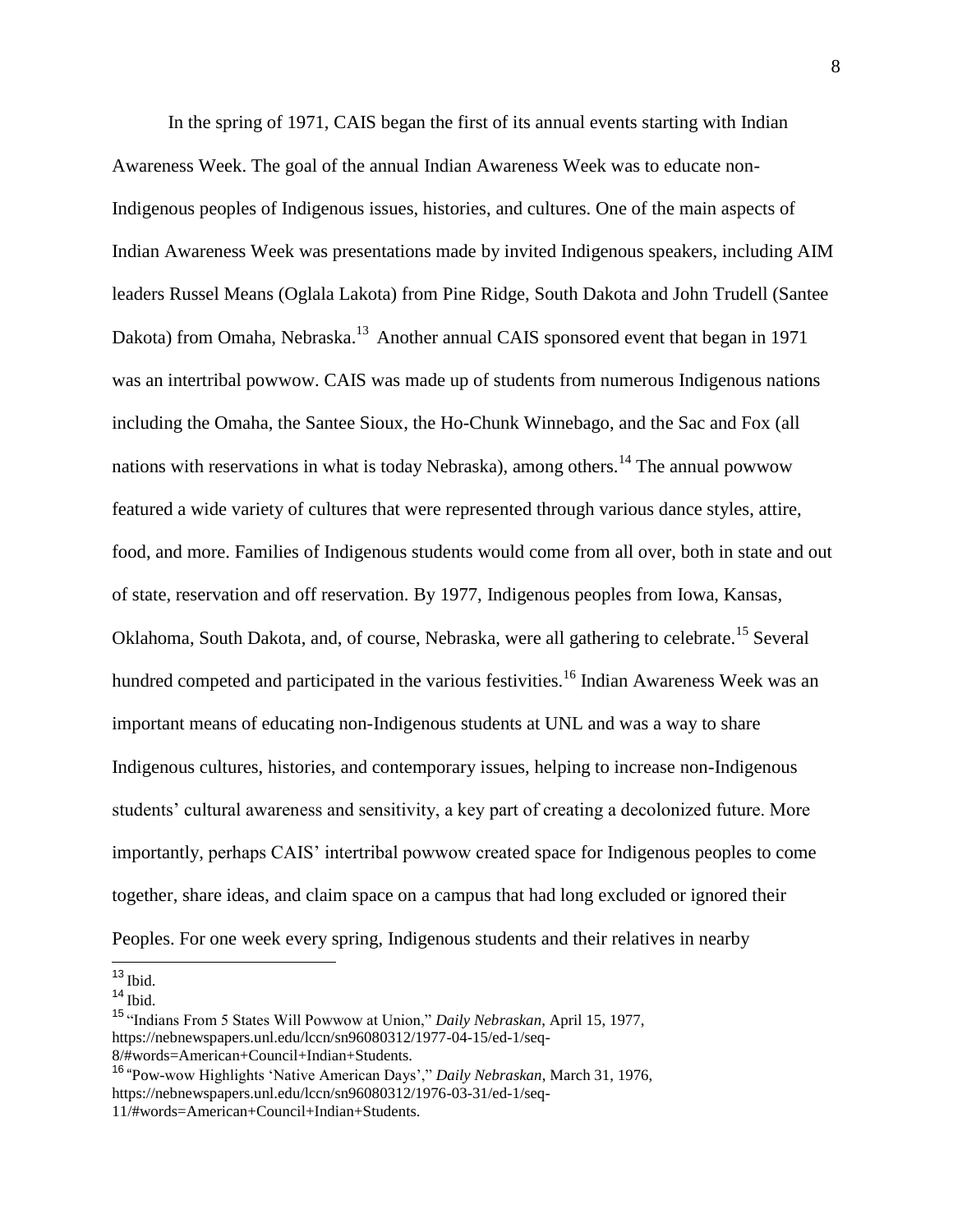In the spring of 1971, CAIS began the first of its annual events starting with Indian Awareness Week. The goal of the annual Indian Awareness Week was to educate non-Indigenous peoples of Indigenous issues, histories, and cultures. One of the main aspects of Indian Awareness Week was presentations made by invited Indigenous speakers, including AIM leaders Russel Means (Oglala Lakota) from Pine Ridge, South Dakota and John Trudell (Santee Dakota) from Omaha, Nebraska.[13] Another annual CAIS sponsored event that began in 1971 was an intertribal powwow. CAIS was made up of students from numerous Indigenous nations including the Omaha, the Santee Sioux, the Ho-Chunk Winnebago, and the Sac and Fox (all nations with reservations in what is today Nebraska), among others.[14] The annual powwow featured a wide variety of cultures that were represented through various dance styles, attire, food, and more. Families of Indigenous students would come from all over, both in state and out of state, reservation and off reservation. By 1977, Indigenous peoples from Iowa, Kansas, Oklahoma, South Dakota, and, of course, Nebraska, were all gathering to celebrate.[15] Several hundred competed and participated in the various festivities.[16] Indian Awareness Week was an important means of educating non-Indigenous students at UNL and was a way to share Indigenous cultures, histories, and contemporary issues, helping to increase non-Indigenous students' cultural awareness and sensitivity, a key part of creating a decolonized future. More importantly, perhaps CAIS' intertribal powwow created space for Indigenous peoples to come together, share ideas, and claim space on a campus that had long excluded or ignored their Peoples. For one week every spring, Indigenous students and their relatives in nearby

---

[13] Ibid.

[14] Ibid.

[15] "Indians From 5 States Will Powwow at Union," *Daily Nebraskan*, April 15, 1977, https://nebnewspapers.unl.edu/lccn/sn96080312/1977-04-15/ed-1/seq-8/#words=American+Council+Indian+Students.

[16] "Pow-wow Highlights 'Native American Days'," *Daily Nebraskan*, March 31, 1976, https://nebnewspapers.unl.edu/lccn/sn96080312/1976-03-31/ed-1/seq-11/#words=American+Council+Indian+Students.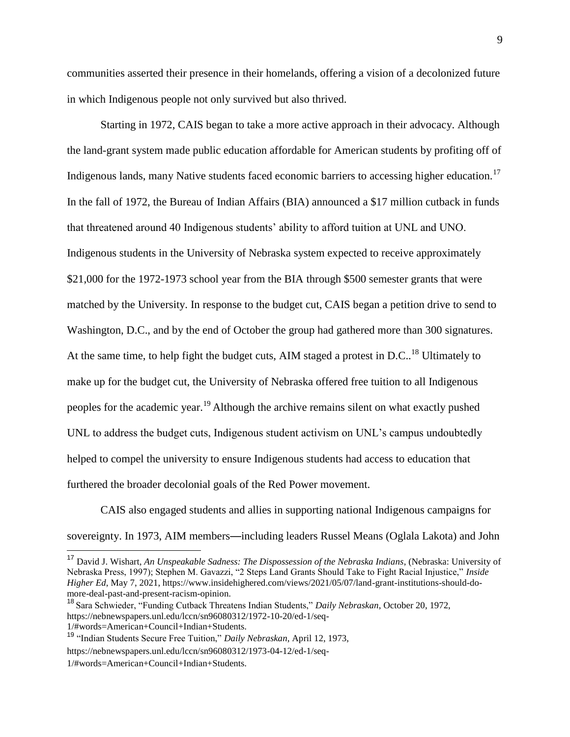communities asserted their presence in their homelands, offering a vision of a decolonized future in which Indigenous people not only survived but also thrived.

Starting in 1972, CAIS began to take a more active approach in their advocacy. Although the land-grant system made public education affordable for American students by profiting off of Indigenous lands, many Native students faced economic barriers to accessing higher education.[17] In the fall of 1972, the Bureau of Indian Affairs (BIA) announced a $17 million cutback in funds that threatened around 40 Indigenous students' ability to afford tuition at UNL and UNO. Indigenous students in the University of Nebraska system expected to receive approximately $21,000 for the 1972-1973 school year from the BIA through $500 semester grants that were matched by the University. In response to the budget cut, CAIS began a petition drive to send to Washington, D.C., and by the end of October the group had gathered more than 300 signatures. At the same time, to help fight the budget cuts, AIM staged a protest in D.C..[18] Ultimately to make up for the budget cut, the University of Nebraska offered free tuition to all Indigenous peoples for the academic year.[19] Although the archive remains silent on what exactly pushed UNL to address the budget cuts, Indigenous student activism on UNL's campus undoubtedly helped to compel the university to ensure Indigenous students had access to education that furthered the broader decolonial goals of the Red Power movement.

CAIS also engaged students and allies in supporting national Indigenous campaigns for sovereignty. In 1973, AIM members—including leaders Russel Means (Oglala Lakota) and John

---

[17] David J. Wishart, *An Unspeakable Sadness: The Dispossession of the Nebraska Indians*, (Nebraska: University of Nebraska Press, 1997); Stephen M. Gavazzi, "2 Steps Land Grants Should Take to Fight Racial Injustice," *Inside Higher Ed*, May 7, 2021, https://www.insidehighered.com/views/2021/05/07/land-grant-institutions-should-do-more-deal-past-and-present-racism-opinion.

[18] Sara Schwieder, "Funding Cutback Threatens Indian Students," *Daily Nebraskan*, October 20, 1972, https://nebnewspapers.unl.edu/lccn/sn96080312/1972-10-20/ed-1/seq-1/#words=American+Council+Indian+Students.

[19] "Indian Students Secure Free Tuition," *Daily Nebraskan*, April 12, 1973, https://nebnewspapers.unl.edu/lccn/sn96080312/1973-04-12/ed-1/seq-1/#words=American+Council+Indian+Students.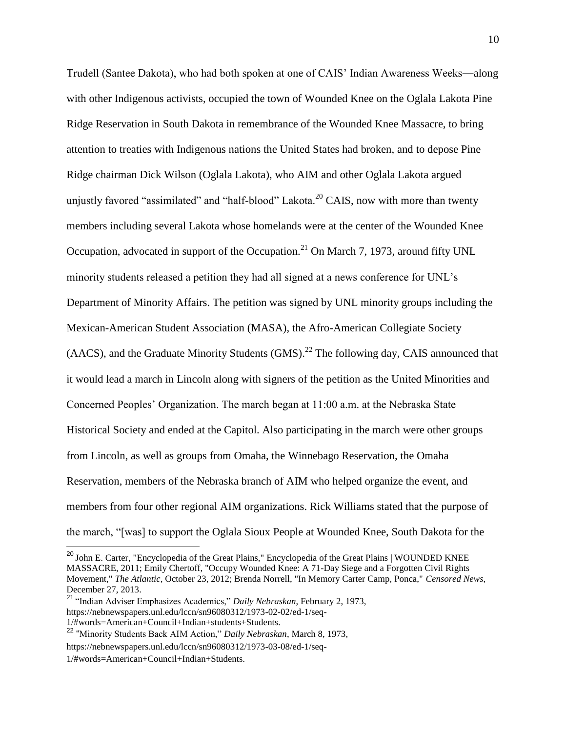Trudell (Santee Dakota), who had both spoken at one of CAIS' Indian Awareness Weeks—along with other Indigenous activists, occupied the town of Wounded Knee on the Oglala Lakota Pine Ridge Reservation in South Dakota in remembrance of the Wounded Knee Massacre, to bring attention to treaties with Indigenous nations the United States had broken, and to depose Pine Ridge chairman Dick Wilson (Oglala Lakota), who AIM and other Oglala Lakota argued unjustly favored "assimilated" and "half-blood" Lakota.[20] CAIS, now with more than twenty members including several Lakota whose homelands were at the center of the Wounded Knee Occupation, advocated in support of the Occupation.[21] On March 7, 1973, around fifty UNL minority students released a petition they had all signed at a news conference for UNL's Department of Minority Affairs. The petition was signed by UNL minority groups including the Mexican-American Student Association (MASA), the Afro-American Collegiate Society (AACS), and the Graduate Minority Students (GMS).[22] The following day, CAIS announced that it would lead a march in Lincoln along with signers of the petition as the United Minorities and Concerned Peoples' Organization. The march began at 11:00 a.m. at the Nebraska State Historical Society and ended at the Capitol. Also participating in the march were other groups from Lincoln, as well as groups from Omaha, the Winnebago Reservation, the Omaha Reservation, members of the Nebraska branch of AIM who helped organize the event, and members from four other regional AIM organizations. Rick Williams stated that the purpose of the march, "[was] to support the Oglala Sioux People at Wounded Knee, South Dakota for the

---

[20] John E. Carter, "Encyclopedia of the Great Plains," Encyclopedia of the Great Plains | WOUNDED KNEE MASSACRE, 2011; Emily Chertoff, "Occupy Wounded Knee: A 71-Day Siege and a Forgotten Civil Rights Movement," *The Atlantic*, October 23, 2012; Brenda Norrell, "In Memory Carter Camp, Ponca," *Censored News*, December 27, 2013.

[21] "Indian Adviser Emphasizes Academics," *Daily Nebraskan*, February 2, 1973, https://nebnewspapers.unl.edu/lccn/sn96080312/1973-02-02/ed-1/seq-1/#words=American+Council+Indian+students+Students.

[22] "Minority Students Back AIM Action," *Daily Nebraskan*, March 8, 1973, https://nebnewspapers.unl.edu/lccn/sn96080312/1973-03-08/ed-1/seq-1/#words=American+Council+Indian+Students.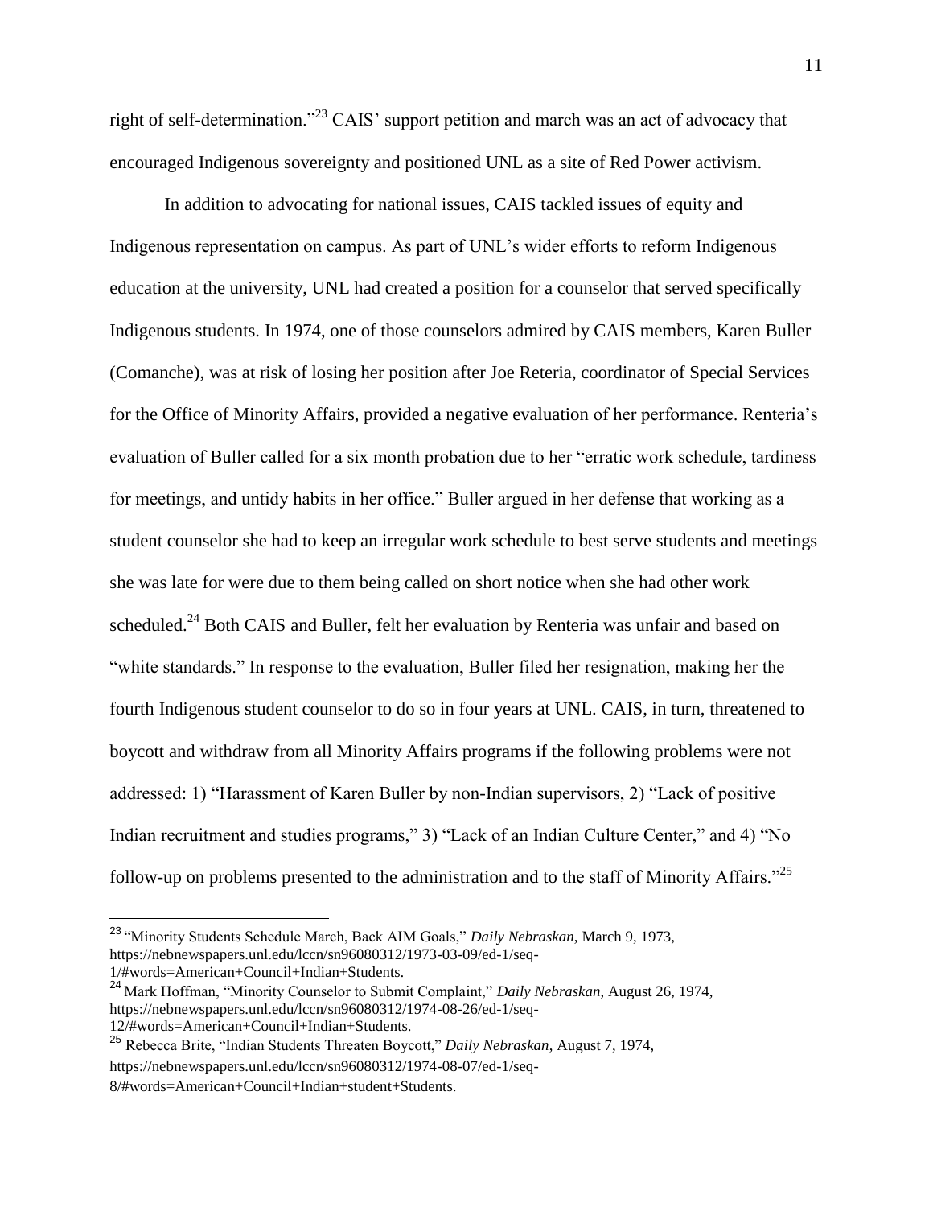right of self-determination."[23] CAIS' support petition and march was an act of advocacy that encouraged Indigenous sovereignty and positioned UNL as a site of Red Power activism.

In addition to advocating for national issues, CAIS tackled issues of equity and Indigenous representation on campus. As part of UNL's wider efforts to reform Indigenous education at the university, UNL had created a position for a counselor that served specifically Indigenous students. In 1974, one of those counselors admired by CAIS members, Karen Buller (Comanche), was at risk of losing her position after Joe Reteria, coordinator of Special Services for the Office of Minority Affairs, provided a negative evaluation of her performance. Renteria's evaluation of Buller called for a six month probation due to her "erratic work schedule, tardiness for meetings, and untidy habits in her office." Buller argued in her defense that working as a student counselor she had to keep an irregular work schedule to best serve students and meetings she was late for were due to them being called on short notice when she had other work scheduled.[24] Both CAIS and Buller, felt her evaluation by Renteria was unfair and based on "white standards." In response to the evaluation, Buller filed her resignation, making her the fourth Indigenous student counselor to do so in four years at UNL. CAIS, in turn, threatened to boycott and withdraw from all Minority Affairs programs if the following problems were not addressed: 1) "Harassment of Karen Buller by non-Indian supervisors, 2) "Lack of positive Indian recruitment and studies programs," 3) "Lack of an Indian Culture Center," and 4) "No follow-up on problems presented to the administration and to the staff of Minority Affairs."[25]

---

[23] "Minority Students Schedule March, Back AIM Goals," *Daily Nebraskan*, March 9, 1973, https://nebnewspapers.unl.edu/lccn/sn96080312/1973-03-09/ed-1/seq-1/#words=American+Council+Indian+Students.

[24] Mark Hoffman, "Minority Counselor to Submit Complaint," *Daily Nebraskan*, August 26, 1974, https://nebnewspapers.unl.edu/lccn/sn96080312/1974-08-26/ed-1/seq-12/#words=American+Council+Indian+Students.

[25] Rebecca Brite, "Indian Students Threaten Boycott," *Daily Nebraskan*, August 7, 1974, https://nebnewspapers.unl.edu/lccn/sn96080312/1974-08-07/ed-1/seq-8/#words=American+Council+Indian+student+Students.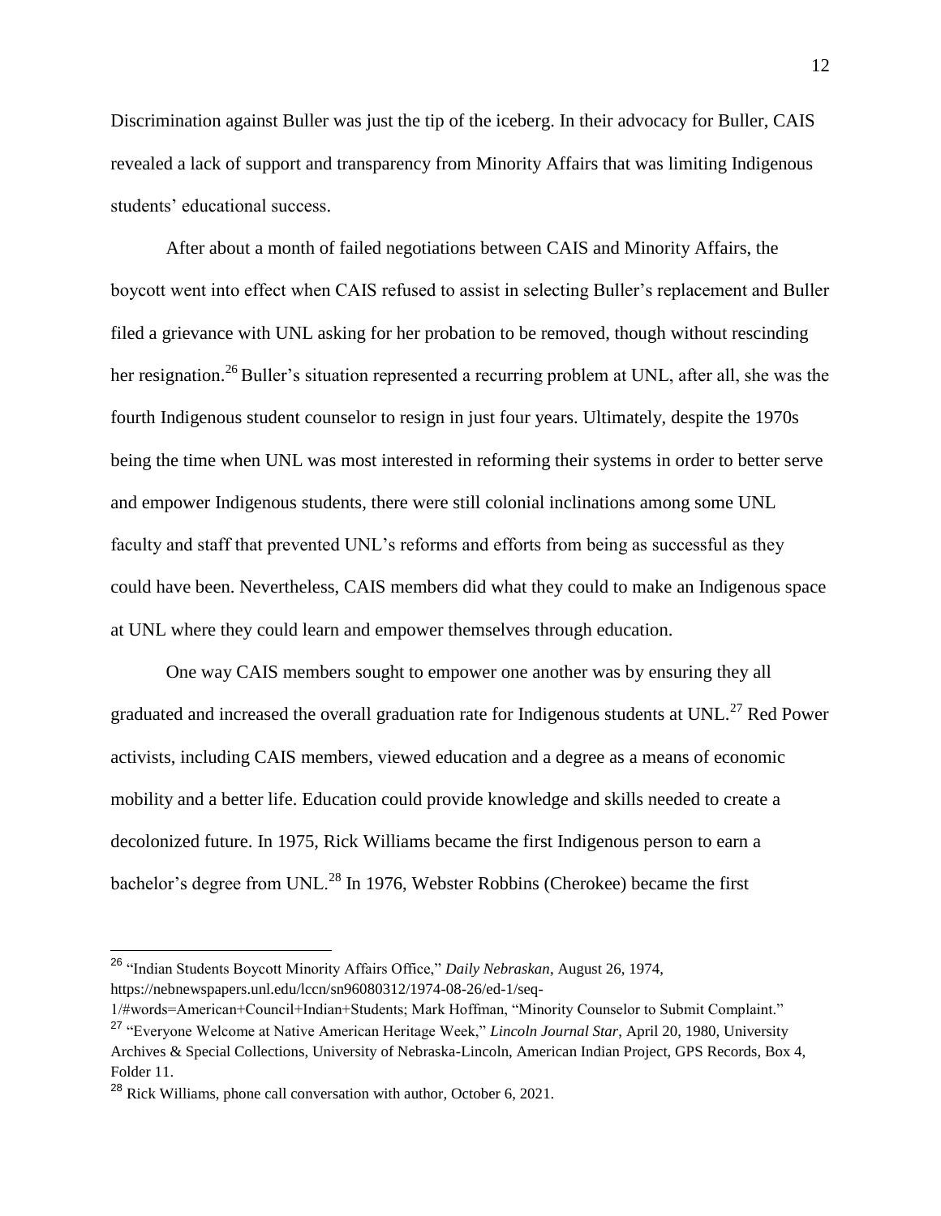Discrimination against Buller was just the tip of the iceberg. In their advocacy for Buller, CAIS revealed a lack of support and transparency from Minority Affairs that was limiting Indigenous students' educational success.

After about a month of failed negotiations between CAIS and Minority Affairs, the boycott went into effect when CAIS refused to assist in selecting Buller's replacement and Buller filed a grievance with UNL asking for her probation to be removed, though without rescinding her resignation.[26] Buller's situation represented a recurring problem at UNL, after all, she was the fourth Indigenous student counselor to resign in just four years. Ultimately, despite the 1970s being the time when UNL was most interested in reforming their systems in order to better serve and empower Indigenous students, there were still colonial inclinations among some UNL faculty and staff that prevented UNL's reforms and efforts from being as successful as they could have been. Nevertheless, CAIS members did what they could to make an Indigenous space at UNL where they could learn and empower themselves through education.

One way CAIS members sought to empower one another was by ensuring they all graduated and increased the overall graduation rate for Indigenous students at UNL.[27] Red Power activists, including CAIS members, viewed education and a degree as a means of economic mobility and a better life. Education could provide knowledge and skills needed to create a decolonized future. In 1975, Rick Williams became the first Indigenous person to earn a bachelor's degree from UNL.[28] In 1976, Webster Robbins (Cherokee) became the first

---

[26] "Indian Students Boycott Minority Affairs Office," *Daily Nebraskan*, August 26, 1974, https://nebnewspapers.unl.edu/lccn/sn96080312/1974-08-26/ed-1/seq-1/#words=American+Council+Indian+Students; Mark Hoffman, "Minority Counselor to Submit Complaint."

[27] "Everyone Welcome at Native American Heritage Week," *Lincoln Journal Star*, April 20, 1980, University Archives & Special Collections, University of Nebraska-Lincoln, American Indian Project, GPS Records, Box 4, Folder 11.

[28] Rick Williams, phone call conversation with author, October 6, 2021.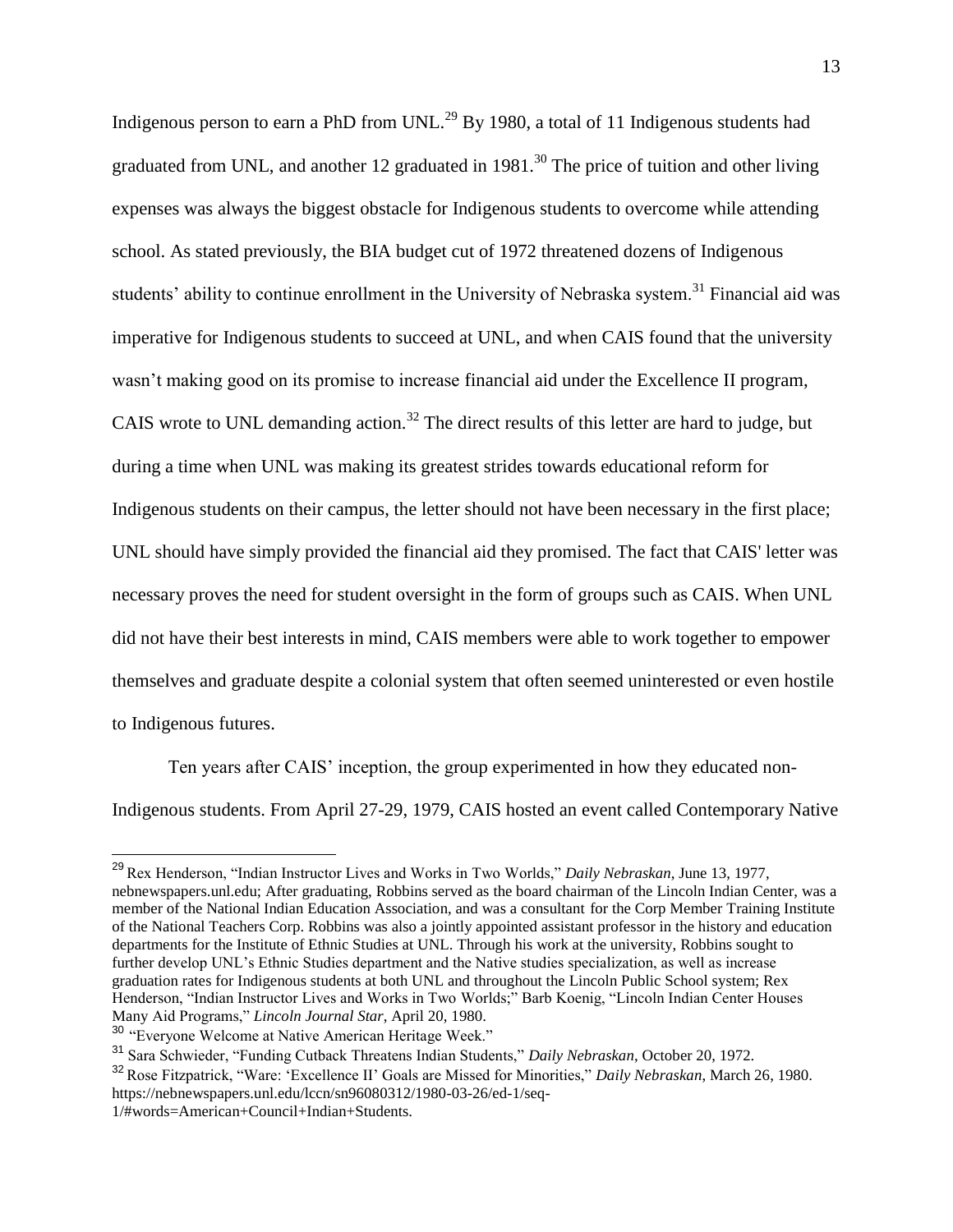Indigenous person to earn a PhD from UNL.[29] By 1980, a total of 11 Indigenous students had graduated from UNL, and another 12 graduated in 1981.[30] The price of tuition and other living expenses was always the biggest obstacle for Indigenous students to overcome while attending school. As stated previously, the BIA budget cut of 1972 threatened dozens of Indigenous students' ability to continue enrollment in the University of Nebraska system.[31] Financial aid was imperative for Indigenous students to succeed at UNL, and when CAIS found that the university wasn't making good on its promise to increase financial aid under the Excellence II program, CAIS wrote to UNL demanding action.[32] The direct results of this letter are hard to judge, but during a time when UNL was making its greatest strides towards educational reform for Indigenous students on their campus, the letter should not have been necessary in the first place; UNL should have simply provided the financial aid they promised. The fact that CAIS' letter was necessary proves the need for student oversight in the form of groups such as CAIS. When UNL did not have their best interests in mind, CAIS members were able to work together to empower themselves and graduate despite a colonial system that often seemed uninterested or even hostile to Indigenous futures.

Ten years after CAIS' inception, the group experimented in how they educated non-Indigenous students. From April 27-29, 1979, CAIS hosted an event called Contemporary Native

---

[29] Rex Henderson, "Indian Instructor Lives and Works in Two Worlds," *Daily Nebraskan*, June 13, 1977, nebnewspapers.unl.edu; After graduating, Robbins served as the board chairman of the Lincoln Indian Center, was a member of the National Indian Education Association, and was a consultant for the Corp Member Training Institute of the National Teachers Corp. Robbins was also a jointly appointed assistant professor in the history and education departments for the Institute of Ethnic Studies at UNL. Through his work at the university, Robbins sought to further develop UNL's Ethnic Studies department and the Native studies specialization, as well as increase graduation rates for Indigenous students at both UNL and throughout the Lincoln Public School system; Rex Henderson, "Indian Instructor Lives and Works in Two Worlds;" Barb Koenig, "Lincoln Indian Center Houses Many Aid Programs," *Lincoln Journal Star*, April 20, 1980.

[30] "Everyone Welcome at Native American Heritage Week."

[31] Sara Schwieder, "Funding Cutback Threatens Indian Students," *Daily Nebraskan*, October 20, 1972.

[32] Rose Fitzpatrick, "Ware: 'Excellence II' Goals are Missed for Minorities," *Daily Nebraskan*, March 26, 1980. https://nebnewspapers.unl.edu/lccn/sn96080312/1980-03-26/ed-1/seq-1/#words=American+Council+Indian+Students.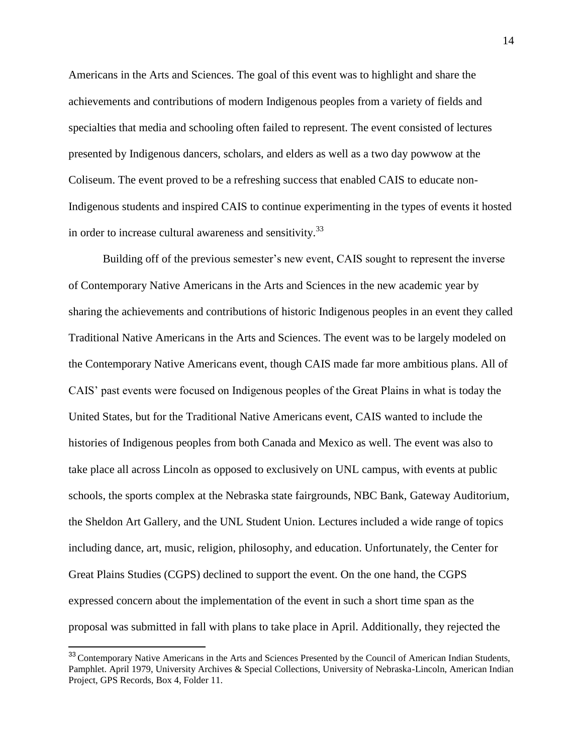Americans in the Arts and Sciences. The goal of this event was to highlight and share the achievements and contributions of modern Indigenous peoples from a variety of fields and specialties that media and schooling often failed to represent. The event consisted of lectures presented by Indigenous dancers, scholars, and elders as well as a two day powwow at the Coliseum. The event proved to be a refreshing success that enabled CAIS to educate non-Indigenous students and inspired CAIS to continue experimenting in the types of events it hosted in order to increase cultural awareness and sensitivity.[33]

Building off of the previous semester's new event, CAIS sought to represent the inverse of Contemporary Native Americans in the Arts and Sciences in the new academic year by sharing the achievements and contributions of historic Indigenous peoples in an event they called Traditional Native Americans in the Arts and Sciences. The event was to be largely modeled on the Contemporary Native Americans event, though CAIS made far more ambitious plans. All of CAIS' past events were focused on Indigenous peoples of the Great Plains in what is today the United States, but for the Traditional Native Americans event, CAIS wanted to include the histories of Indigenous peoples from both Canada and Mexico as well. The event was also to take place all across Lincoln as opposed to exclusively on UNL campus, with events at public schools, the sports complex at the Nebraska state fairgrounds, NBC Bank, Gateway Auditorium, the Sheldon Art Gallery, and the UNL Student Union. Lectures included a wide range of topics including dance, art, music, religion, philosophy, and education. Unfortunately, the Center for Great Plains Studies (CGPS) declined to support the event. On the one hand, the CGPS expressed concern about the implementation of the event in such a short time span as the proposal was submitted in fall with plans to take place in April. Additionally, they rejected the

[33] Contemporary Native Americans in the Arts and Sciences Presented by the Council of American Indian Students, Pamphlet. April 1979, University Archives & Special Collections, University of Nebraska-Lincoln, American Indian Project, GPS Records, Box 4, Folder 11.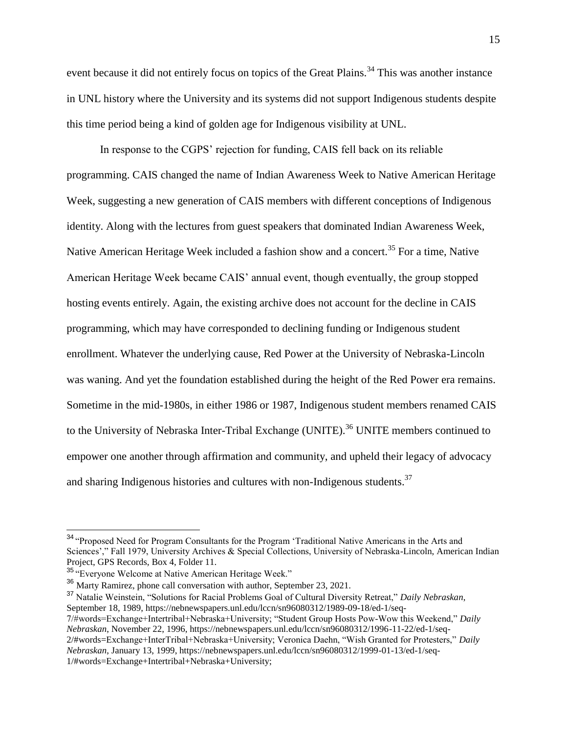event because it did not entirely focus on topics of the Great Plains.[34] This was another instance in UNL history where the University and its systems did not support Indigenous students despite this time period being a kind of golden age for Indigenous visibility at UNL.

In response to the CGPS' rejection for funding, CAIS fell back on its reliable programming. CAIS changed the name of Indian Awareness Week to Native American Heritage Week, suggesting a new generation of CAIS members with different conceptions of Indigenous identity. Along with the lectures from guest speakers that dominated Indian Awareness Week, Native American Heritage Week included a fashion show and a concert.[35] For a time, Native American Heritage Week became CAIS' annual event, though eventually, the group stopped hosting events entirely. Again, the existing archive does not account for the decline in CAIS programming, which may have corresponded to declining funding or Indigenous student enrollment. Whatever the underlying cause, Red Power at the University of Nebraska-Lincoln was waning. And yet the foundation established during the height of the Red Power era remains. Sometime in the mid-1980s, in either 1986 or 1987, Indigenous student members renamed CAIS to the University of Nebraska Inter-Tribal Exchange (UNITE).[36] UNITE members continued to empower one another through affirmation and community, and upheld their legacy of advocacy and sharing Indigenous histories and cultures with non-Indigenous students.[37]

---

[34] "Proposed Need for Program Consultants for the Program 'Traditional Native Americans in the Arts and Sciences'," Fall 1979, University Archives & Special Collections, University of Nebraska-Lincoln, American Indian Project, GPS Records, Box 4, Folder 11.

[35] "Everyone Welcome at Native American Heritage Week."

[36] Marty Ramirez, phone call conversation with author, September 23, 2021.

[37] Natalie Weinstein, "Solutions for Racial Problems Goal of Cultural Diversity Retreat," *Daily Nebraskan*, September 18, 1989, https://nebnewspapers.unl.edu/lccn/sn96080312/1989-09-18/ed-1/seq-7/#words=Exchange+Intertribal+Nebraska+University; "Student Group Hosts Pow-Wow this Weekend," *Daily Nebraskan*, November 22, 1996, https://nebnewspapers.unl.edu/lccn/sn96080312/1996-11-22/ed-1/seq-2/#words=Exchange+InterTribal+Nebraska+University; Veronica Daehn, "Wish Granted for Protesters," *Daily Nebraskan*, January 13, 1999, https://nebnewspapers.unl.edu/lccn/sn96080312/1999-01-13/ed-1/seq-1/#words=Exchange+Intertribal+Nebraska+University;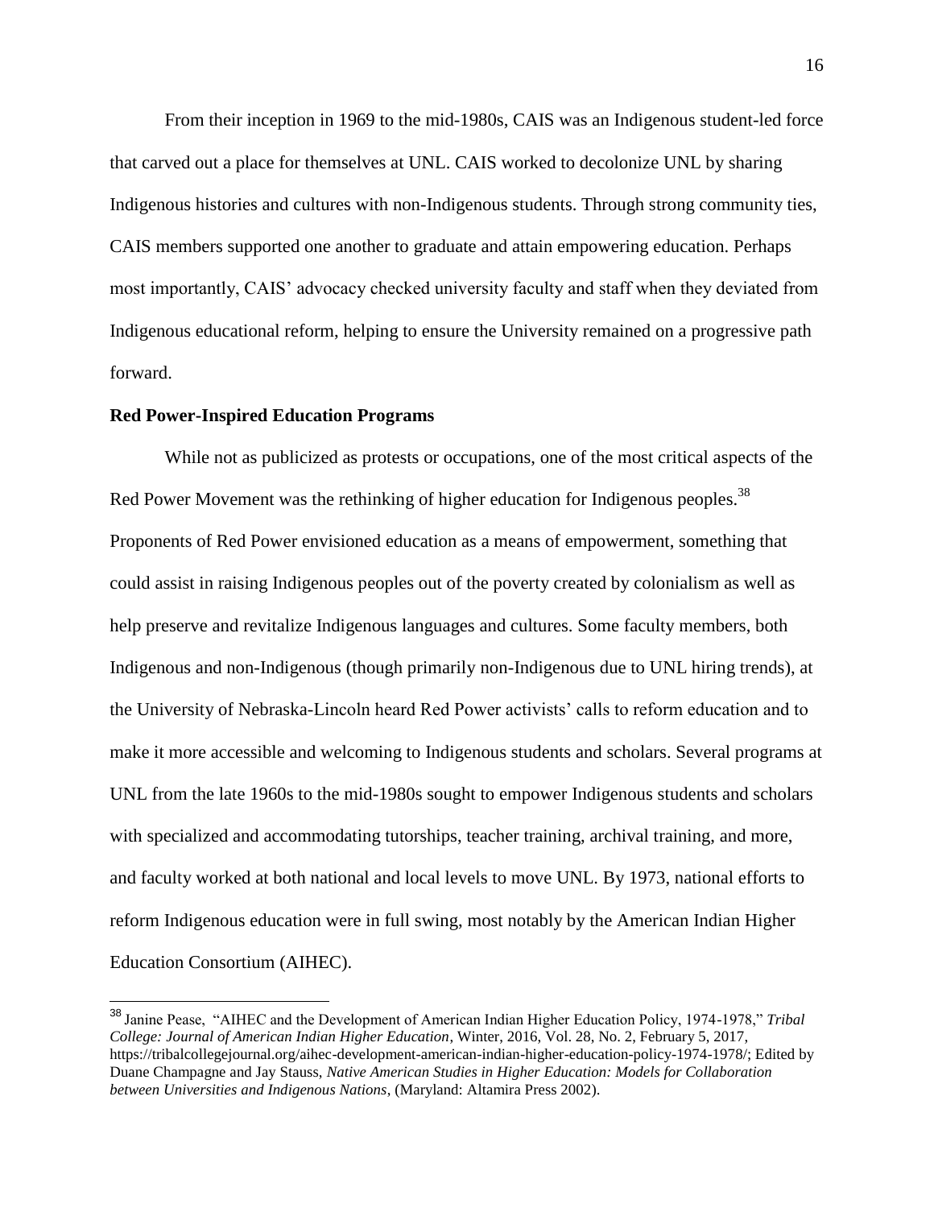From their inception in 1969 to the mid-1980s, CAIS was an Indigenous student-led force that carved out a place for themselves at UNL. CAIS worked to decolonize UNL by sharing Indigenous histories and cultures with non-Indigenous students. Through strong community ties, CAIS members supported one another to graduate and attain empowering education. Perhaps most importantly, CAIS' advocacy checked university faculty and staff when they deviated from Indigenous educational reform, helping to ensure the University remained on a progressive path forward.

### Red Power-Inspired Education Programs

While not as publicized as protests or occupations, one of the most critical aspects of the Red Power Movement was the rethinking of higher education for Indigenous peoples.[38] Proponents of Red Power envisioned education as a means of empowerment, something that could assist in raising Indigenous peoples out of the poverty created by colonialism as well as help preserve and revitalize Indigenous languages and cultures. Some faculty members, both Indigenous and non-Indigenous (though primarily non-Indigenous due to UNL hiring trends), at the University of Nebraska-Lincoln heard Red Power activists' calls to reform education and to make it more accessible and welcoming to Indigenous students and scholars. Several programs at UNL from the late 1960s to the mid-1980s sought to empower Indigenous students and scholars with specialized and accommodating tutorships, teacher training, archival training, and more, and faculty worked at both national and local levels to move UNL. By 1973, national efforts to reform Indigenous education were in full swing, most notably by the American Indian Higher Education Consortium (AIHEC).

---

[38] Janine Pease, "AIHEC and the Development of American Indian Higher Education Policy, 1974-1978," *Tribal College: Journal of American Indian Higher Education*, Winter, 2016, Vol. 28, No. 2, February 5, 2017, https://tribalcollegejournal.org/aihec-development-american-indian-higher-education-policy-1974-1978/; Edited by Duane Champagne and Jay Stauss, *Native American Studies in Higher Education: Models for Collaboration between Universities and Indigenous Nations*, (Maryland: Altamira Press 2002).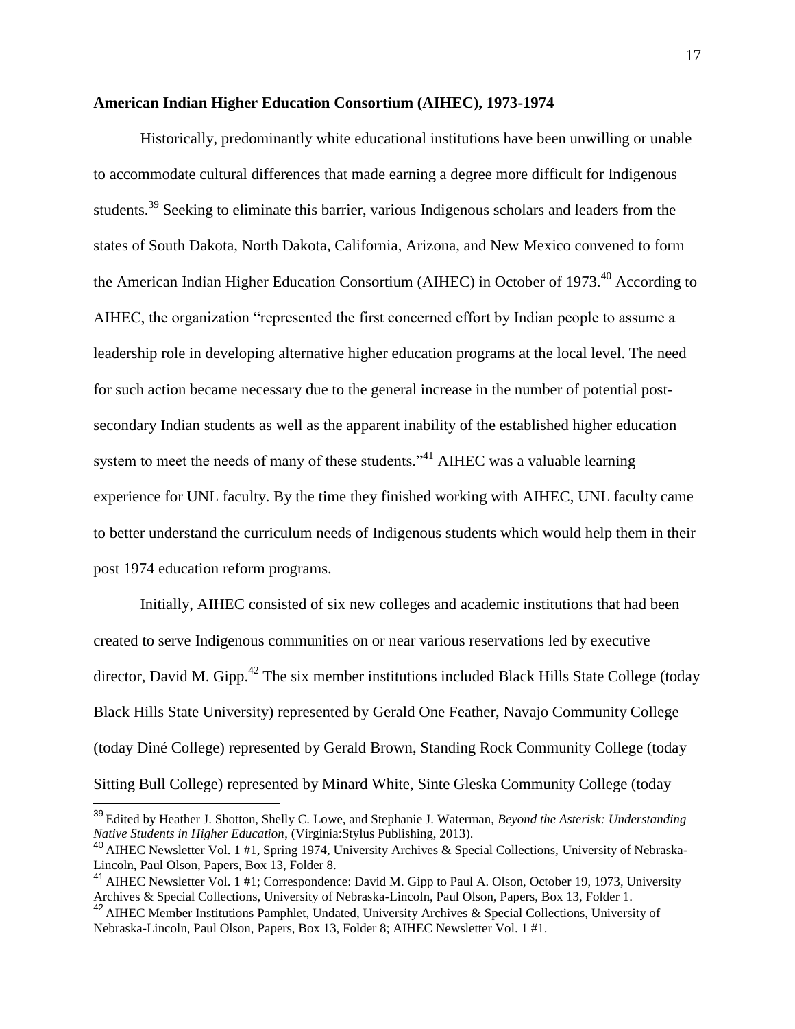**American Indian Higher Education Consortium (AIHEC), 1973-1974**

Historically, predominantly white educational institutions have been unwilling or unable to accommodate cultural differences that made earning a degree more difficult for Indigenous students.[39] Seeking to eliminate this barrier, various Indigenous scholars and leaders from the states of South Dakota, North Dakota, California, Arizona, and New Mexico convened to form the American Indian Higher Education Consortium (AIHEC) in October of 1973.[40] According to AIHEC, the organization "represented the first concerned effort by Indian people to assume a leadership role in developing alternative higher education programs at the local level. The need for such action became necessary due to the general increase in the number of potential post-secondary Indian students as well as the apparent inability of the established higher education system to meet the needs of many of these students."[41] AIHEC was a valuable learning experience for UNL faculty. By the time they finished working with AIHEC, UNL faculty came to better understand the curriculum needs of Indigenous students which would help them in their post 1974 education reform programs.

Initially, AIHEC consisted of six new colleges and academic institutions that had been created to serve Indigenous communities on or near various reservations led by executive director, David M. Gipp.[42] The six member institutions included Black Hills State College (today Black Hills State University) represented by Gerald One Feather, Navajo Community College (today Diné College) represented by Gerald Brown, Standing Rock Community College (today Sitting Bull College) represented by Minard White, Sinte Gleska Community College (today

---

[39] Edited by Heather J. Shotton, Shelly C. Lowe, and Stephanie J. Waterman, *Beyond the Asterisk: Understanding Native Students in Higher Education*, (Virginia:Stylus Publishing, 2013).

[40] AIHEC Newsletter Vol. 1 #1, Spring 1974, University Archives & Special Collections, University of Nebraska-Lincoln, Paul Olson, Papers, Box 13, Folder 8.

[41] AIHEC Newsletter Vol. 1 #1; Correspondence: David M. Gipp to Paul A. Olson, October 19, 1973, University Archives & Special Collections, University of Nebraska-Lincoln, Paul Olson, Papers, Box 13, Folder 1.

[42] AIHEC Member Institutions Pamphlet, Undated, University Archives & Special Collections, University of Nebraska-Lincoln, Paul Olson, Papers, Box 13, Folder 8; AIHEC Newsletter Vol. 1 #1.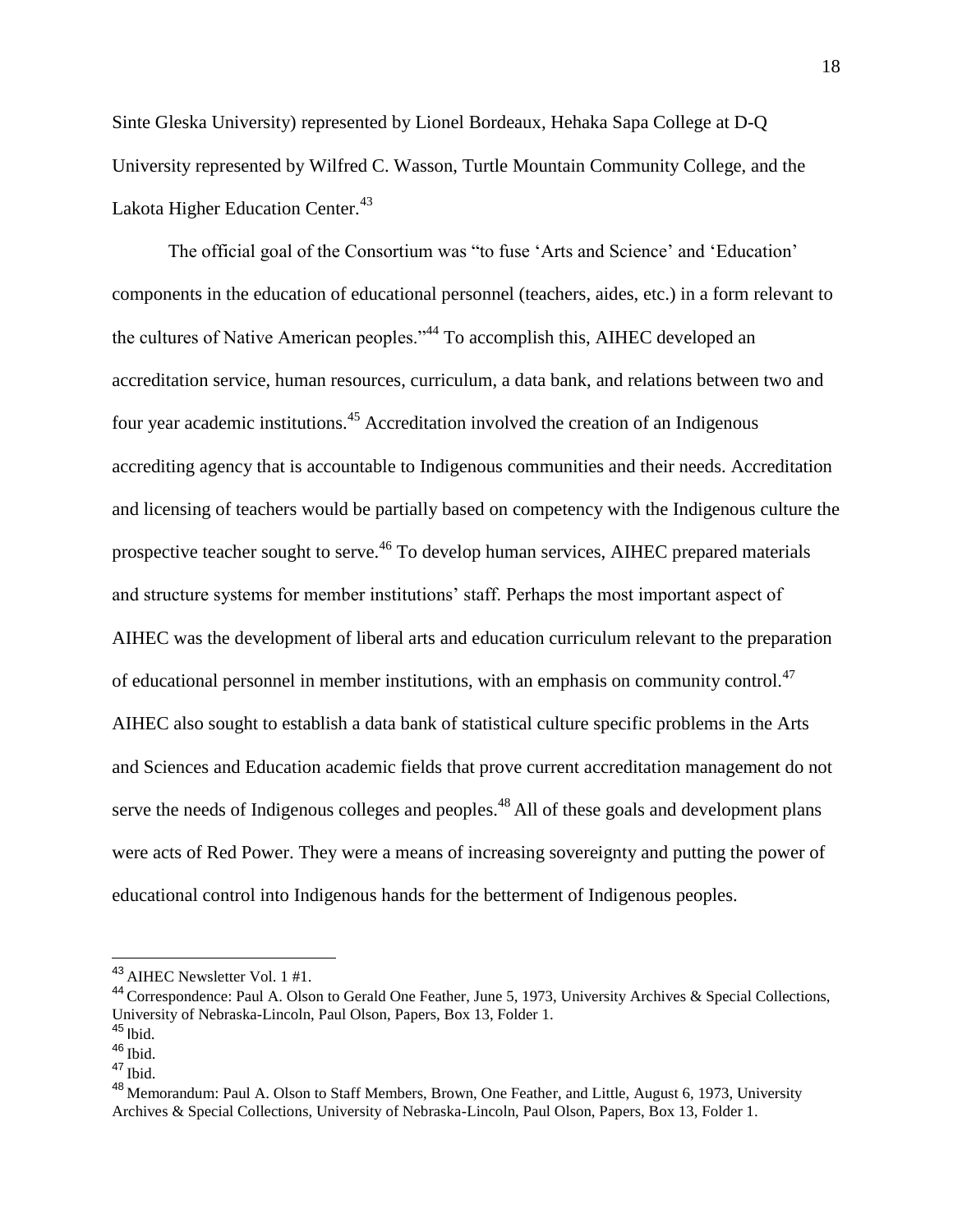Sinte Gleska University) represented by Lionel Bordeaux, Hehaka Sapa College at D-Q University represented by Wilfred C. Wasson, Turtle Mountain Community College, and the Lakota Higher Education Center.[43]

The official goal of the Consortium was "to fuse 'Arts and Science' and 'Education' components in the education of educational personnel (teachers, aides, etc.) in a form relevant to the cultures of Native American peoples."[44] To accomplish this, AIHEC developed an accreditation service, human resources, curriculum, a data bank, and relations between two and four year academic institutions.[45] Accreditation involved the creation of an Indigenous accrediting agency that is accountable to Indigenous communities and their needs. Accreditation and licensing of teachers would be partially based on competency with the Indigenous culture the prospective teacher sought to serve.[46] To develop human services, AIHEC prepared materials and structure systems for member institutions' staff. Perhaps the most important aspect of AIHEC was the development of liberal arts and education curriculum relevant to the preparation of educational personnel in member institutions, with an emphasis on community control.[47] AIHEC also sought to establish a data bank of statistical culture specific problems in the Arts and Sciences and Education academic fields that prove current accreditation management do not serve the needs of Indigenous colleges and peoples.[48] All of these goals and development plans were acts of Red Power. They were a means of increasing sovereignty and putting the power of educational control into Indigenous hands for the betterment of Indigenous peoples.

---

[43] AIHEC Newsletter Vol. 1 #1.

[44] Correspondence: Paul A. Olson to Gerald One Feather, June 5, 1973, University Archives & Special Collections, University of Nebraska-Lincoln, Paul Olson, Papers, Box 13, Folder 1.

[45] Ibid.

[46] Ibid.

[47] Ibid.

[48] Memorandum: Paul A. Olson to Staff Members, Brown, One Feather, and Little, August 6, 1973, University Archives & Special Collections, University of Nebraska-Lincoln, Paul Olson, Papers, Box 13, Folder 1.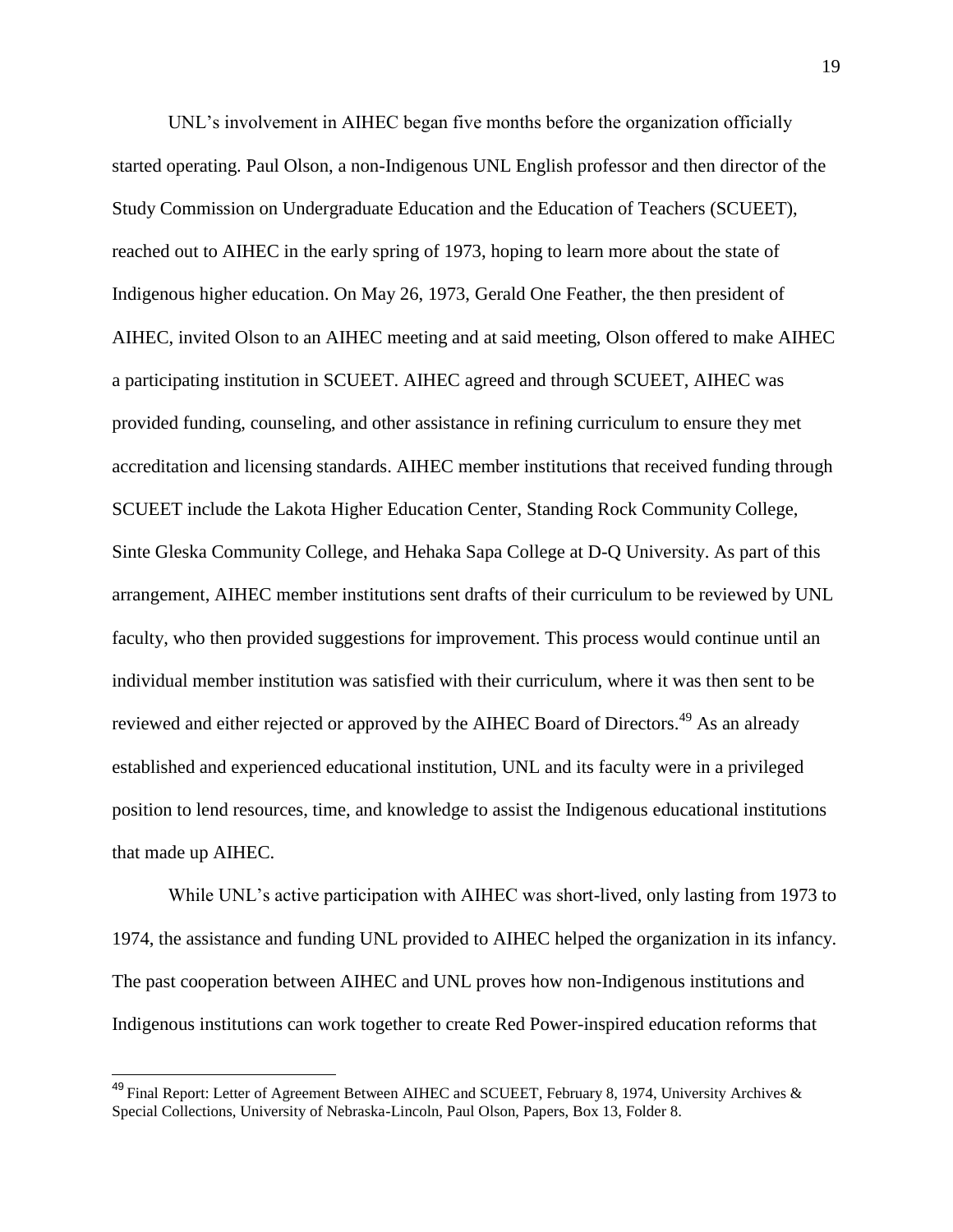UNL's involvement in AIHEC began five months before the organization officially started operating. Paul Olson, a non-Indigenous UNL English professor and then director of the Study Commission on Undergraduate Education and the Education of Teachers (SCUEET), reached out to AIHEC in the early spring of 1973, hoping to learn more about the state of Indigenous higher education. On May 26, 1973, Gerald One Feather, the then president of AIHEC, invited Olson to an AIHEC meeting and at said meeting, Olson offered to make AIHEC a participating institution in SCUEET. AIHEC agreed and through SCUEET, AIHEC was provided funding, counseling, and other assistance in refining curriculum to ensure they met accreditation and licensing standards. AIHEC member institutions that received funding through SCUEET include the Lakota Higher Education Center, Standing Rock Community College, Sinte Gleska Community College, and Hehaka Sapa College at D-Q University. As part of this arrangement, AIHEC member institutions sent drafts of their curriculum to be reviewed by UNL faculty, who then provided suggestions for improvement. This process would continue until an individual member institution was satisfied with their curriculum, where it was then sent to be reviewed and either rejected or approved by the AIHEC Board of Directors.[49] As an already established and experienced educational institution, UNL and its faculty were in a privileged position to lend resources, time, and knowledge to assist the Indigenous educational institutions that made up AIHEC.

While UNL's active participation with AIHEC was short-lived, only lasting from 1973 to 1974, the assistance and funding UNL provided to AIHEC helped the organization in its infancy. The past cooperation between AIHEC and UNL proves how non-Indigenous institutions and Indigenous institutions can work together to create Red Power-inspired education reforms that

---

[49] Final Report: Letter of Agreement Between AIHEC and SCUEET, February 8, 1974, University Archives & Special Collections, University of Nebraska-Lincoln, Paul Olson, Papers, Box 13, Folder 8.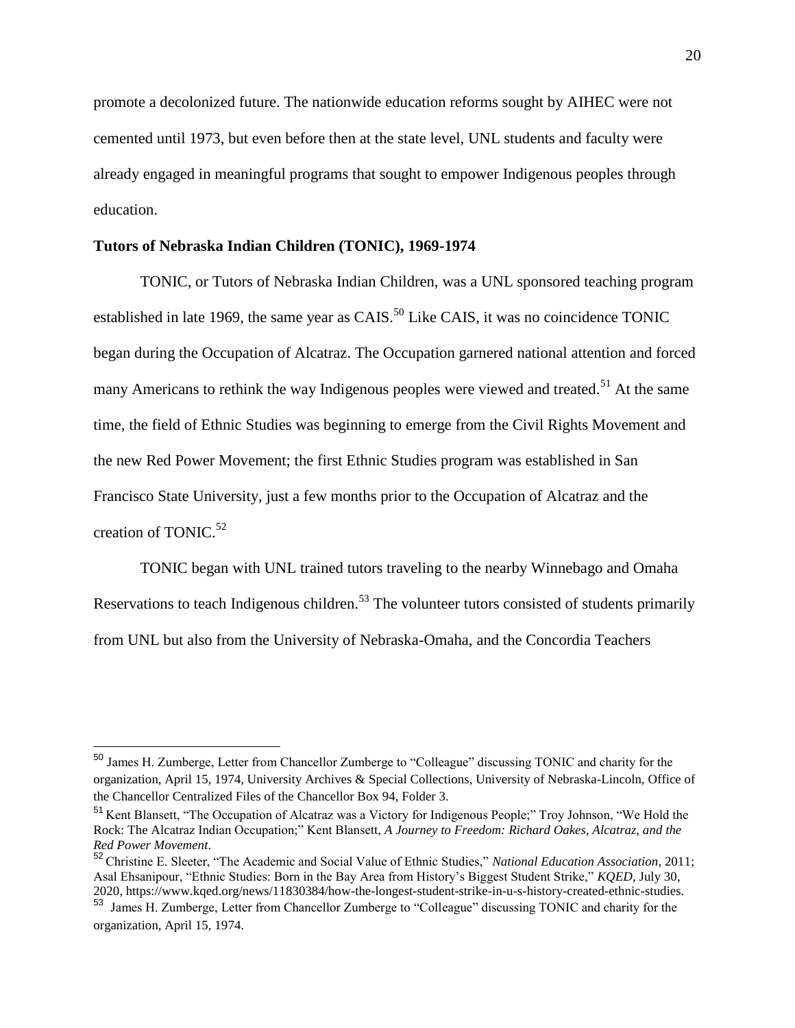promote a decolonized future. The nationwide education reforms sought by AIHEC were not cemented until 1973, but even before then at the state level, UNL students and faculty were already engaged in meaningful programs that sought to empower Indigenous peoples through education.

**Tutors of Nebraska Indian Children (TONIC), 1969-1974**

TONIC, or Tutors of Nebraska Indian Children, was a UNL sponsored teaching program established in late 1969, the same year as CAIS.[50] Like CAIS, it was no coincidence TONIC began during the Occupation of Alcatraz. The Occupation garnered national attention and forced many Americans to rethink the way Indigenous peoples were viewed and treated.[51] At the same time, the field of Ethnic Studies was beginning to emerge from the Civil Rights Movement and the new Red Power Movement; the first Ethnic Studies program was established in San Francisco State University, just a few months prior to the Occupation of Alcatraz and the creation of TONIC.[52]

TONIC began with UNL trained tutors traveling to the nearby Winnebago and Omaha Reservations to teach Indigenous children.[53] The volunteer tutors consisted of students primarily from UNL but also from the University of Nebraska-Omaha, and the Concordia Teachers

---

[50] James H. Zumberge, Letter from Chancellor Zumberge to "Colleague" discussing TONIC and charity for the organization, April 15, 1974, University Archives & Special Collections, University of Nebraska-Lincoln, Office of the Chancellor Centralized Files of the Chancellor Box 94, Folder 3.

[51] Kent Blansett, "The Occupation of Alcatraz was a Victory for Indigenous People;" Troy Johnson, "We Hold the Rock: The Alcatraz Indian Occupation;" Kent Blansett, *A Journey to Freedom: Richard Oakes, Alcatraz, and the Red Power Movement*.

[52] Christine E. Sleeter, "The Academic and Social Value of Ethnic Studies," *National Education Association*, 2011; Asal Ehsanipour, "Ethnic Studies: Born in the Bay Area from History's Biggest Student Strike," *KQED*, July 30, 2020, https://www.kqed.org/news/11830384/how-the-longest-student-strike-in-u-s-history-created-ethnic-studies.

[53] James H. Zumberge, Letter from Chancellor Zumberge to "Colleague" discussing TONIC and charity for the organization, April 15, 1974.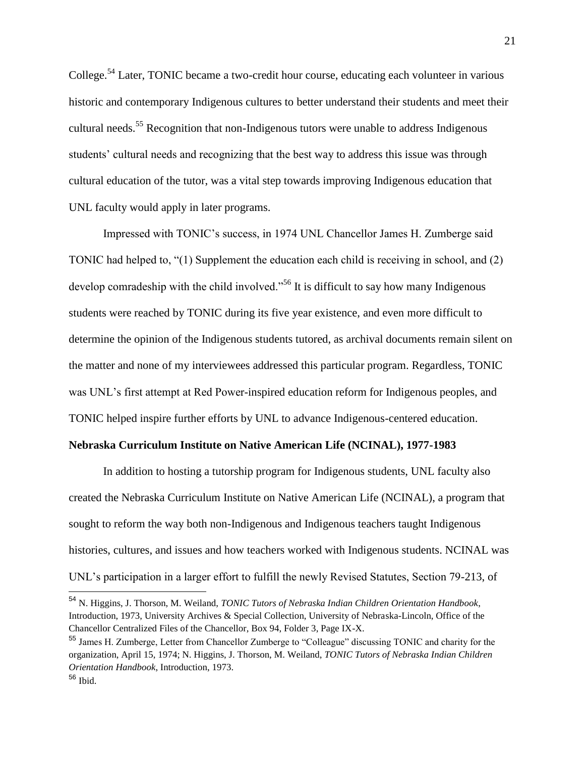College.[54] Later, TONIC became a two-credit hour course, educating each volunteer in various historic and contemporary Indigenous cultures to better understand their students and meet their cultural needs.[55] Recognition that non-Indigenous tutors were unable to address Indigenous students' cultural needs and recognizing that the best way to address this issue was through cultural education of the tutor, was a vital step towards improving Indigenous education that UNL faculty would apply in later programs.

Impressed with TONIC's success, in 1974 UNL Chancellor James H. Zumberge said TONIC had helped to, "(1) Supplement the education each child is receiving in school, and (2) develop comradeship with the child involved."[56] It is difficult to say how many Indigenous students were reached by TONIC during its five year existence, and even more difficult to determine the opinion of the Indigenous students tutored, as archival documents remain silent on the matter and none of my interviewees addressed this particular program. Regardless, TONIC was UNL's first attempt at Red Power-inspired education reform for Indigenous peoples, and TONIC helped inspire further efforts by UNL to advance Indigenous-centered education.

**Nebraska Curriculum Institute on Native American Life (NCINAL), 1977-1983**

In addition to hosting a tutorship program for Indigenous students, UNL faculty also created the Nebraska Curriculum Institute on Native American Life (NCINAL), a program that sought to reform the way both non-Indigenous and Indigenous teachers taught Indigenous histories, cultures, and issues and how teachers worked with Indigenous students. NCINAL was UNL's participation in a larger effort to fulfill the newly Revised Statutes, Section 79-213, of

---

[54] N. Higgins, J. Thorson, M. Weiland, *TONIC Tutors of Nebraska Indian Children Orientation Handbook*, Introduction, 1973, University Archives & Special Collection, University of Nebraska-Lincoln, Office of the Chancellor Centralized Files of the Chancellor, Box 94, Folder 3, Page IX-X.

[55] James H. Zumberge, Letter from Chancellor Zumberge to "Colleague" discussing TONIC and charity for the organization, April 15, 1974; N. Higgins, J. Thorson, M. Weiland, *TONIC Tutors of Nebraska Indian Children Orientation Handbook*, Introduction, 1973.

[56] Ibid.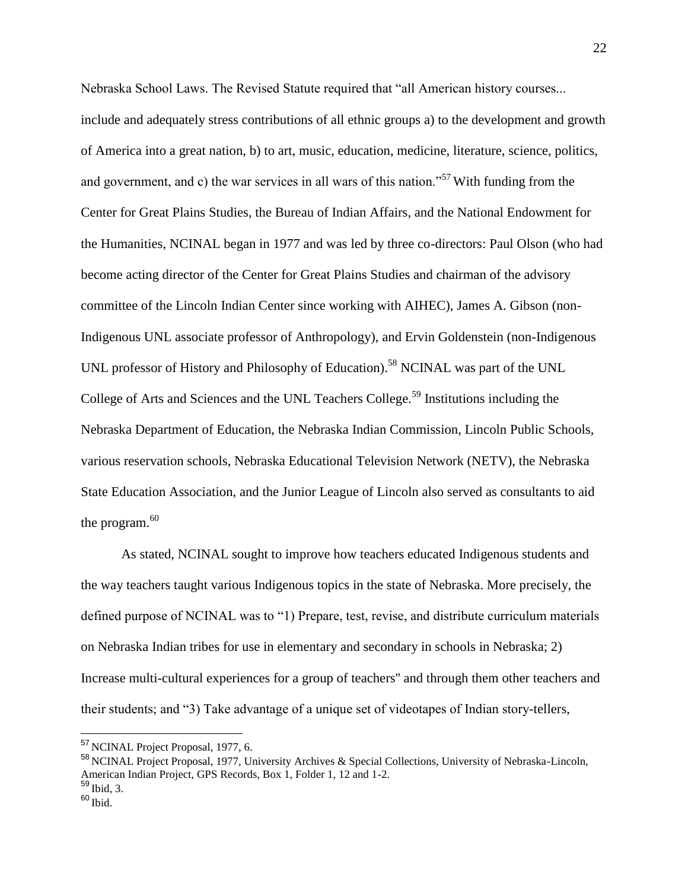Nebraska School Laws. The Revised Statute required that "all American history courses... include and adequately stress contributions of all ethnic groups a) to the development and growth of America into a great nation, b) to art, music, education, medicine, literature, science, politics, and government, and c) the war services in all wars of this nation."[57] With funding from the Center for Great Plains Studies, the Bureau of Indian Affairs, and the National Endowment for the Humanities, NCINAL began in 1977 and was led by three co-directors: Paul Olson (who had become acting director of the Center for Great Plains Studies and chairman of the advisory committee of the Lincoln Indian Center since working with AIHEC), James A. Gibson (non-Indigenous UNL associate professor of Anthropology), and Ervin Goldenstein (non-Indigenous UNL professor of History and Philosophy of Education).[58] NCINAL was part of the UNL College of Arts and Sciences and the UNL Teachers College.[59] Institutions including the Nebraska Department of Education, the Nebraska Indian Commission, Lincoln Public Schools, various reservation schools, Nebraska Educational Television Network (NETV), the Nebraska State Education Association, and the Junior League of Lincoln also served as consultants to aid the program.[60]

As stated, NCINAL sought to improve how teachers educated Indigenous students and the way teachers taught various Indigenous topics in the state of Nebraska. More precisely, the defined purpose of NCINAL was to "1) Prepare, test, revise, and distribute curriculum materials on Nebraska Indian tribes for use in elementary and secondary in schools in Nebraska; 2) Increase multi-cultural experiences for a group of teachers" and through them other teachers and their students; and "3) Take advantage of a unique set of videotapes of Indian story-tellers,

---

[57] NCINAL Project Proposal, 1977, 6.

[58] NCINAL Project Proposal, 1977, University Archives & Special Collections, University of Nebraska-Lincoln, American Indian Project, GPS Records, Box 1, Folder 1, 12 and 1-2.

[59] Ibid, 3.

[60] Ibid.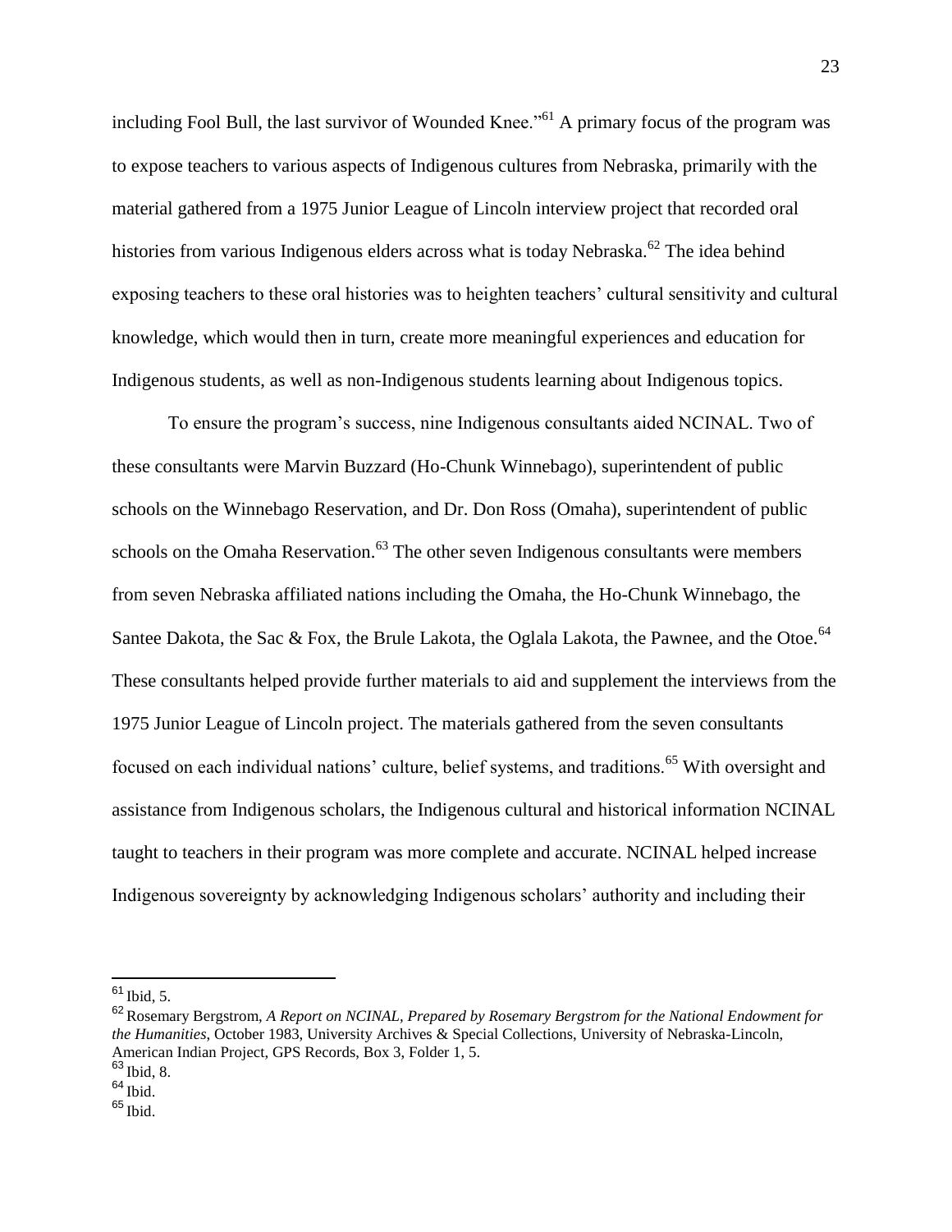including Fool Bull, the last survivor of Wounded Knee."[61] A primary focus of the program was to expose teachers to various aspects of Indigenous cultures from Nebraska, primarily with the material gathered from a 1975 Junior League of Lincoln interview project that recorded oral histories from various Indigenous elders across what is today Nebraska.[62] The idea behind exposing teachers to these oral histories was to heighten teachers' cultural sensitivity and cultural knowledge, which would then in turn, create more meaningful experiences and education for Indigenous students, as well as non-Indigenous students learning about Indigenous topics.

To ensure the program's success, nine Indigenous consultants aided NCINAL. Two of these consultants were Marvin Buzzard (Ho-Chunk Winnebago), superintendent of public schools on the Winnebago Reservation, and Dr. Don Ross (Omaha), superintendent of public schools on the Omaha Reservation.[63] The other seven Indigenous consultants were members from seven Nebraska affiliated nations including the Omaha, the Ho-Chunk Winnebago, the Santee Dakota, the Sac & Fox, the Brule Lakota, the Oglala Lakota, the Pawnee, and the Otoe.[64] These consultants helped provide further materials to aid and supplement the interviews from the 1975 Junior League of Lincoln project. The materials gathered from the seven consultants focused on each individual nations' culture, belief systems, and traditions.[65] With oversight and assistance from Indigenous scholars, the Indigenous cultural and historical information NCINAL taught to teachers in their program was more complete and accurate. NCINAL helped increase Indigenous sovereignty by acknowledging Indigenous scholars' authority and including their

---

[61] Ibid, 5.

[62] Rosemary Bergstrom, *A Report on NCINAL, Prepared by Rosemary Bergstrom for the National Endowment for the Humanities*, October 1983, University Archives & Special Collections, University of Nebraska-Lincoln, American Indian Project, GPS Records, Box 3, Folder 1, 5.

[63] Ibid, 8.

[64] Ibid.

[65] Ibid.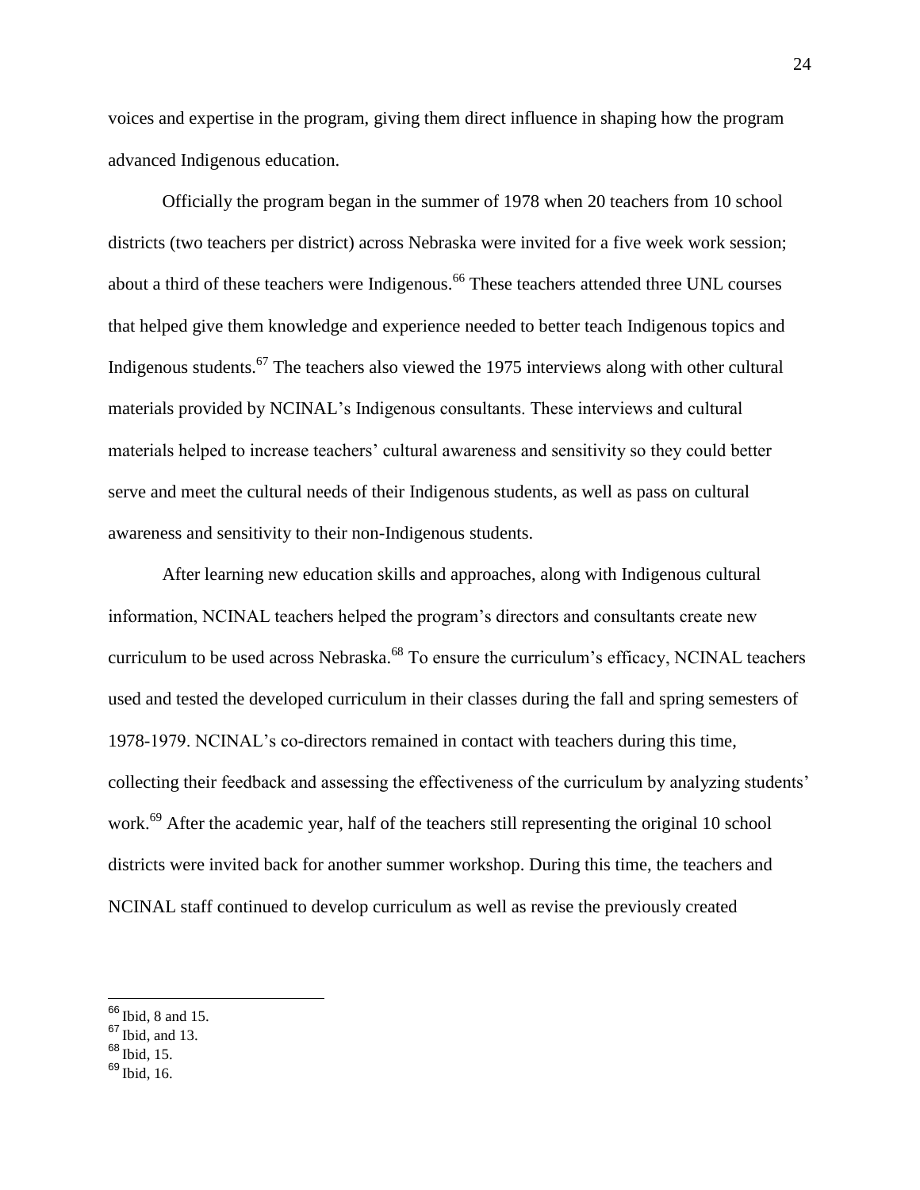voices and expertise in the program, giving them direct influence in shaping how the program advanced Indigenous education.

Officially the program began in the summer of 1978 when 20 teachers from 10 school districts (two teachers per district) across Nebraska were invited for a five week work session; about a third of these teachers were Indigenous.[66] These teachers attended three UNL courses that helped give them knowledge and experience needed to better teach Indigenous topics and Indigenous students.[67] The teachers also viewed the 1975 interviews along with other cultural materials provided by NCINAL's Indigenous consultants. These interviews and cultural materials helped to increase teachers' cultural awareness and sensitivity so they could better serve and meet the cultural needs of their Indigenous students, as well as pass on cultural awareness and sensitivity to their non-Indigenous students.

After learning new education skills and approaches, along with Indigenous cultural information, NCINAL teachers helped the program's directors and consultants create new curriculum to be used across Nebraska.[68] To ensure the curriculum's efficacy, NCINAL teachers used and tested the developed curriculum in their classes during the fall and spring semesters of 1978-1979. NCINAL's co-directors remained in contact with teachers during this time, collecting their feedback and assessing the effectiveness of the curriculum by analyzing students' work.[69] After the academic year, half of the teachers still representing the original 10 school districts were invited back for another summer workshop. During this time, the teachers and NCINAL staff continued to develop curriculum as well as revise the previously created

---

[66] Ibid, 8 and 15.
[67] Ibid, and 13.
[68] Ibid, 15.
[69] Ibid, 16.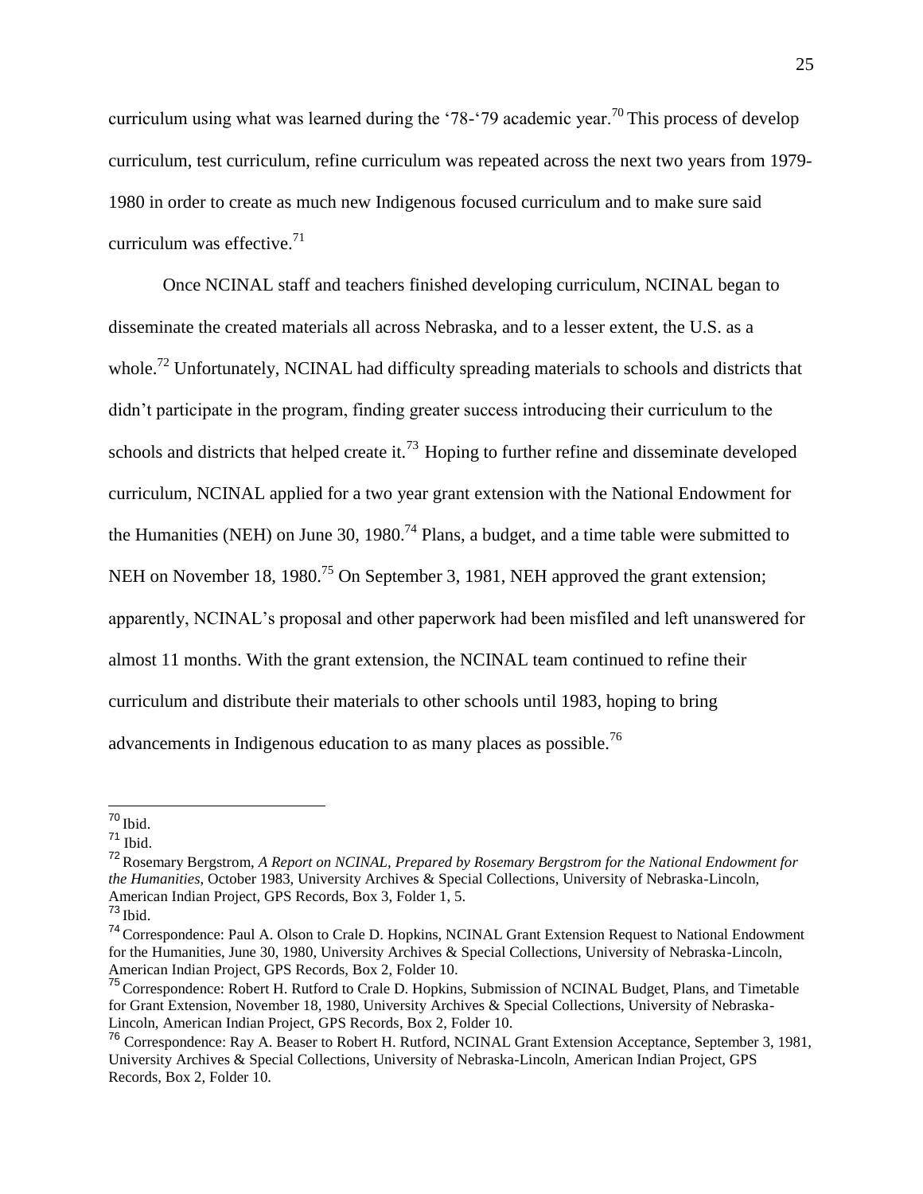curriculum using what was learned during the '78-'79 academic year.[70] This process of develop curriculum, test curriculum, refine curriculum was repeated across the next two years from 1979-1980 in order to create as much new Indigenous focused curriculum and to make sure said curriculum was effective.[71]

Once NCINAL staff and teachers finished developing curriculum, NCINAL began to disseminate the created materials all across Nebraska, and to a lesser extent, the U.S. as a whole.[72] Unfortunately, NCINAL had difficulty spreading materials to schools and districts that didn't participate in the program, finding greater success introducing their curriculum to the schools and districts that helped create it.[73] Hoping to further refine and disseminate developed curriculum, NCINAL applied for a two year grant extension with the National Endowment for the Humanities (NEH) on June 30, 1980.[74] Plans, a budget, and a time table were submitted to NEH on November 18, 1980.[75] On September 3, 1981, NEH approved the grant extension; apparently, NCINAL's proposal and other paperwork had been misfiled and left unanswered for almost 11 months. With the grant extension, the NCINAL team continued to refine their curriculum and distribute their materials to other schools until 1983, hoping to bring advancements in Indigenous education to as many places as possible.[76]

---

[70] Ibid.

[71] Ibid.

[72] Rosemary Bergstrom, *A Report on NCINAL, Prepared by Rosemary Bergstrom for the National Endowment for the Humanities*, October 1983, University Archives & Special Collections, University of Nebraska-Lincoln, American Indian Project, GPS Records, Box 3, Folder 1, 5.

[73] Ibid.

[74] Correspondence: Paul A. Olson to Crale D. Hopkins, NCINAL Grant Extension Request to National Endowment for the Humanities, June 30, 1980, University Archives & Special Collections, University of Nebraska-Lincoln, American Indian Project, GPS Records, Box 2, Folder 10.

[75] Correspondence: Robert H. Rutford to Crale D. Hopkins, Submission of NCINAL Budget, Plans, and Timetable for Grant Extension, November 18, 1980, University Archives & Special Collections, University of Nebraska-Lincoln, American Indian Project, GPS Records, Box 2, Folder 10.

[76] Correspondence: Ray A. Beaser to Robert H. Rutford, NCINAL Grant Extension Acceptance, September 3, 1981, University Archives & Special Collections, University of Nebraska-Lincoln, American Indian Project, GPS Records, Box 2, Folder 10.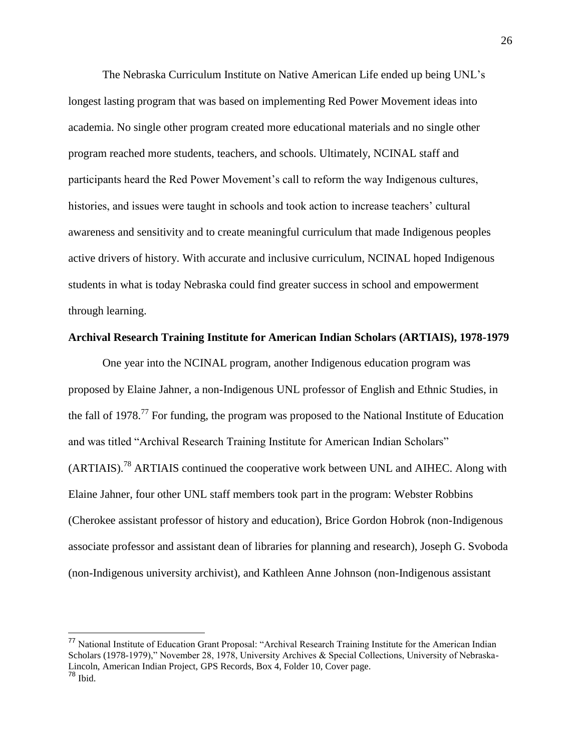The Nebraska Curriculum Institute on Native American Life ended up being UNL's longest lasting program that was based on implementing Red Power Movement ideas into academia. No single other program created more educational materials and no single other program reached more students, teachers, and schools. Ultimately, NCINAL staff and participants heard the Red Power Movement's call to reform the way Indigenous cultures, histories, and issues were taught in schools and took action to increase teachers' cultural awareness and sensitivity and to create meaningful curriculum that made Indigenous peoples active drivers of history. With accurate and inclusive curriculum, NCINAL hoped Indigenous students in what is today Nebraska could find greater success in school and empowerment through learning.

**Archival Research Training Institute for American Indian Scholars (ARTIAIS), 1978-1979**

One year into the NCINAL program, another Indigenous education program was proposed by Elaine Jahner, a non-Indigenous UNL professor of English and Ethnic Studies, in the fall of 1978.[77] For funding, the program was proposed to the National Institute of Education and was titled "Archival Research Training Institute for American Indian Scholars" (ARTIAIS).[78] ARTIAIS continued the cooperative work between UNL and AIHEC. Along with Elaine Jahner, four other UNL staff members took part in the program: Webster Robbins (Cherokee assistant professor of history and education), Brice Gordon Hobrok (non-Indigenous associate professor and assistant dean of libraries for planning and research), Joseph G. Svoboda (non-Indigenous university archivist), and Kathleen Anne Johnson (non-Indigenous assistant

---

[77] National Institute of Education Grant Proposal: "Archival Research Training Institute for the American Indian Scholars (1978-1979)," November 28, 1978, University Archives & Special Collections, University of Nebraska-Lincoln, American Indian Project, GPS Records, Box 4, Folder 10, Cover page.

[78] Ibid.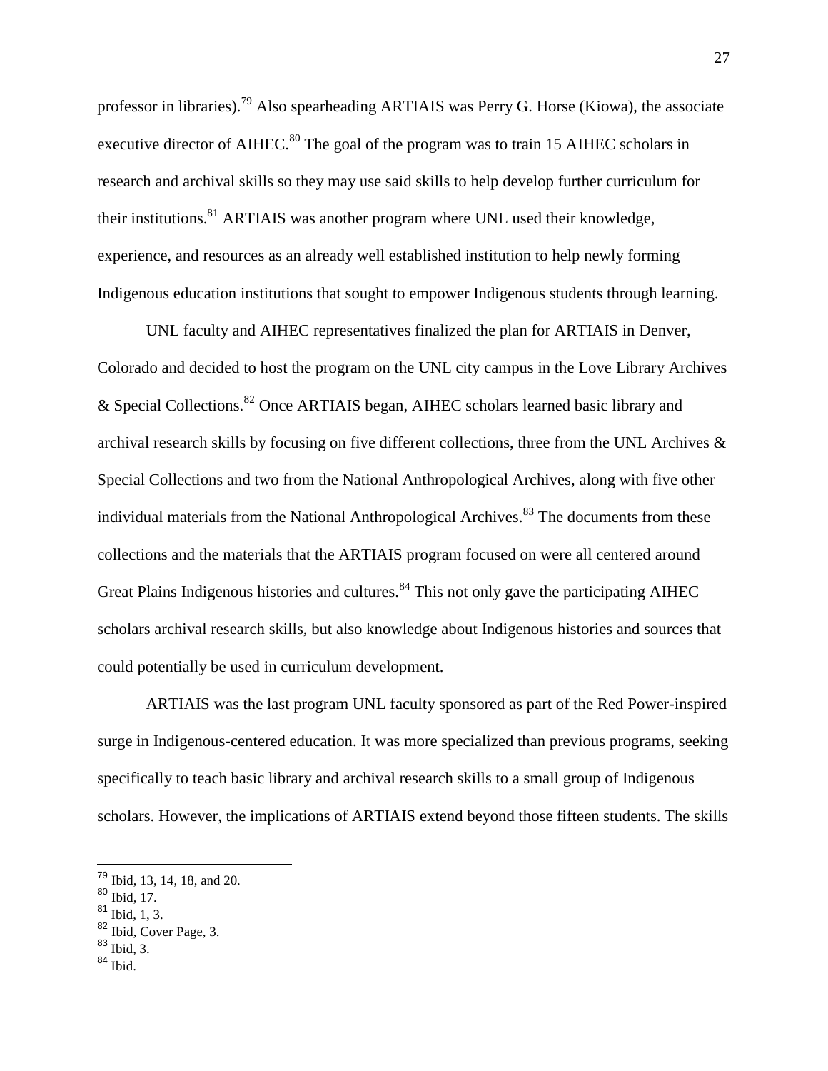professor in libraries).[79] Also spearheading ARTIAIS was Perry G. Horse (Kiowa), the associate executive director of AIHEC.[80] The goal of the program was to train 15 AIHEC scholars in research and archival skills so they may use said skills to help develop further curriculum for their institutions.[81] ARTIAIS was another program where UNL used their knowledge, experience, and resources as an already well established institution to help newly forming Indigenous education institutions that sought to empower Indigenous students through learning.

UNL faculty and AIHEC representatives finalized the plan for ARTIAIS in Denver, Colorado and decided to host the program on the UNL city campus in the Love Library Archives & Special Collections.[82] Once ARTIAIS began, AIHEC scholars learned basic library and archival research skills by focusing on five different collections, three from the UNL Archives & Special Collections and two from the National Anthropological Archives, along with five other individual materials from the National Anthropological Archives.[83] The documents from these collections and the materials that the ARTIAIS program focused on were all centered around Great Plains Indigenous histories and cultures.[84] This not only gave the participating AIHEC scholars archival research skills, but also knowledge about Indigenous histories and sources that could potentially be used in curriculum development.

ARTIAIS was the last program UNL faculty sponsored as part of the Red Power-inspired surge in Indigenous-centered education. It was more specialized than previous programs, seeking specifically to teach basic library and archival research skills to a small group of Indigenous scholars. However, the implications of ARTIAIS extend beyond those fifteen students. The skills

---

[79] Ibid, 13, 14, 18, and 20.
[80] Ibid, 17.
[81] Ibid, 1, 3.
[82] Ibid, Cover Page, 3.
[83] Ibid, 3.
[84] Ibid.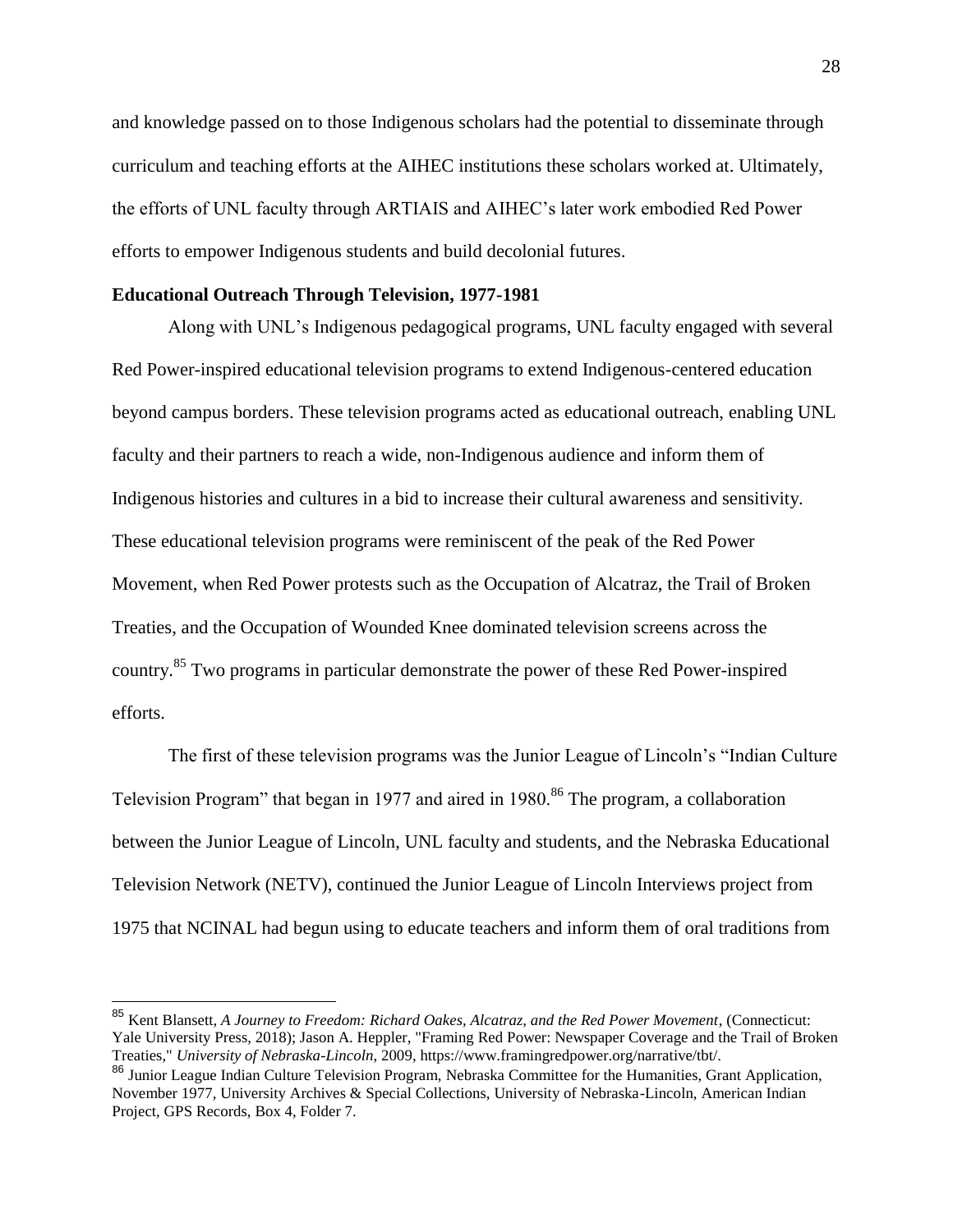and knowledge passed on to those Indigenous scholars had the potential to disseminate through curriculum and teaching efforts at the AIHEC institutions these scholars worked at. Ultimately, the efforts of UNL faculty through ARTIAIS and AIHEC's later work embodied Red Power efforts to empower Indigenous students and build decolonial futures.

### Educational Outreach Through Television, 1977-1981

Along with UNL's Indigenous pedagogical programs, UNL faculty engaged with several Red Power-inspired educational television programs to extend Indigenous-centered education beyond campus borders. These television programs acted as educational outreach, enabling UNL faculty and their partners to reach a wide, non-Indigenous audience and inform them of Indigenous histories and cultures in a bid to increase their cultural awareness and sensitivity. These educational television programs were reminiscent of the peak of the Red Power Movement, when Red Power protests such as the Occupation of Alcatraz, the Trail of Broken Treaties, and the Occupation of Wounded Knee dominated television screens across the country.[85] Two programs in particular demonstrate the power of these Red Power-inspired efforts.

The first of these television programs was the Junior League of Lincoln's "Indian Culture Television Program" that began in 1977 and aired in 1980.[86] The program, a collaboration between the Junior League of Lincoln, UNL faculty and students, and the Nebraska Educational Television Network (NETV), continued the Junior League of Lincoln Interviews project from 1975 that NCINAL had begun using to educate teachers and inform them of oral traditions from

---

[85] Kent Blansett, *A Journey to Freedom: Richard Oakes, Alcatraz, and the Red Power Movement*, (Connecticut: Yale University Press, 2018); Jason A. Heppler, "Framing Red Power: Newspaper Coverage and the Trail of Broken Treaties," *University of Nebraska-Lincoln*, 2009, https://www.framingredpower.org/narrative/tbt/.

[86] Junior League Indian Culture Television Program, Nebraska Committee for the Humanities, Grant Application, November 1977, University Archives & Special Collections, University of Nebraska-Lincoln, American Indian Project, GPS Records, Box 4, Folder 7.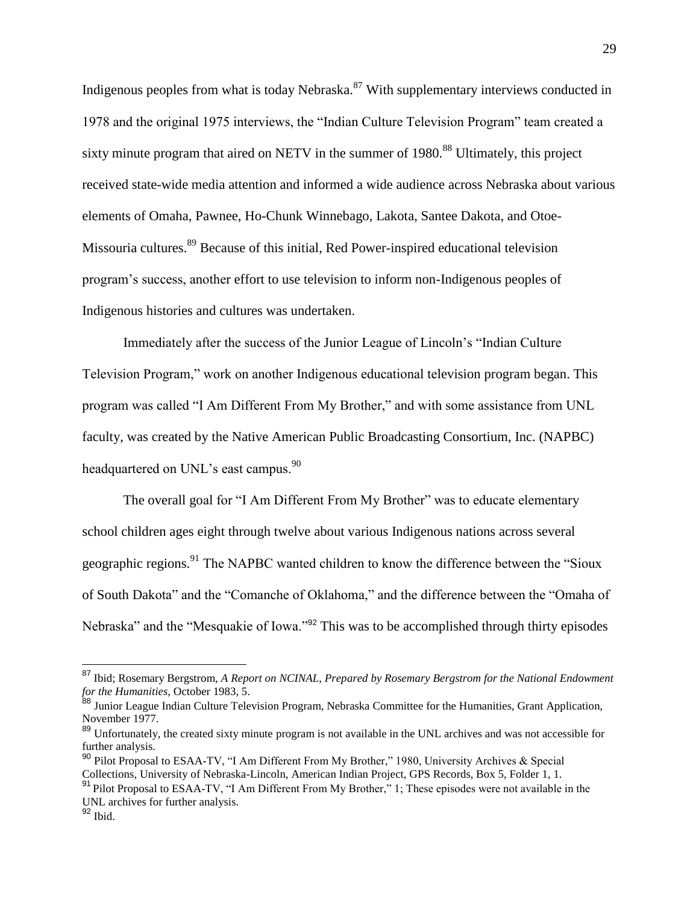Indigenous peoples from what is today Nebraska.[87] With supplementary interviews conducted in 1978 and the original 1975 interviews, the "Indian Culture Television Program" team created a sixty minute program that aired on NETV in the summer of 1980.[88] Ultimately, this project received state-wide media attention and informed a wide audience across Nebraska about various elements of Omaha, Pawnee, Ho-Chunk Winnebago, Lakota, Santee Dakota, and Otoe-Missouria cultures.[89] Because of this initial, Red Power-inspired educational television program's success, another effort to use television to inform non-Indigenous peoples of Indigenous histories and cultures was undertaken.

Immediately after the success of the Junior League of Lincoln's "Indian Culture Television Program," work on another Indigenous educational television program began. This program was called "I Am Different From My Brother," and with some assistance from UNL faculty, was created by the Native American Public Broadcasting Consortium, Inc. (NAPBC) headquartered on UNL's east campus.[90]

The overall goal for "I Am Different From My Brother" was to educate elementary school children ages eight through twelve about various Indigenous nations across several geographic regions.[91] The NAPBC wanted children to know the difference between the "Sioux of South Dakota" and the "Comanche of Oklahoma," and the difference between the "Omaha of Nebraska" and the "Mesquakie of Iowa."[92] This was to be accomplished through thirty episodes

---

[87] Ibid; Rosemary Bergstrom, *A Report on NCINAL, Prepared by Rosemary Bergstrom for the National Endowment for the Humanities,* October 1983, 5.

[88] Junior League Indian Culture Television Program, Nebraska Committee for the Humanities, Grant Application, November 1977.

[89] Unfortunately, the created sixty minute program is not available in the UNL archives and was not accessible for further analysis.

[90] Pilot Proposal to ESAA-TV, "I Am Different From My Brother," 1980, University Archives & Special Collections, University of Nebraska-Lincoln, American Indian Project, GPS Records, Box 5, Folder 1, 1.

[91] Pilot Proposal to ESAA-TV, "I Am Different From My Brother," 1; These episodes were not available in the UNL archives for further analysis.

[92] Ibid.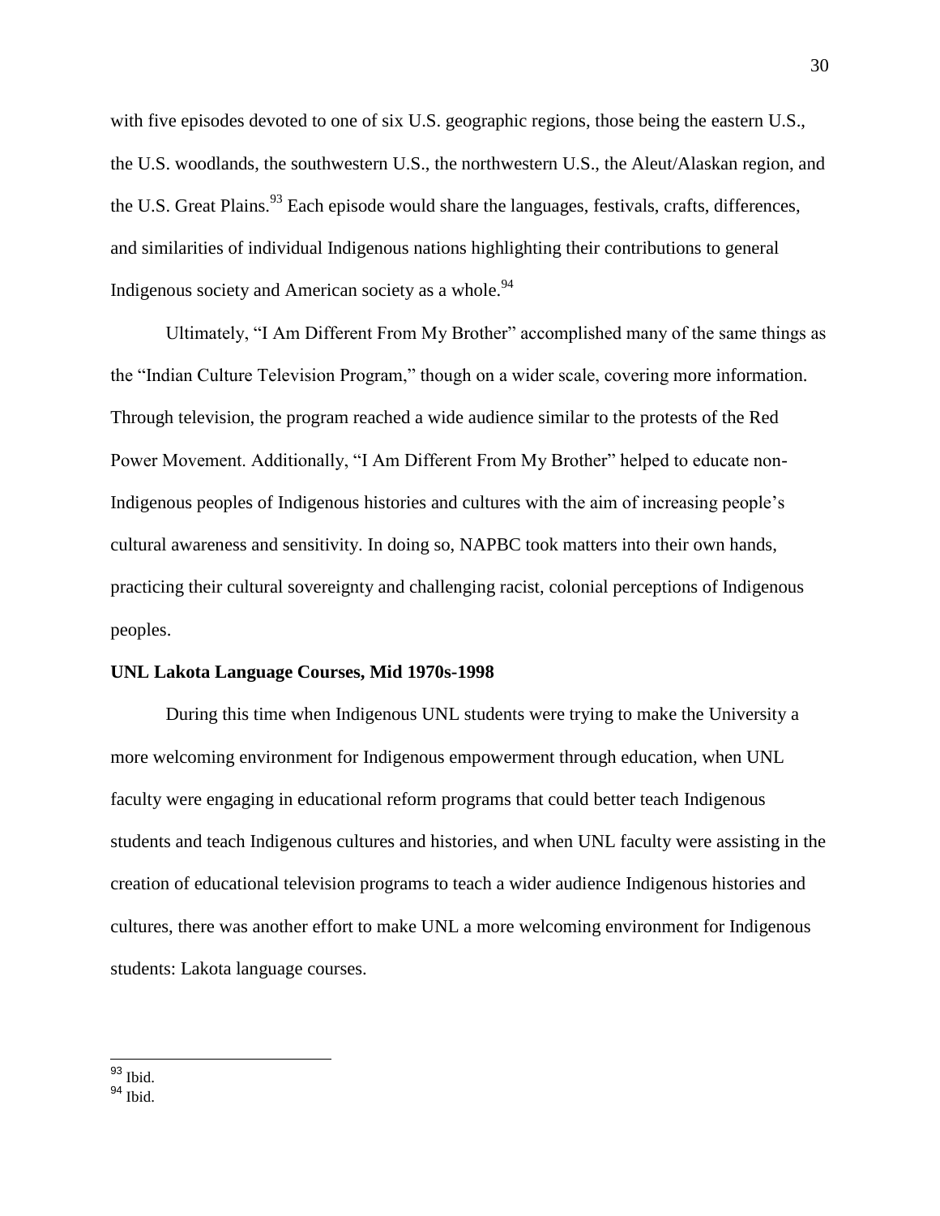with five episodes devoted to one of six U.S. geographic regions, those being the eastern U.S., the U.S. woodlands, the southwestern U.S., the northwestern U.S., the Aleut/Alaskan region, and the U.S. Great Plains.[93] Each episode would share the languages, festivals, crafts, differences, and similarities of individual Indigenous nations highlighting their contributions to general Indigenous society and American society as a whole.[94]

Ultimately, "I Am Different From My Brother" accomplished many of the same things as the "Indian Culture Television Program," though on a wider scale, covering more information. Through television, the program reached a wide audience similar to the protests of the Red Power Movement. Additionally, "I Am Different From My Brother" helped to educate non-Indigenous peoples of Indigenous histories and cultures with the aim of increasing people's cultural awareness and sensitivity. In doing so, NAPBC took matters into their own hands, practicing their cultural sovereignty and challenging racist, colonial perceptions of Indigenous peoples.

**UNL Lakota Language Courses, Mid 1970s-1998**

During this time when Indigenous UNL students were trying to make the University a more welcoming environment for Indigenous empowerment through education, when UNL faculty were engaging in educational reform programs that could better teach Indigenous students and teach Indigenous cultures and histories, and when UNL faculty were assisting in the creation of educational television programs to teach a wider audience Indigenous histories and cultures, there was another effort to make UNL a more welcoming environment for Indigenous students: Lakota language courses.

---

[93] Ibid.

[94] Ibid.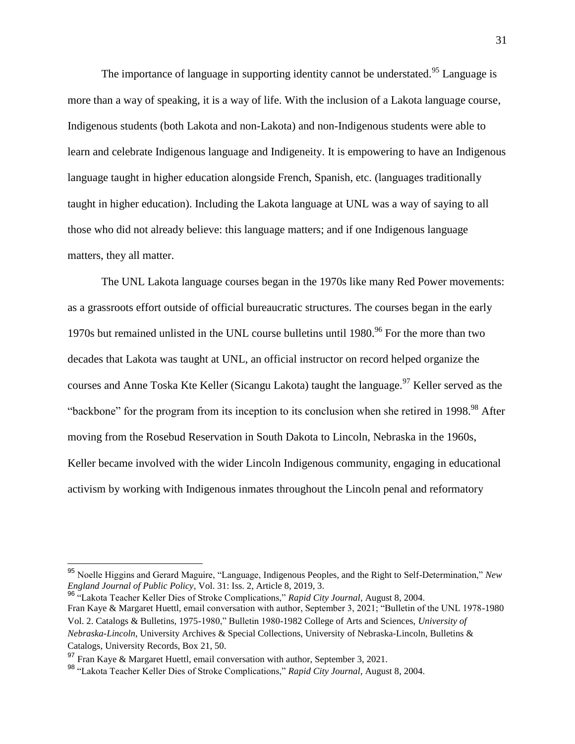The importance of language in supporting identity cannot be understated.[95] Language is more than a way of speaking, it is a way of life. With the inclusion of a Lakota language course, Indigenous students (both Lakota and non-Lakota) and non-Indigenous students were able to learn and celebrate Indigenous language and Indigeneity. It is empowering to have an Indigenous language taught in higher education alongside French, Spanish, etc. (languages traditionally taught in higher education). Including the Lakota language at UNL was a way of saying to all those who did not already believe: this language matters; and if one Indigenous language matters, they all matter.

The UNL Lakota language courses began in the 1970s like many Red Power movements: as a grassroots effort outside of official bureaucratic structures. The courses began in the early 1970s but remained unlisted in the UNL course bulletins until 1980.[96] For the more than two decades that Lakota was taught at UNL, an official instructor on record helped organize the courses and Anne Toska Kte Keller (Sicangu Lakota) taught the language.[97] Keller served as the "backbone" for the program from its inception to its conclusion when she retired in 1998.[98] After moving from the Rosebud Reservation in South Dakota to Lincoln, Nebraska in the 1960s, Keller became involved with the wider Lincoln Indigenous community, engaging in educational activism by working with Indigenous inmates throughout the Lincoln penal and reformatory

---

[95] Noelle Higgins and Gerard Maguire, "Language, Indigenous Peoples, and the Right to Self-Determination," *New England Journal of Public Policy*, Vol. 31: Iss. 2, Article 8, 2019, 3.

[96] "Lakota Teacher Keller Dies of Stroke Complications," *Rapid City Journal*, August 8, 2004. Fran Kaye & Margaret Huettl, email conversation with author, September 3, 2021; "Bulletin of the UNL 1978-1980 Vol. 2. Catalogs & Bulletins, 1975-1980," Bulletin 1980-1982 College of Arts and Sciences, *University of Nebraska-Lincoln*, University Archives & Special Collections, University of Nebraska-Lincoln, Bulletins & Catalogs, University Records, Box 21, 50.

[97] Fran Kaye & Margaret Huettl, email conversation with author, September 3, 2021.

[98] "Lakota Teacher Keller Dies of Stroke Complications," *Rapid City Journal*, August 8, 2004.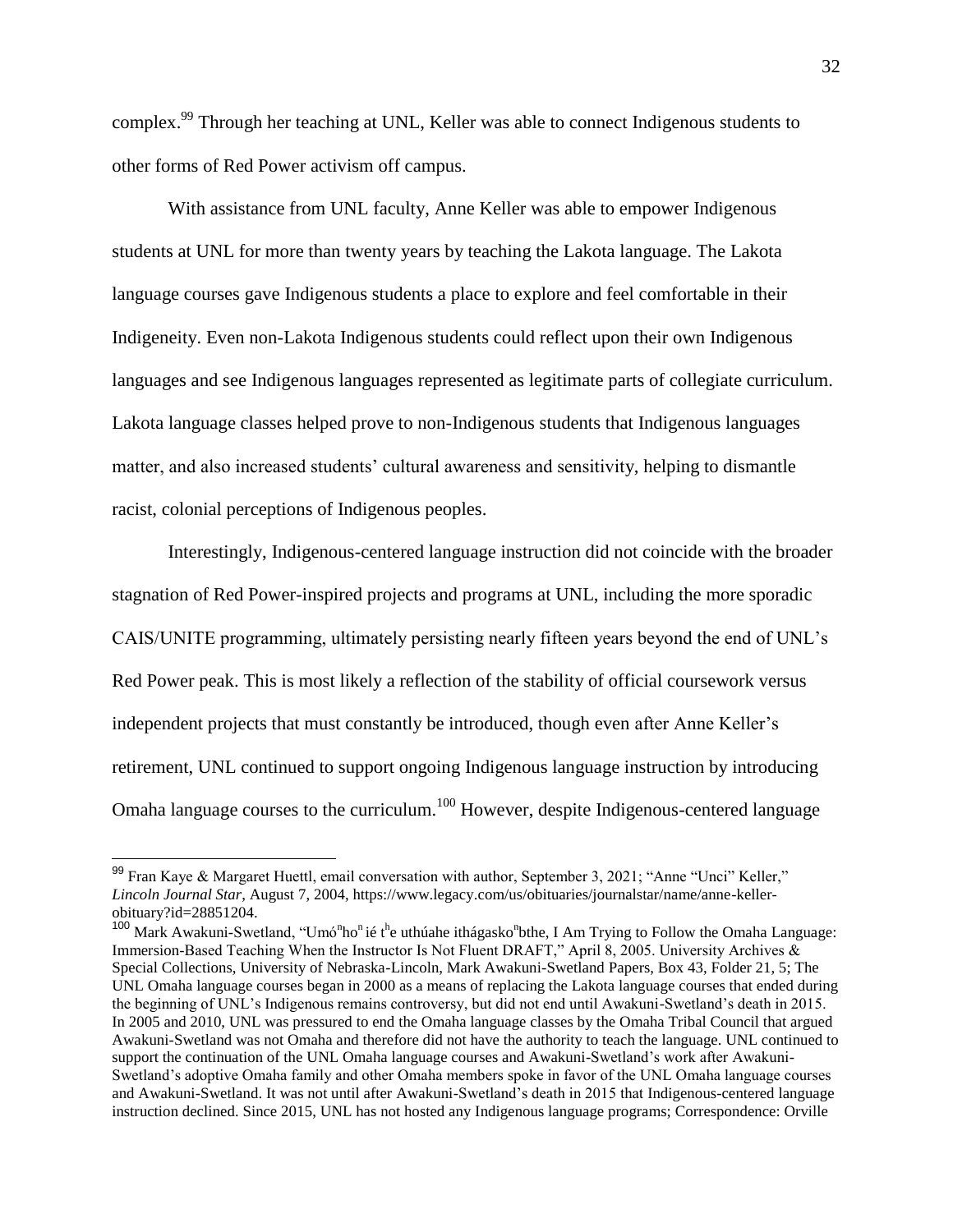complex.[99] Through her teaching at UNL, Keller was able to connect Indigenous students to other forms of Red Power activism off campus.

With assistance from UNL faculty, Anne Keller was able to empower Indigenous students at UNL for more than twenty years by teaching the Lakota language. The Lakota language courses gave Indigenous students a place to explore and feel comfortable in their Indigeneity. Even non-Lakota Indigenous students could reflect upon their own Indigenous languages and see Indigenous languages represented as legitimate parts of collegiate curriculum. Lakota language classes helped prove to non-Indigenous students that Indigenous languages matter, and also increased students' cultural awareness and sensitivity, helping to dismantle racist, colonial perceptions of Indigenous peoples.

Interestingly, Indigenous-centered language instruction did not coincide with the broader stagnation of Red Power-inspired projects and programs at UNL, including the more sporadic CAIS/UNITE programming, ultimately persisting nearly fifteen years beyond the end of UNL's Red Power peak. This is most likely a reflection of the stability of official coursework versus independent projects that must constantly be introduced, though even after Anne Keller's retirement, UNL continued to support ongoing Indigenous language instruction by introducing Omaha language courses to the curriculum.[100] However, despite Indigenous-centered language

---

[99] Fran Kaye & Margaret Huettl, email conversation with author, September 3, 2021; "Anne "Unci" Keller," *Lincoln Journal Star*, August 7, 2004, https://www.legacy.com/us/obituaries/journalstar/name/anne-keller-obituary?id=28851204.

[100] Mark Awakuni-Swetland, "Umóⁿhoⁿ ié tʰe uthúahe ithágaskoⁿbthe, I Am Trying to Follow the Omaha Language: Immersion-Based Teaching When the Instructor Is Not Fluent DRAFT," April 8, 2005. University Archives & Special Collections, University of Nebraska-Lincoln, Mark Awakuni-Swetland Papers, Box 43, Folder 21, 5; The UNL Omaha language courses began in 2000 as a means of replacing the Lakota language courses that ended during the beginning of UNL's Indigenous remains controversy, but did not end until Awakuni-Swetland's death in 2015. In 2005 and 2010, UNL was pressured to end the Omaha language classes by the Omaha Tribal Council that argued Awakuni-Swetland was not Omaha and therefore did not have the authority to teach the language. UNL continued to support the continuation of the UNL Omaha language courses and Awakuni-Swetland's work after Awakuni-Swetland's adoptive Omaha family and other Omaha members spoke in favor of the UNL Omaha language courses and Awakuni-Swetland. It was not until after Awakuni-Swetland's death in 2015 that Indigenous-centered language instruction declined. Since 2015, UNL has not hosted any Indigenous language programs; Correspondence: Orville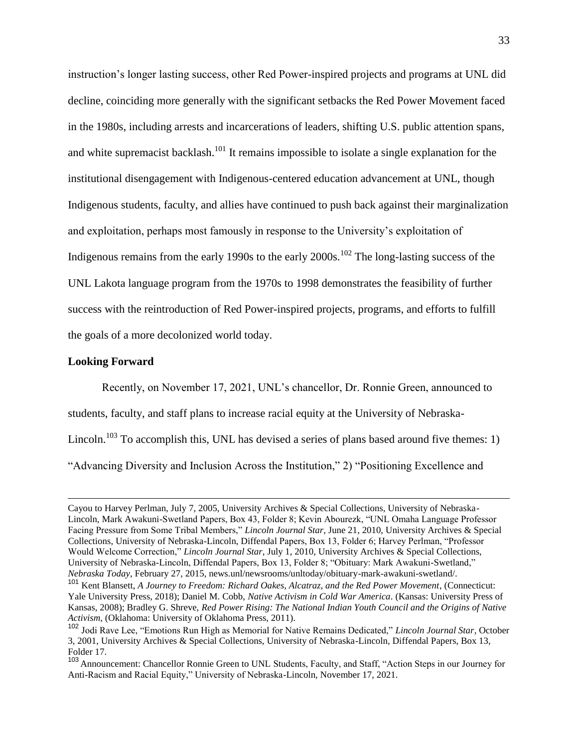instruction's longer lasting success, other Red Power-inspired projects and programs at UNL did decline, coinciding more generally with the significant setbacks the Red Power Movement faced in the 1980s, including arrests and incarcerations of leaders, shifting U.S. public attention spans, and white supremacist backlash.[101] It remains impossible to isolate a single explanation for the institutional disengagement with Indigenous-centered education advancement at UNL, though Indigenous students, faculty, and allies have continued to push back against their marginalization and exploitation, perhaps most famously in response to the University's exploitation of Indigenous remains from the early 1990s to the early 2000s.[102] The long-lasting success of the UNL Lakota language program from the 1970s to 1998 demonstrates the feasibility of further success with the reintroduction of Red Power-inspired projects, programs, and efforts to fulfill the goals of a more decolonized world today.

### Looking Forward

Recently, on November 17, 2021, UNL's chancellor, Dr. Ronnie Green, announced to students, faculty, and staff plans to increase racial equity at the University of Nebraska-Lincoln.[103] To accomplish this, UNL has devised a series of plans based around five themes: 1) "Advancing Diversity and Inclusion Across the Institution," 2) "Positioning Excellence and

---

Cayou to Harvey Perlman, July 7, 2005, University Archives & Special Collections, University of Nebraska-Lincoln, Mark Awakuni-Swetland Papers, Box 43, Folder 8; Kevin Abourezk, "UNL Omaha Language Professor Facing Pressure from Some Tribal Members," *Lincoln Journal Star*, June 21, 2010, University Archives & Special Collections, University of Nebraska-Lincoln, Diffendal Papers, Box 13, Folder 6; Harvey Perlman, "Professor Would Welcome Correction," *Lincoln Journal Star*, July 1, 2010, University Archives & Special Collections, University of Nebraska-Lincoln, Diffendal Papers, Box 13, Folder 8; "Obituary: Mark Awakuni-Swetland," *Nebraska Today*, February 27, 2015, news.unl/newsrooms/unltoday/obituary-mark-awakuni-swetland/.

[101] Kent Blansett, *A Journey to Freedom: Richard Oakes, Alcatraz, and the Red Power Movement*, (Connecticut: Yale University Press, 2018); Daniel M. Cobb, *Native Activism in Cold War America*. (Kansas: University Press of Kansas, 2008); Bradley G. Shreve, *Red Power Rising: The National Indian Youth Council and the Origins of Native Activism*, (Oklahoma: University of Oklahoma Press, 2011).

[102] Jodi Rave Lee, "Emotions Run High as Memorial for Native Remains Dedicated," *Lincoln Journal Star*, October 3, 2001, University Archives & Special Collections, University of Nebraska-Lincoln, Diffendal Papers, Box 13, Folder 17.

[103] Announcement: Chancellor Ronnie Green to UNL Students, Faculty, and Staff, "Action Steps in our Journey for Anti-Racism and Racial Equity," University of Nebraska-Lincoln, November 17, 2021.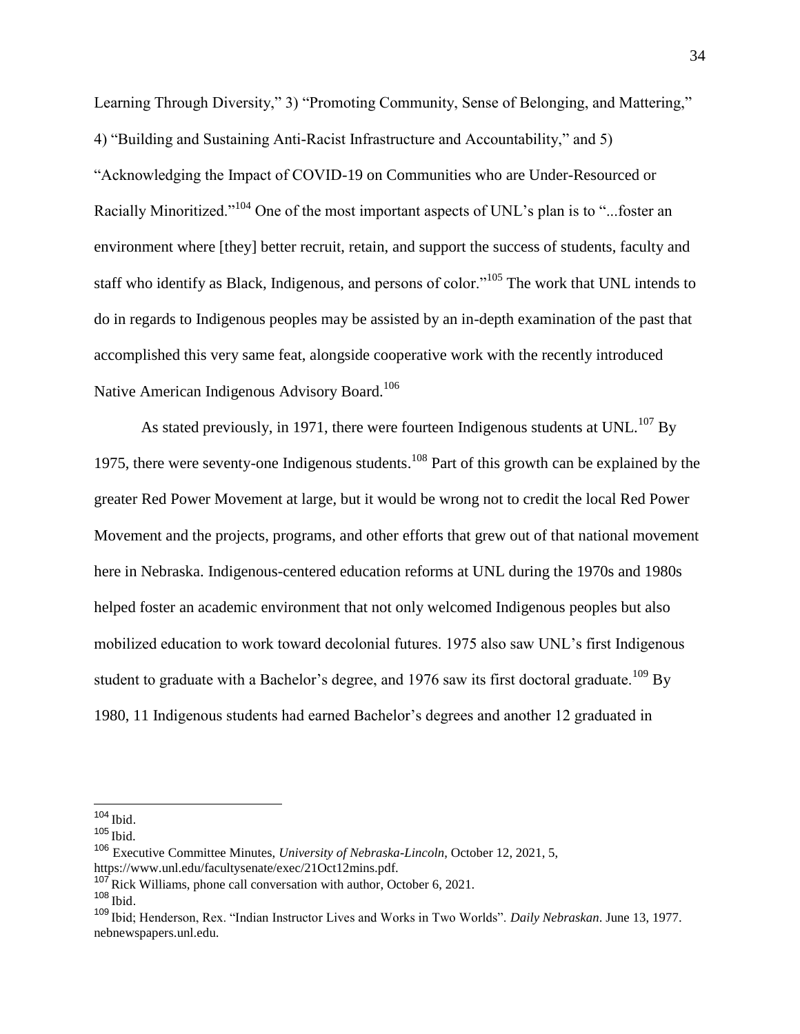Learning Through Diversity," 3) "Promoting Community, Sense of Belonging, and Mattering," 4) "Building and Sustaining Anti-Racist Infrastructure and Accountability," and 5) "Acknowledging the Impact of COVID-19 on Communities who are Under-Resourced or Racially Minoritized."[104] One of the most important aspects of UNL's plan is to "...foster an environment where [they] better recruit, retain, and support the success of students, faculty and staff who identify as Black, Indigenous, and persons of color."[105] The work that UNL intends to do in regards to Indigenous peoples may be assisted by an in-depth examination of the past that accomplished this very same feat, alongside cooperative work with the recently introduced Native American Indigenous Advisory Board.[106]

As stated previously, in 1971, there were fourteen Indigenous students at UNL.[107] By 1975, there were seventy-one Indigenous students.[108] Part of this growth can be explained by the greater Red Power Movement at large, but it would be wrong not to credit the local Red Power Movement and the projects, programs, and other efforts that grew out of that national movement here in Nebraska. Indigenous-centered education reforms at UNL during the 1970s and 1980s helped foster an academic environment that not only welcomed Indigenous peoples but also mobilized education to work toward decolonial futures. 1975 also saw UNL's first Indigenous student to graduate with a Bachelor's degree, and 1976 saw its first doctoral graduate.[109] By 1980, 11 Indigenous students had earned Bachelor's degrees and another 12 graduated in

---

[104] Ibid.

[105] Ibid.

[106] Executive Committee Minutes, *University of Nebraska-Lincoln*, October 12, 2021, 5, https://www.unl.edu/facultysenate/exec/21Oct12mins.pdf.

[107] Rick Williams, phone call conversation with author, October 6, 2021.

[108] Ibid.

[109] Ibid; Henderson, Rex. "Indian Instructor Lives and Works in Two Worlds". *Daily Nebraskan*. June 13, 1977. nebnewspapers.unl.edu.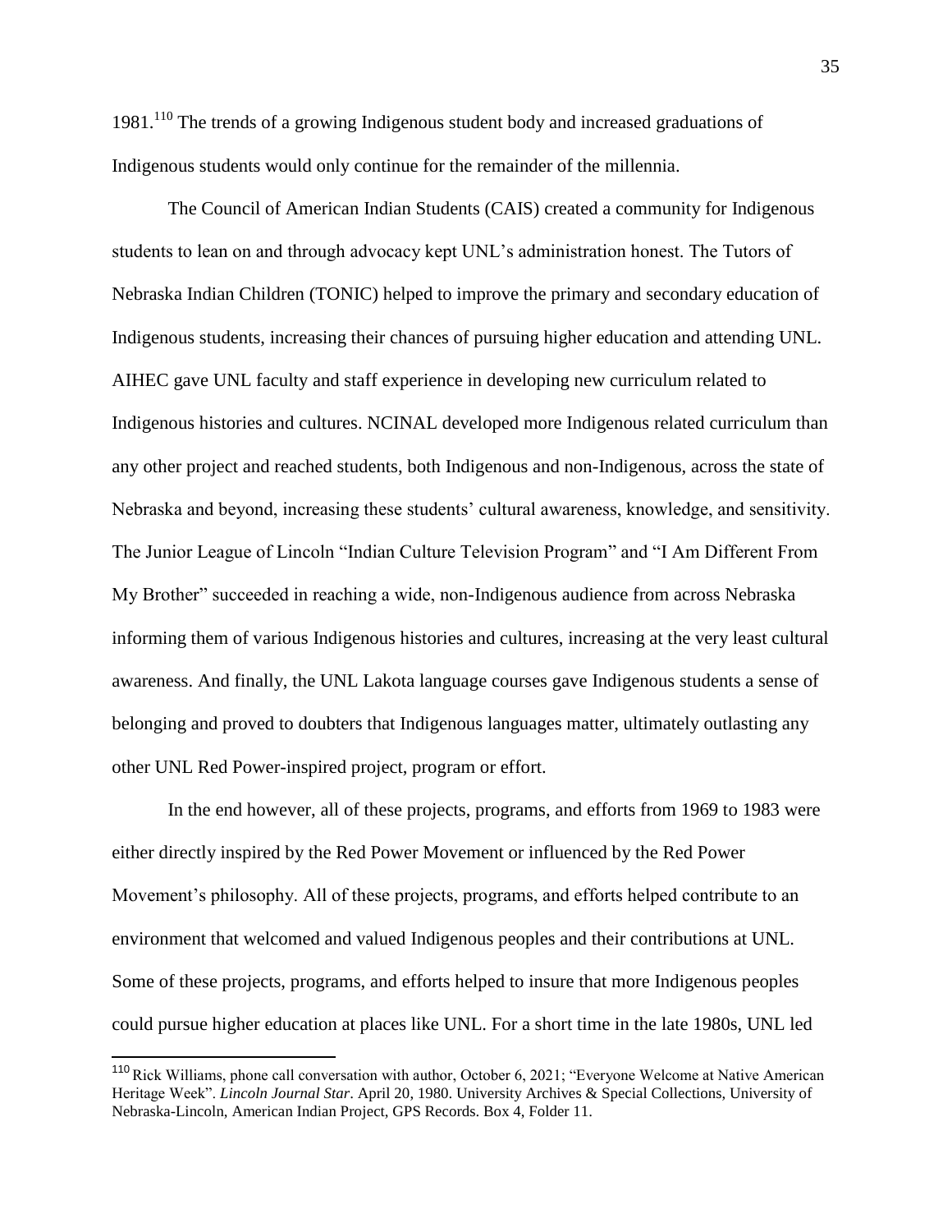1981.[110] The trends of a growing Indigenous student body and increased graduations of Indigenous students would only continue for the remainder of the millennia.

The Council of American Indian Students (CAIS) created a community for Indigenous students to lean on and through advocacy kept UNL's administration honest. The Tutors of Nebraska Indian Children (TONIC) helped to improve the primary and secondary education of Indigenous students, increasing their chances of pursuing higher education and attending UNL. AIHEC gave UNL faculty and staff experience in developing new curriculum related to Indigenous histories and cultures. NCINAL developed more Indigenous related curriculum than any other project and reached students, both Indigenous and non-Indigenous, across the state of Nebraska and beyond, increasing these students' cultural awareness, knowledge, and sensitivity. The Junior League of Lincoln "Indian Culture Television Program" and "I Am Different From My Brother" succeeded in reaching a wide, non-Indigenous audience from across Nebraska informing them of various Indigenous histories and cultures, increasing at the very least cultural awareness. And finally, the UNL Lakota language courses gave Indigenous students a sense of belonging and proved to doubters that Indigenous languages matter, ultimately outlasting any other UNL Red Power-inspired project, program or effort.

In the end however, all of these projects, programs, and efforts from 1969 to 1983 were either directly inspired by the Red Power Movement or influenced by the Red Power Movement's philosophy. All of these projects, programs, and efforts helped contribute to an environment that welcomed and valued Indigenous peoples and their contributions at UNL. Some of these projects, programs, and efforts helped to insure that more Indigenous peoples could pursue higher education at places like UNL. For a short time in the late 1980s, UNL led

---

[110] Rick Williams, phone call conversation with author, October 6, 2021; "Everyone Welcome at Native American Heritage Week". *Lincoln Journal Star*. April 20, 1980. University Archives & Special Collections, University of Nebraska-Lincoln, American Indian Project, GPS Records. Box 4, Folder 11.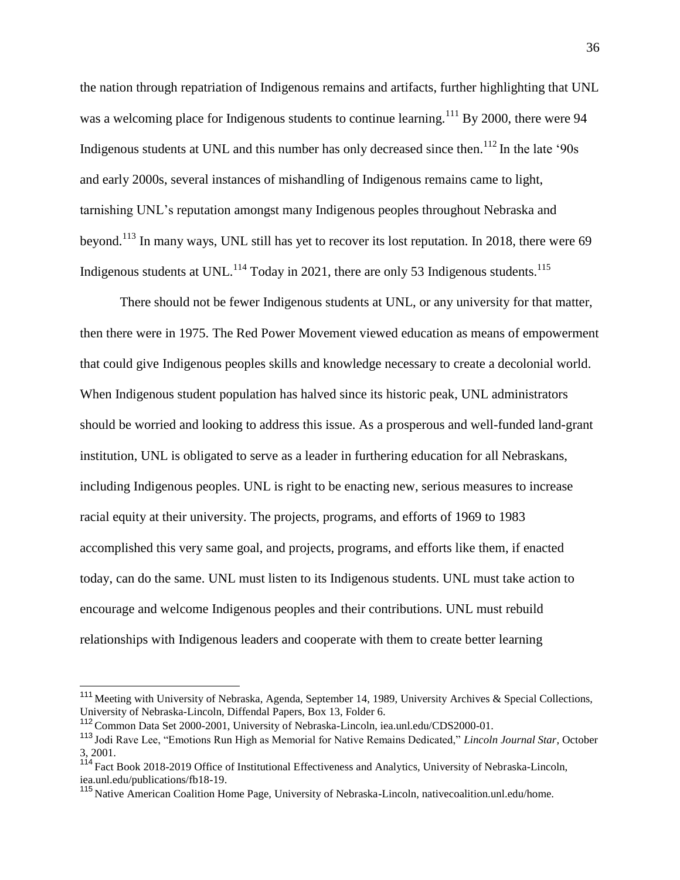the nation through repatriation of Indigenous remains and artifacts, further highlighting that UNL was a welcoming place for Indigenous students to continue learning.[111] By 2000, there were 94 Indigenous students at UNL and this number has only decreased since then.[112] In the late '90s and early 2000s, several instances of mishandling of Indigenous remains came to light, tarnishing UNL's reputation amongst many Indigenous peoples throughout Nebraska and beyond.[113] In many ways, UNL still has yet to recover its lost reputation. In 2018, there were 69 Indigenous students at UNL.[114] Today in 2021, there are only 53 Indigenous students.[115]

There should not be fewer Indigenous students at UNL, or any university for that matter, then there were in 1975. The Red Power Movement viewed education as means of empowerment that could give Indigenous peoples skills and knowledge necessary to create a decolonial world. When Indigenous student population has halved since its historic peak, UNL administrators should be worried and looking to address this issue. As a prosperous and well-funded land-grant institution, UNL is obligated to serve as a leader in furthering education for all Nebraskans, including Indigenous peoples. UNL is right to be enacting new, serious measures to increase racial equity at their university. The projects, programs, and efforts of 1969 to 1983 accomplished this very same goal, and projects, programs, and efforts like them, if enacted today, can do the same. UNL must listen to its Indigenous students. UNL must take action to encourage and welcome Indigenous peoples and their contributions. UNL must rebuild relationships with Indigenous leaders and cooperate with them to create better learning

---

[111] Meeting with University of Nebraska, Agenda, September 14, 1989, University Archives & Special Collections, University of Nebraska-Lincoln, Diffendal Papers, Box 13, Folder 6.

[112] Common Data Set 2000-2001, University of Nebraska-Lincoln, iea.unl.edu/CDS2000-01.

[113] Jodi Rave Lee, "Emotions Run High as Memorial for Native Remains Dedicated," *Lincoln Journal Star*, October 3, 2001.

[114] Fact Book 2018-2019 Office of Institutional Effectiveness and Analytics, University of Nebraska-Lincoln, iea.unl.edu/publications/fb18-19.

[115] Native American Coalition Home Page, University of Nebraska-Lincoln, nativecoalition.unl.edu/home.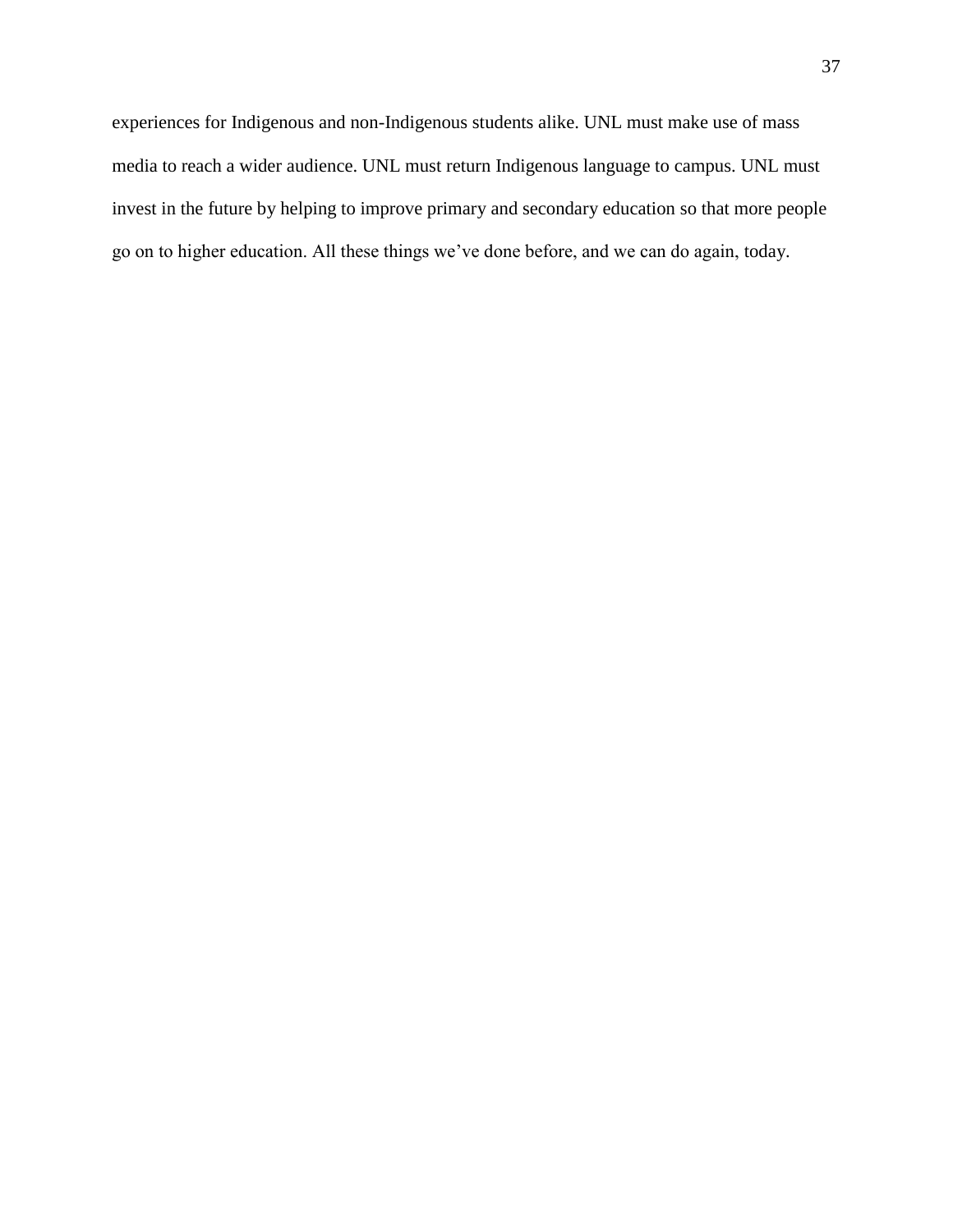experiences for Indigenous and non-Indigenous students alike. UNL must make use of mass media to reach a wider audience. UNL must return Indigenous language to campus. UNL must invest in the future by helping to improve primary and secondary education so that more people go on to higher education. All these things we’ve done before, and we can do again, today.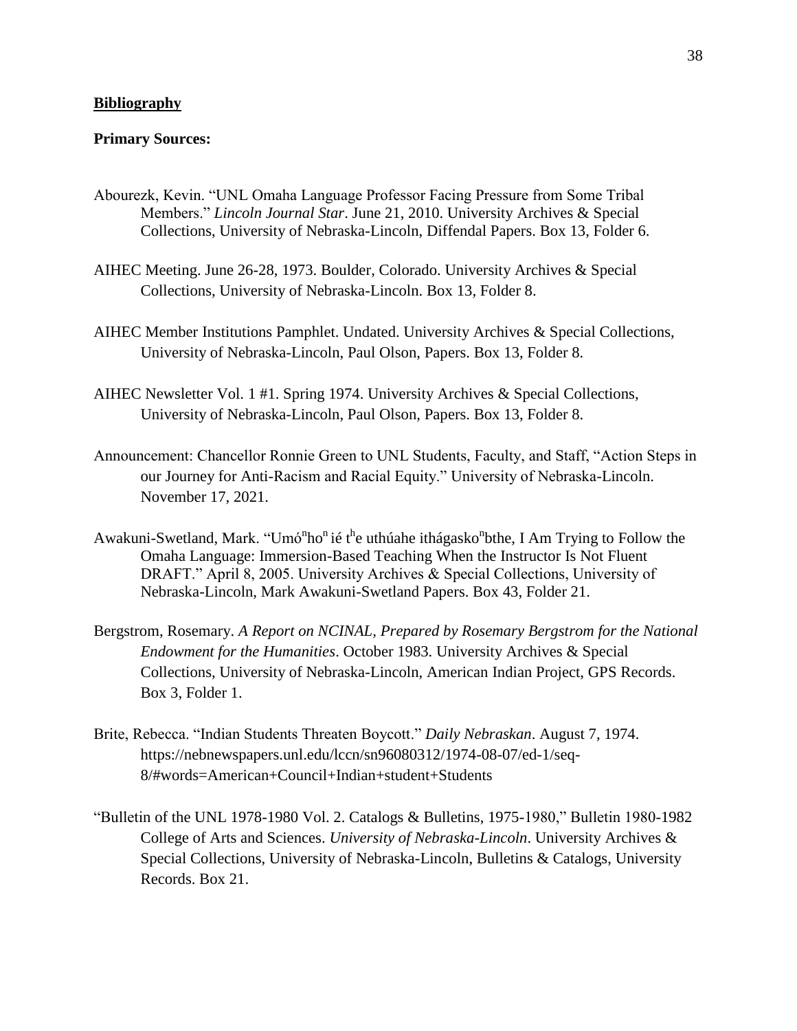## Bibliography

### Primary Sources:

Abourezk, Kevin. "UNL Omaha Language Professor Facing Pressure from Some Tribal Members." *Lincoln Journal Star*. June 21, 2010. University Archives & Special Collections, University of Nebraska-Lincoln, Diffendal Papers. Box 13, Folder 6.

AIHEC Meeting. June 26-28, 1973. Boulder, Colorado. University Archives & Special Collections, University of Nebraska-Lincoln. Box 13, Folder 8.

AIHEC Member Institutions Pamphlet. Undated. University Archives & Special Collections, University of Nebraska-Lincoln, Paul Olson, Papers. Box 13, Folder 8.

AIHEC Newsletter Vol. 1 #1. Spring 1974. University Archives & Special Collections, University of Nebraska-Lincoln, Paul Olson, Papers. Box 13, Folder 8.

Announcement: Chancellor Ronnie Green to UNL Students, Faculty, and Staff, "Action Steps in our Journey for Anti-Racism and Racial Equity." University of Nebraska-Lincoln. November 17, 2021.

Awakuni-Swetland, Mark. "Umó$^{n}$ho$^{n}$ ié t$^{h}$e uthúahe ithágasko$^{n}$bthe, I Am Trying to Follow the Omaha Language: Immersion-Based Teaching When the Instructor Is Not Fluent DRAFT." April 8, 2005. University Archives & Special Collections, University of Nebraska-Lincoln, Mark Awakuni-Swetland Papers. Box 43, Folder 21.

Bergstrom, Rosemary. *A Report on NCINAL, Prepared by Rosemary Bergstrom for the National Endowment for the Humanities*. October 1983. University Archives & Special Collections, University of Nebraska-Lincoln, American Indian Project, GPS Records. Box 3, Folder 1.

Brite, Rebecca. "Indian Students Threaten Boycott." *Daily Nebraskan*. August 7, 1974. https://nebnewspapers.unl.edu/lccn/sn96080312/1974-08-07/ed-1/seq-8/#words=American+Council+Indian+student+Students

"Bulletin of the UNL 1978-1980 Vol. 2. Catalogs & Bulletins, 1975-1980," Bulletin 1980-1982 College of Arts and Sciences. *University of Nebraska-Lincoln*. University Archives & Special Collections, University of Nebraska-Lincoln, Bulletins & Catalogs, University Records. Box 21.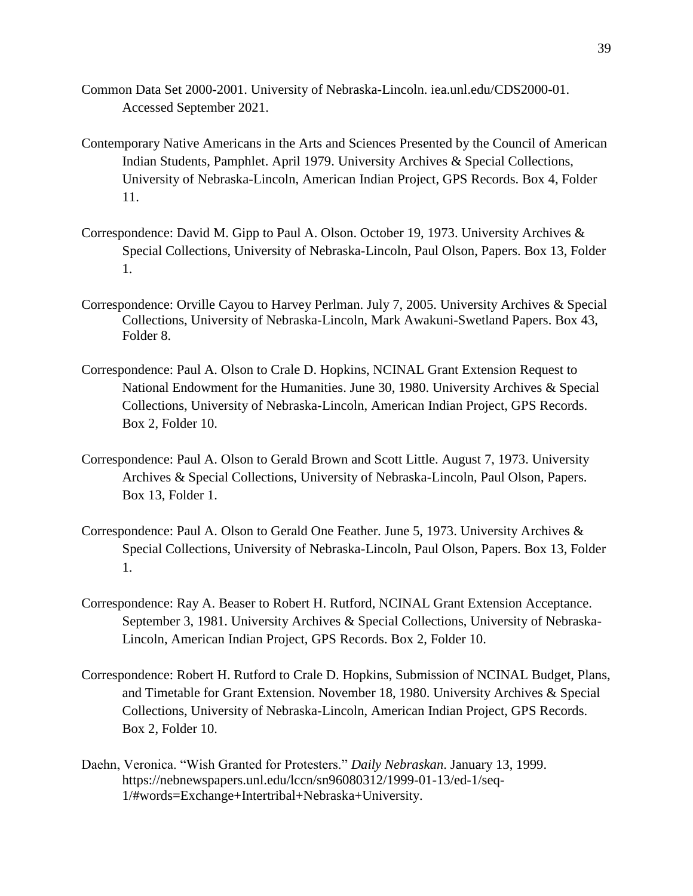Common Data Set 2000-2001. University of Nebraska-Lincoln. iea.unl.edu/CDS2000-01. Accessed September 2021.

Contemporary Native Americans in the Arts and Sciences Presented by the Council of American Indian Students, Pamphlet. April 1979. University Archives & Special Collections, University of Nebraska-Lincoln, American Indian Project, GPS Records. Box 4, Folder 11.

Correspondence: David M. Gipp to Paul A. Olson. October 19, 1973. University Archives & Special Collections, University of Nebraska-Lincoln, Paul Olson, Papers. Box 13, Folder 1.

Correspondence: Orville Cayou to Harvey Perlman. July 7, 2005. University Archives & Special Collections, University of Nebraska-Lincoln, Mark Awakuni-Swetland Papers. Box 43, Folder 8.

Correspondence: Paul A. Olson to Crale D. Hopkins, NCINAL Grant Extension Request to National Endowment for the Humanities. June 30, 1980. University Archives & Special Collections, University of Nebraska-Lincoln, American Indian Project, GPS Records. Box 2, Folder 10.

Correspondence: Paul A. Olson to Gerald Brown and Scott Little. August 7, 1973. University Archives & Special Collections, University of Nebraska-Lincoln, Paul Olson, Papers. Box 13, Folder 1.

Correspondence: Paul A. Olson to Gerald One Feather. June 5, 1973. University Archives & Special Collections, University of Nebraska-Lincoln, Paul Olson, Papers. Box 13, Folder 1.

Correspondence: Ray A. Beaser to Robert H. Rutford, NCINAL Grant Extension Acceptance. September 3, 1981. University Archives & Special Collections, University of Nebraska-Lincoln, American Indian Project, GPS Records. Box 2, Folder 10.

Correspondence: Robert H. Rutford to Crale D. Hopkins, Submission of NCINAL Budget, Plans, and Timetable for Grant Extension. November 18, 1980. University Archives & Special Collections, University of Nebraska-Lincoln, American Indian Project, GPS Records. Box 2, Folder 10.

Daehn, Veronica. "Wish Granted for Protesters." *Daily Nebraskan*. January 13, 1999. https://nebnewspapers.unl.edu/lccn/sn96080312/1999-01-13/ed-1/seq-1/#words=Exchange+Intertribal+Nebraska+University.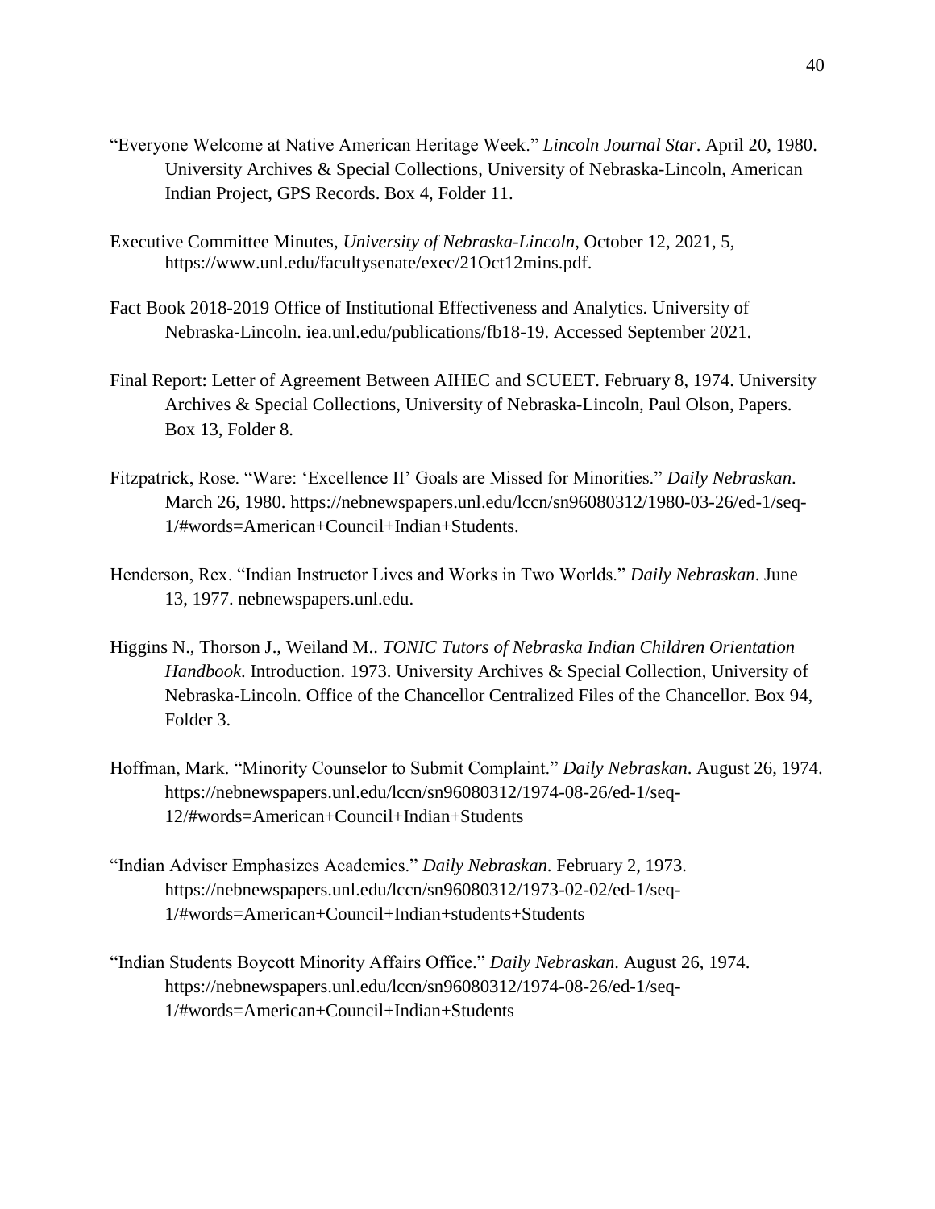"Everyone Welcome at Native American Heritage Week." *Lincoln Journal Star*. April 20, 1980. University Archives & Special Collections, University of Nebraska-Lincoln, American Indian Project, GPS Records. Box 4, Folder 11.

Executive Committee Minutes, *University of Nebraska-Lincoln*, October 12, 2021, 5, https://www.unl.edu/facultysenate/exec/21Oct12mins.pdf.

Fact Book 2018-2019 Office of Institutional Effectiveness and Analytics. University of Nebraska-Lincoln. iea.unl.edu/publications/fb18-19. Accessed September 2021.

Final Report: Letter of Agreement Between AIHEC and SCUEET. February 8, 1974. University Archives & Special Collections, University of Nebraska-Lincoln, Paul Olson, Papers. Box 13, Folder 8.

Fitzpatrick, Rose. "Ware: 'Excellence II' Goals are Missed for Minorities." *Daily Nebraskan*. March 26, 1980. https://nebnewspapers.unl.edu/lccn/sn96080312/1980-03-26/ed-1/seq-1/#words=American+Council+Indian+Students.

Henderson, Rex. "Indian Instructor Lives and Works in Two Worlds." *Daily Nebraskan*. June 13, 1977. nebnewspapers.unl.edu.

Higgins N., Thorson J., Weiland M.. *TONIC Tutors of Nebraska Indian Children Orientation Handbook*. Introduction. 1973. University Archives & Special Collection, University of Nebraska-Lincoln. Office of the Chancellor Centralized Files of the Chancellor. Box 94, Folder 3.

Hoffman, Mark. "Minority Counselor to Submit Complaint." *Daily Nebraskan*. August 26, 1974. https://nebnewspapers.unl.edu/lccn/sn96080312/1974-08-26/ed-1/seq-12/#words=American+Council+Indian+Students

"Indian Adviser Emphasizes Academics." *Daily Nebraskan*. February 2, 1973. https://nebnewspapers.unl.edu/lccn/sn96080312/1973-02-02/ed-1/seq-1/#words=American+Council+Indian+students+Students

"Indian Students Boycott Minority Affairs Office." *Daily Nebraskan*. August 26, 1974. https://nebnewspapers.unl.edu/lccn/sn96080312/1974-08-26/ed-1/seq-1/#words=American+Council+Indian+Students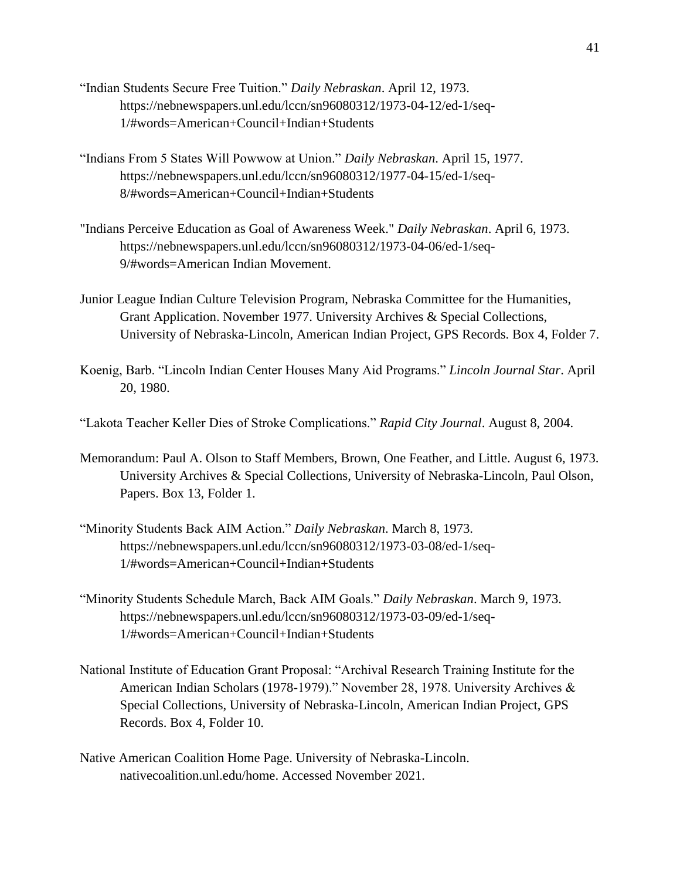"Indian Students Secure Free Tuition." *Daily Nebraskan*. April 12, 1973. https://nebnewspapers.unl.edu/lccn/sn96080312/1973-04-12/ed-1/seq-1/#words=American+Council+Indian+Students

"Indians From 5 States Will Powwow at Union." *Daily Nebraskan*. April 15, 1977. https://nebnewspapers.unl.edu/lccn/sn96080312/1977-04-15/ed-1/seq-8/#words=American+Council+Indian+Students

"Indians Perceive Education as Goal of Awareness Week." *Daily Nebraskan*. April 6, 1973. https://nebnewspapers.unl.edu/lccn/sn96080312/1973-04-06/ed-1/seq-9/#words=American Indian Movement.

Junior League Indian Culture Television Program, Nebraska Committee for the Humanities, Grant Application. November 1977. University Archives & Special Collections, University of Nebraska-Lincoln, American Indian Project, GPS Records. Box 4, Folder 7.

Koenig, Barb. "Lincoln Indian Center Houses Many Aid Programs." *Lincoln Journal Star*. April 20, 1980.

"Lakota Teacher Keller Dies of Stroke Complications." *Rapid City Journal*. August 8, 2004.

Memorandum: Paul A. Olson to Staff Members, Brown, One Feather, and Little. August 6, 1973. University Archives & Special Collections, University of Nebraska-Lincoln, Paul Olson, Papers. Box 13, Folder 1.

"Minority Students Back AIM Action." *Daily Nebraskan*. March 8, 1973. https://nebnewspapers.unl.edu/lccn/sn96080312/1973-03-08/ed-1/seq-1/#words=American+Council+Indian+Students

"Minority Students Schedule March, Back AIM Goals." *Daily Nebraskan*. March 9, 1973. https://nebnewspapers.unl.edu/lccn/sn96080312/1973-03-09/ed-1/seq-1/#words=American+Council+Indian+Students

National Institute of Education Grant Proposal: "Archival Research Training Institute for the American Indian Scholars (1978-1979)." November 28, 1978. University Archives & Special Collections, University of Nebraska-Lincoln, American Indian Project, GPS Records. Box 4, Folder 10.

Native American Coalition Home Page. University of Nebraska-Lincoln. nativecoalition.unl.edu/home. Accessed November 2021.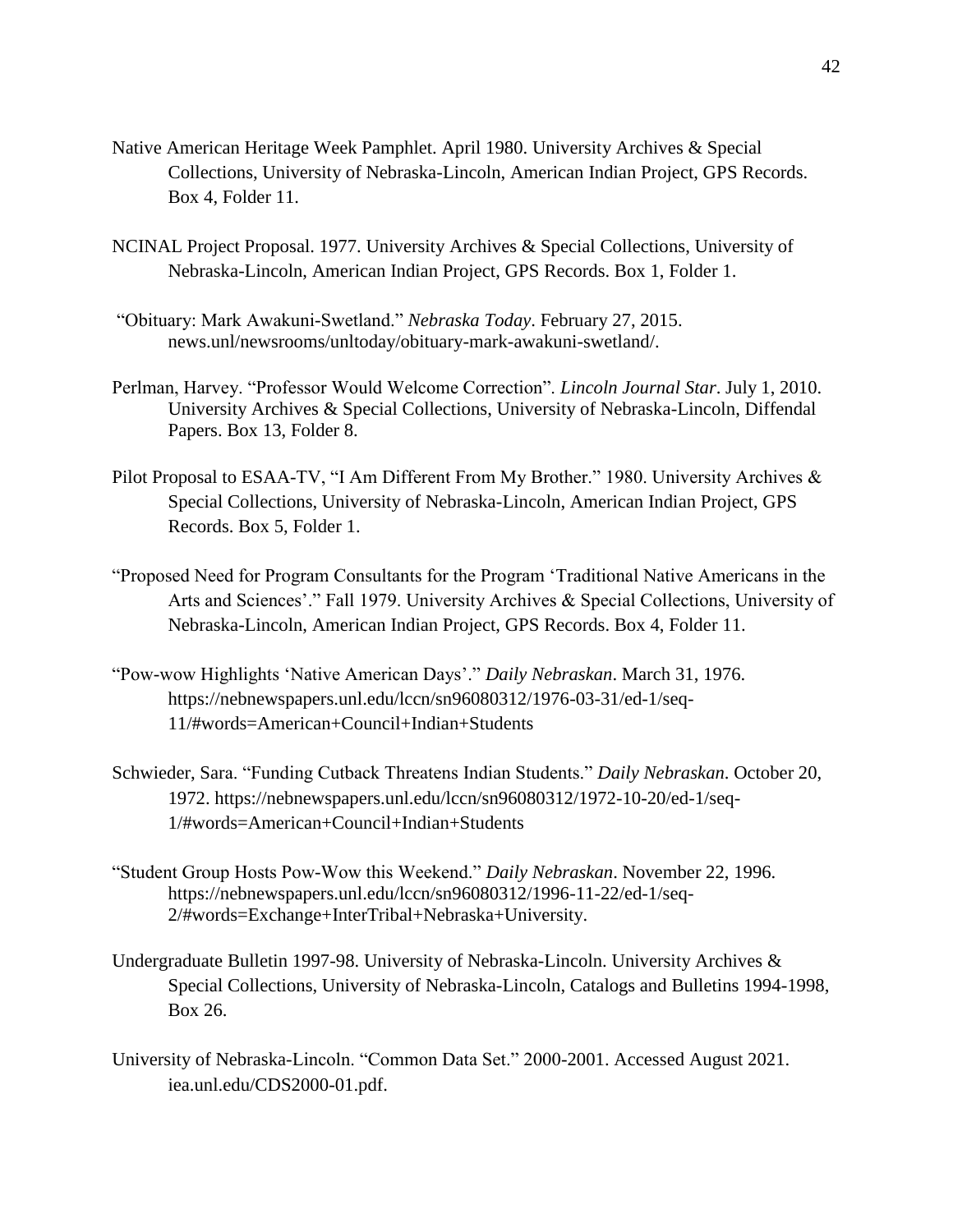Native American Heritage Week Pamphlet. April 1980. University Archives & Special Collections, University of Nebraska-Lincoln, American Indian Project, GPS Records. Box 4, Folder 11.

NCINAL Project Proposal. 1977. University Archives & Special Collections, University of Nebraska-Lincoln, American Indian Project, GPS Records. Box 1, Folder 1.

"Obituary: Mark Awakuni-Swetland." *Nebraska Today*. February 27, 2015. news.unl/newsrooms/unltoday/obituary-mark-awakuni-swetland/.

Perlman, Harvey. "Professor Would Welcome Correction". *Lincoln Journal Star*. July 1, 2010. University Archives & Special Collections, University of Nebraska-Lincoln, Diffendal Papers. Box 13, Folder 8.

Pilot Proposal to ESAA-TV, "I Am Different From My Brother." 1980. University Archives & Special Collections, University of Nebraska-Lincoln, American Indian Project, GPS Records. Box 5, Folder 1.

"Proposed Need for Program Consultants for the Program 'Traditional Native Americans in the Arts and Sciences'." Fall 1979. University Archives & Special Collections, University of Nebraska-Lincoln, American Indian Project, GPS Records. Box 4, Folder 11.

"Pow-wow Highlights 'Native American Days'." *Daily Nebraskan*. March 31, 1976. https://nebnewspapers.unl.edu/lccn/sn96080312/1976-03-31/ed-1/seq-11/#words=American+Council+Indian+Students

Schwieder, Sara. "Funding Cutback Threatens Indian Students." *Daily Nebraskan*. October 20, 1972. https://nebnewspapers.unl.edu/lccn/sn96080312/1972-10-20/ed-1/seq-1/#words=American+Council+Indian+Students

"Student Group Hosts Pow-Wow this Weekend." *Daily Nebraskan*. November 22, 1996. https://nebnewspapers.unl.edu/lccn/sn96080312/1996-11-22/ed-1/seq-2/#words=Exchange+InterTribal+Nebraska+University.

Undergraduate Bulletin 1997-98. University of Nebraska-Lincoln. University Archives & Special Collections, University of Nebraska-Lincoln, Catalogs and Bulletins 1994-1998, Box 26.

University of Nebraska-Lincoln. "Common Data Set." 2000-2001. Accessed August 2021. iea.unl.edu/CDS2000-01.pdf.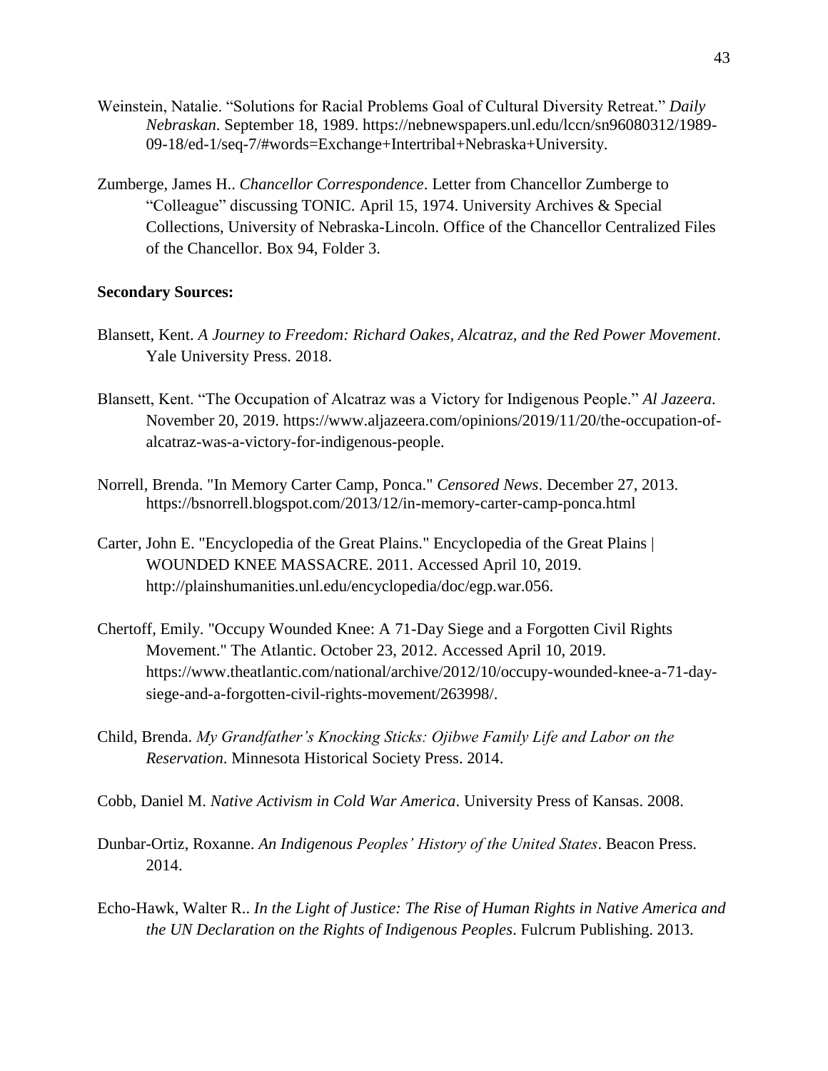Weinstein, Natalie. "Solutions for Racial Problems Goal of Cultural Diversity Retreat." *Daily Nebraskan*. September 18, 1989. https://nebnewspapers.unl.edu/lccn/sn96080312/1989-09-18/ed-1/seq-7/#words=Exchange+Intertribal+Nebraska+University.

Zumberge, James H.. *Chancellor Correspondence*. Letter from Chancellor Zumberge to "Colleague" discussing TONIC. April 15, 1974. University Archives & Special Collections, University of Nebraska-Lincoln. Office of the Chancellor Centralized Files of the Chancellor. Box 94, Folder 3.

**Secondary Sources:**

Blansett, Kent. *A Journey to Freedom: Richard Oakes, Alcatraz, and the Red Power Movement*. Yale University Press. 2018.

Blansett, Kent. "The Occupation of Alcatraz was a Victory for Indigenous People." *Al Jazeera*. November 20, 2019. https://www.aljazeera.com/opinions/2019/11/20/the-occupation-of-alcatraz-was-a-victory-for-indigenous-people.

Norrell, Brenda. "In Memory Carter Camp, Ponca." *Censored News*. December 27, 2013. https://bsnorrell.blogspot.com/2013/12/in-memory-carter-camp-ponca.html

Carter, John E. "Encyclopedia of the Great Plains." Encyclopedia of the Great Plains | WOUNDED KNEE MASSACRE. 2011. Accessed April 10, 2019. http://plainshumanities.unl.edu/encyclopedia/doc/egp.war.056.

Chertoff, Emily. "Occupy Wounded Knee: A 71-Day Siege and a Forgotten Civil Rights Movement." The Atlantic. October 23, 2012. Accessed April 10, 2019. https://www.theatlantic.com/national/archive/2012/10/occupy-wounded-knee-a-71-day-siege-and-a-forgotten-civil-rights-movement/263998/.

Child, Brenda. *My Grandfather's Knocking Sticks: Ojibwe Family Life and Labor on the Reservation*. Minnesota Historical Society Press. 2014.

Cobb, Daniel M. *Native Activism in Cold War America*. University Press of Kansas. 2008.

Dunbar-Ortiz, Roxanne. *An Indigenous Peoples' History of the United States*. Beacon Press. 2014.

Echo-Hawk, Walter R.. *In the Light of Justice: The Rise of Human Rights in Native America and the UN Declaration on the Rights of Indigenous Peoples*. Fulcrum Publishing. 2013.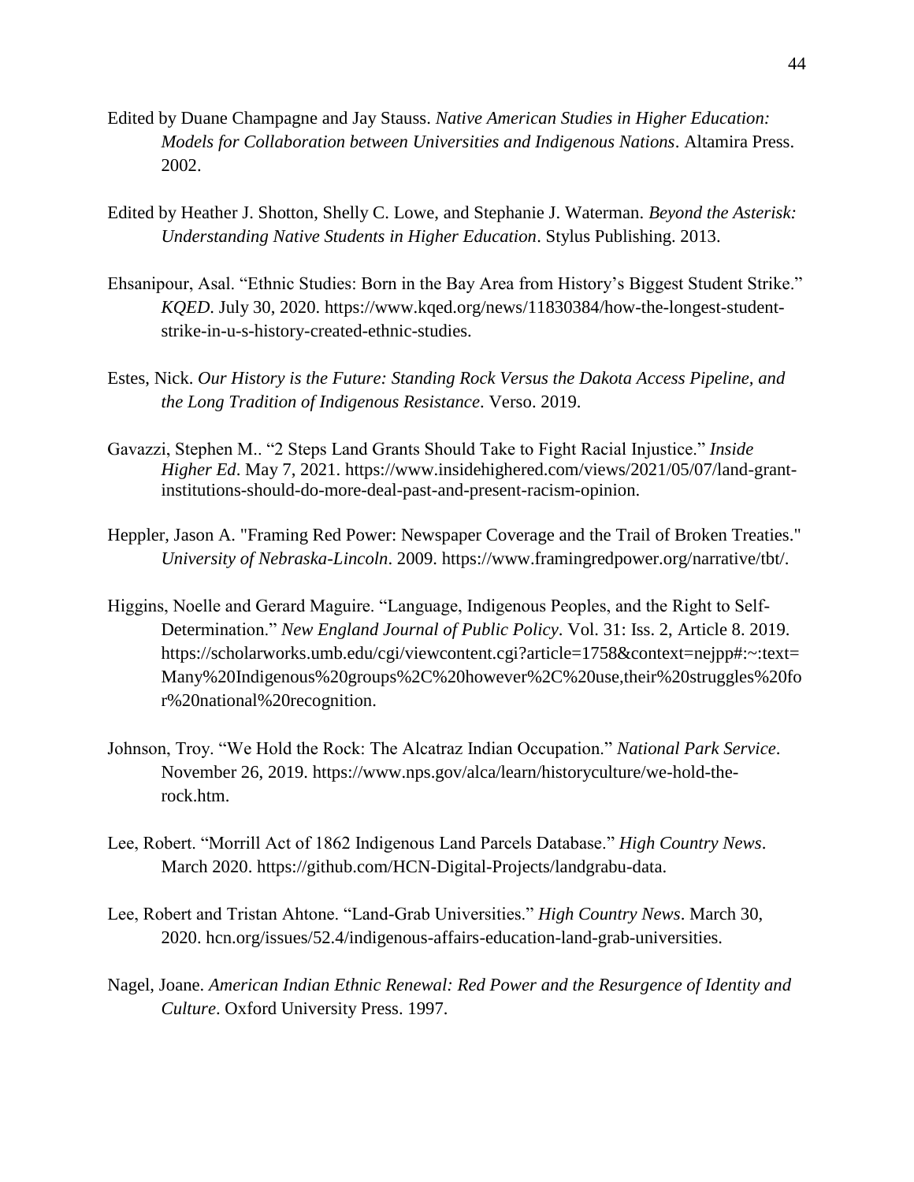Edited by Duane Champagne and Jay Stauss. *Native American Studies in Higher Education: Models for Collaboration between Universities and Indigenous Nations*. Altamira Press. 2002.

Edited by Heather J. Shotton, Shelly C. Lowe, and Stephanie J. Waterman. *Beyond the Asterisk: Understanding Native Students in Higher Education*. Stylus Publishing. 2013.

Ehsanipour, Asal. "Ethnic Studies: Born in the Bay Area from History's Biggest Student Strike." *KQED*. July 30, 2020. https://www.kqed.org/news/11830384/how-the-longest-student-strike-in-u-s-history-created-ethnic-studies.

Estes, Nick. *Our History is the Future: Standing Rock Versus the Dakota Access Pipeline, and the Long Tradition of Indigenous Resistance*. Verso. 2019.

Gavazzi, Stephen M.. "2 Steps Land Grants Should Take to Fight Racial Injustice." *Inside Higher Ed*. May 7, 2021. https://www.insidehighered.com/views/2021/05/07/land-grant-institutions-should-do-more-deal-past-and-present-racism-opinion.

Heppler, Jason A. "Framing Red Power: Newspaper Coverage and the Trail of Broken Treaties." *University of Nebraska-Lincoln*. 2009. https://www.framingredpower.org/narrative/tbt/.

Higgins, Noelle and Gerard Maguire. "Language, Indigenous Peoples, and the Right to Self-Determination." *New England Journal of Public Policy*. Vol. 31: Iss. 2, Article 8. 2019. https://scholarworks.umb.edu/cgi/viewcontent.cgi?article=1758&context=nejpp#:~:text=Many%20Indigenous%20groups%2C%20however%2C%20use,their%20struggles%20for%20national%20recognition.

Johnson, Troy. "We Hold the Rock: The Alcatraz Indian Occupation." *National Park Service*. November 26, 2019. https://www.nps.gov/alca/learn/historyculture/we-hold-the-rock.htm.

Lee, Robert. "Morrill Act of 1862 Indigenous Land Parcels Database." *High Country News*. March 2020. https://github.com/HCN-Digital-Projects/landgrabu-data.

Lee, Robert and Tristan Ahtone. "Land-Grab Universities." *High Country News*. March 30, 2020. hcn.org/issues/52.4/indigenous-affairs-education-land-grab-universities.

Nagel, Joane. *American Indian Ethnic Renewal: Red Power and the Resurgence of Identity and Culture*. Oxford University Press. 1997.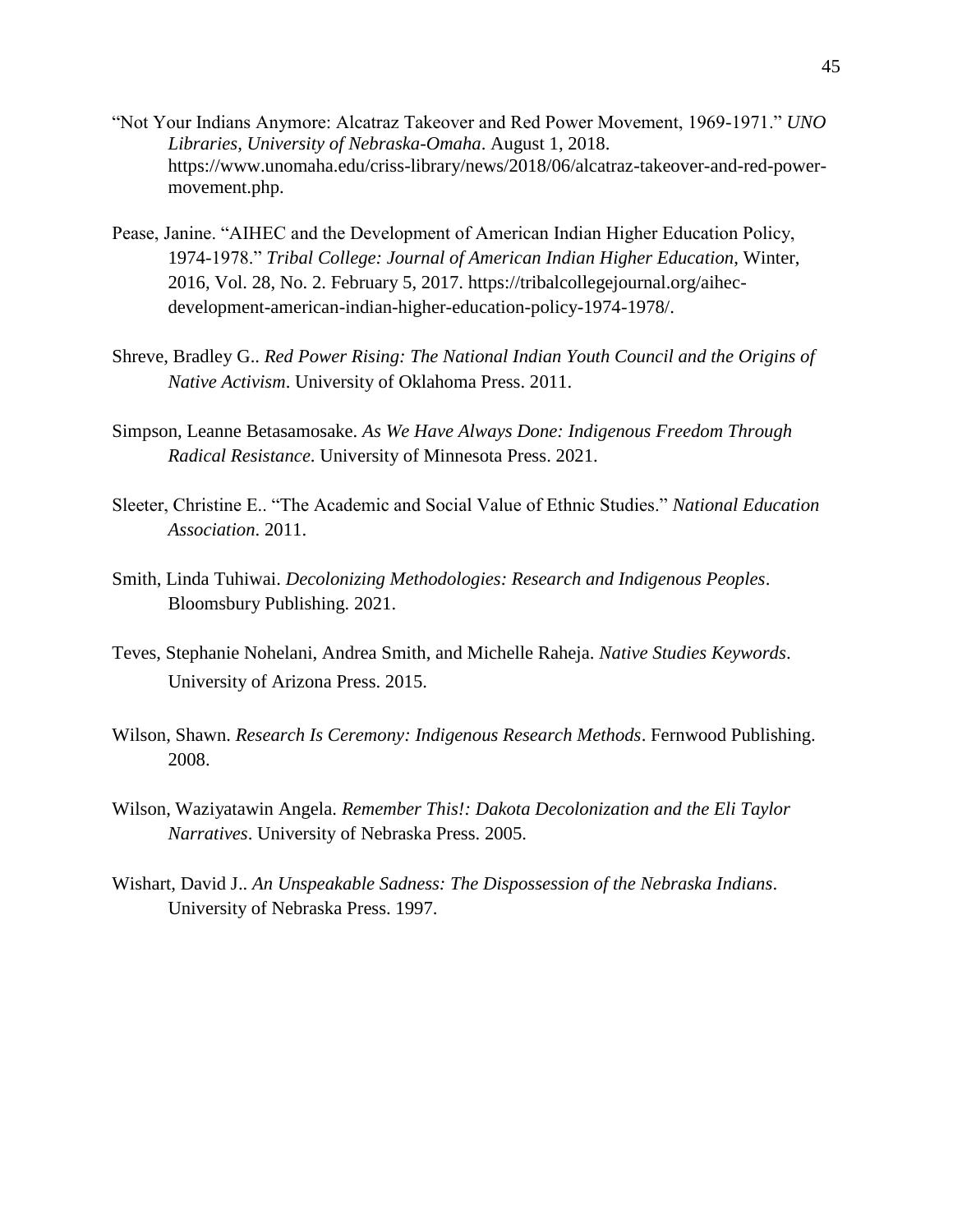"Not Your Indians Anymore: Alcatraz Takeover and Red Power Movement, 1969-1971." *UNO Libraries, University of Nebraska-Omaha*. August 1, 2018. https://www.unomaha.edu/criss-library/news/2018/06/alcatraz-takeover-and-red-power-movement.php.

Pease, Janine. "AIHEC and the Development of American Indian Higher Education Policy, 1974-1978." *Tribal College: Journal of American Indian Higher Education*, Winter, 2016, Vol. 28, No. 2. February 5, 2017. https://tribalcollegejournal.org/aihec-development-american-indian-higher-education-policy-1974-1978/.

Shreve, Bradley G.. *Red Power Rising: The National Indian Youth Council and the Origins of Native Activism*. University of Oklahoma Press. 2011.

Simpson, Leanne Betasamosake. *As We Have Always Done: Indigenous Freedom Through Radical Resistance*. University of Minnesota Press. 2021.

Sleeter, Christine E.. "The Academic and Social Value of Ethnic Studies." *National Education Association*. 2011.

Smith, Linda Tuhiwai. *Decolonizing Methodologies: Research and Indigenous Peoples*. Bloomsbury Publishing. 2021.

Teves, Stephanie Nohelani, Andrea Smith, and Michelle Raheja. *Native Studies Keywords*. University of Arizona Press. 2015.

Wilson, Shawn. *Research Is Ceremony: Indigenous Research Methods*. Fernwood Publishing. 2008.

Wilson, Waziyatawin Angela. *Remember This!: Dakota Decolonization and the Eli Taylor Narratives*. University of Nebraska Press. 2005.

Wishart, David J.. *An Unspeakable Sadness: The Dispossession of the Nebraska Indians*. University of Nebraska Press. 1997.